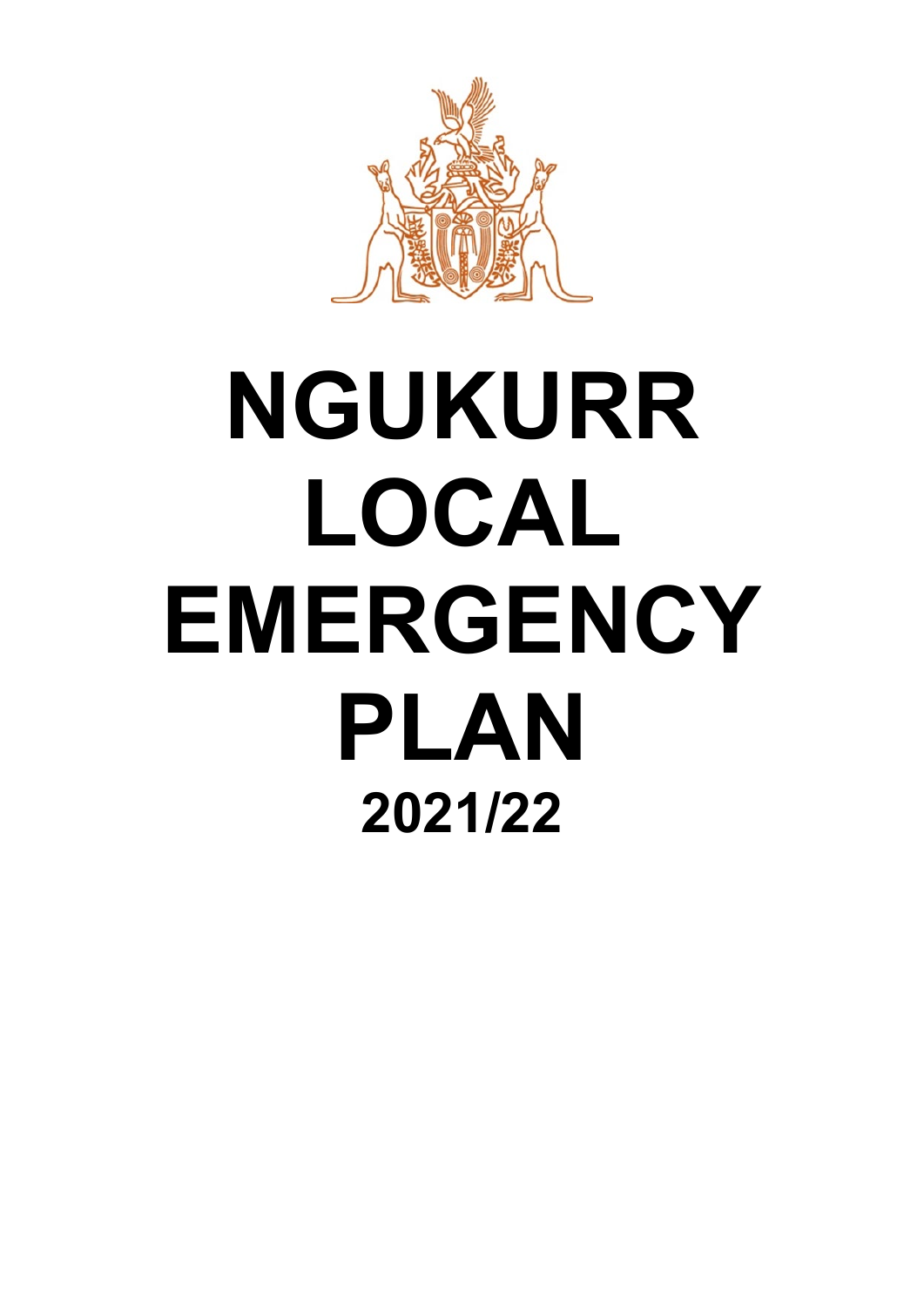# NGUKURR LOCAL EMERGENCY PLAN

**2021/22**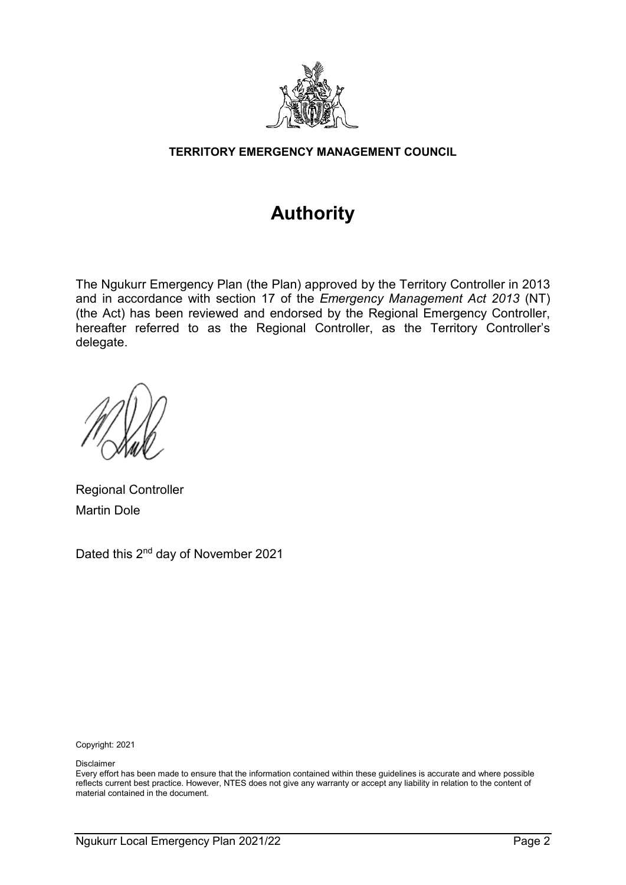**TERRITORY EMERGENCY MANAGEMENT COUNCIL**

# Authority

The Ngukurr Emergency Plan (the Plan) approved by the Territory Controller in 2013 and in accordance with section 17 of the *Emergency Management Act 2013* (NT) (the Act) has been reviewed and endorsed by the Regional Emergency Controller, hereafter referred to as the Regional Controller, as the Territory Controller's delegate.

Regional Controller
Martin Dole

Dated this 2nd day of November 2021

Copyright: 2021

Disclaimer
Every effort has been made to ensure that the information contained within these guidelines is accurate and where possible reflects current best practice. However, NTES does not give any warranty or accept any liability in relation to the content of material contained in the document.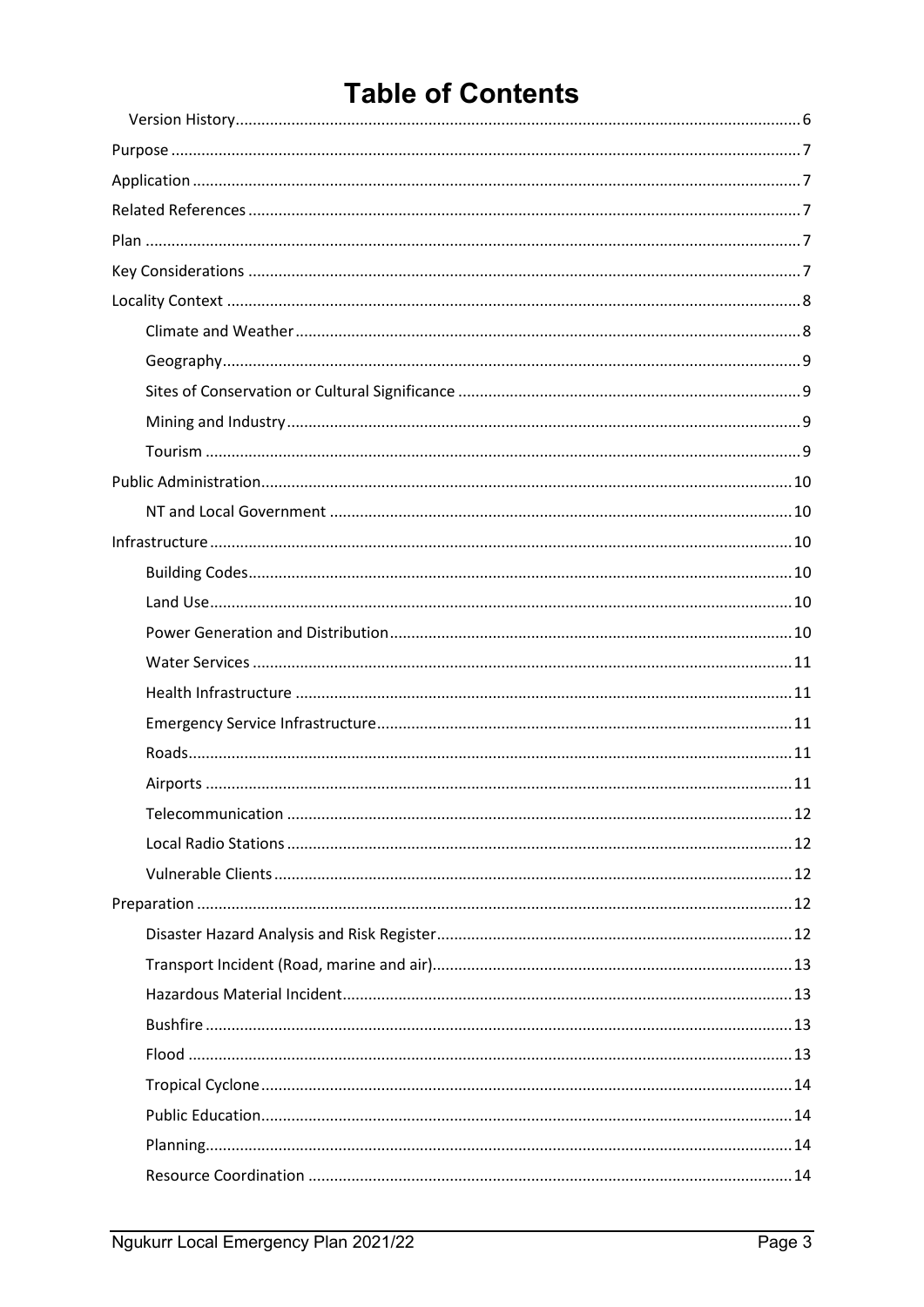# Table of Contents

- Version History ... 6
- Purpose ... 7
- Application ... 7
- Related References ... 7
- Plan ... 7
- Key Considerations ... 7
- Locality Context ... 8
  - Climate and Weather ... 8
  - Geography ... 9
  - Sites of Conservation or Cultural Significance ... 9
  - Mining and Industry ... 9
  - Tourism ... 9
- Public Administration ... 10
  - NT and Local Government ... 10
- Infrastructure ... 10
  - Building Codes ... 10
  - Land Use ... 10
  - Power Generation and Distribution ... 10
  - Water Services ... 11
  - Health Infrastructure ... 11
  - Emergency Service Infrastructure ... 11
  - Roads ... 11
  - Airports ... 11
  - Telecommunication ... 12
  - Local Radio Stations ... 12
  - Vulnerable Clients ... 12
- Preparation ... 12
  - Disaster Hazard Analysis and Risk Register ... 12
  - Transport Incident (Road, marine and air) ... 13
  - Hazardous Material Incident ... 13
  - Bushfire ... 13
  - Flood ... 13
  - Tropical Cyclone ... 14
  - Public Education ... 14
  - Planning ... 14
  - Resource Coordination ... 14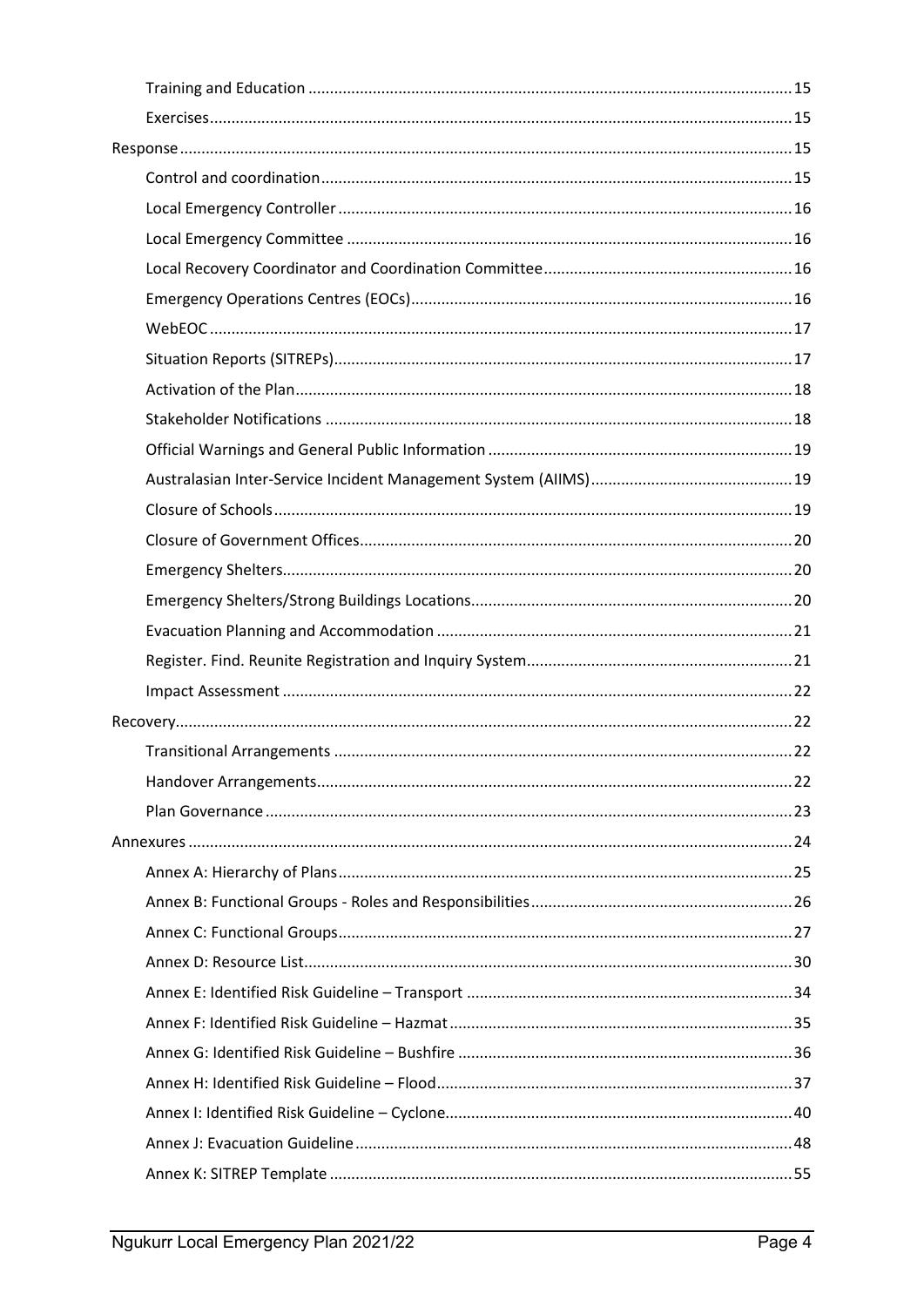- Training and Education ........ 15
- Exercises ........ 15

Response ........ 15

- Control and coordination ........ 15
- Local Emergency Controller ........ 16
- Local Emergency Committee ........ 16
- Local Recovery Coordinator and Coordination Committee ........ 16
- Emergency Operations Centres (EOCs) ........ 16
- WebEOC ........ 17
- Situation Reports (SITREPs) ........ 17
- Activation of the Plan ........ 18
- Stakeholder Notifications ........ 18
- Official Warnings and General Public Information ........ 19
- Australasian Inter-Service Incident Management System (AIIMS) ........ 19
- Closure of Schools ........ 19
- Closure of Government Offices ........ 20
- Emergency Shelters ........ 20
- Emergency Shelters/Strong Buildings Locations ........ 20
- Evacuation Planning and Accommodation ........ 21
- Register. Find. Reunite Registration and Inquiry System ........ 21
- Impact Assessment ........ 22

Recovery ........ 22

- Transitional Arrangements ........ 22
- Handover Arrangements ........ 22
- Plan Governance ........ 23

Annexures ........ 24

- Annex A: Hierarchy of Plans ........ 25
- Annex B: Functional Groups - Roles and Responsibilities ........ 26
- Annex C: Functional Groups ........ 27
- Annex D: Resource List ........ 30
- Annex E: Identified Risk Guideline – Transport ........ 34
- Annex F: Identified Risk Guideline – Hazmat ........ 35
- Annex G: Identified Risk Guideline – Bushfire ........ 36
- Annex H: Identified Risk Guideline – Flood ........ 37
- Annex I: Identified Risk Guideline – Cyclone ........ 40
- Annex J: Evacuation Guideline ........ 48
- Annex K: SITREP Template ........ 55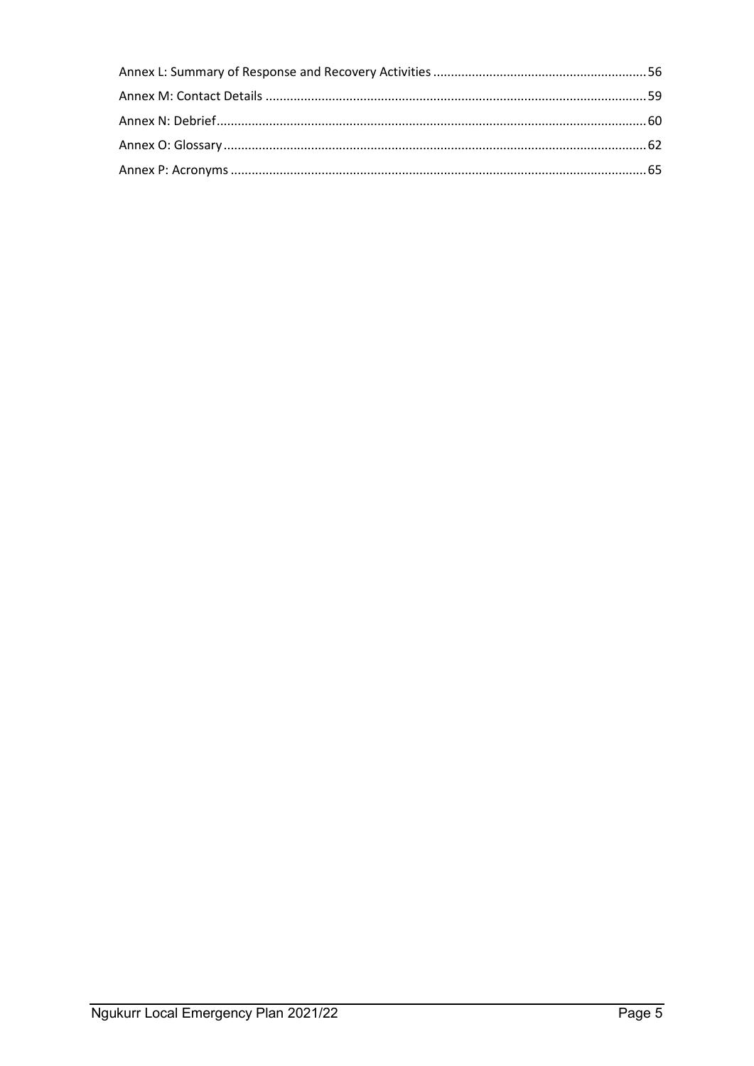Annex L: Summary of Response and Recovery Activities ............................................................ 56
Annex M: Contact Details ............................................................................................................ 59
Annex N: Debrief .......................................................................................................................... 60
Annex O: Glossary ........................................................................................................................ 62
Annex P: Acronyms ...................................................................................................................... 65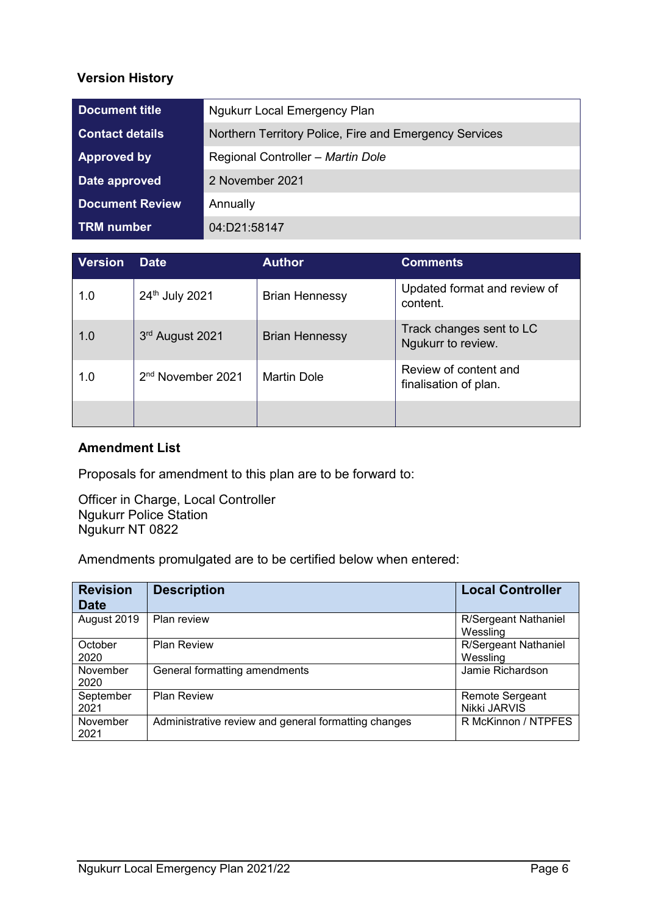## Version History

| | |
|---|---|
| **Document title** | Ngukurr Local Emergency Plan |
| **Contact details** | Northern Territory Police, Fire and Emergency Services |
| **Approved by** | Regional Controller – *Martin Dole* |
| **Date approved** | 2 November 2021 |
| **Document Review** | Annually |
| **TRM number** | 04:D21:58147 |

| Version | Date | Author | Comments |
|---|---|---|---|
| 1.0 | 24th July 2021 | Brian Hennessy | Updated format and review of content. |
| 1.0 | 3rd August 2021 | Brian Hennessy | Track changes sent to LC Ngukurr to review. |
| 1.0 | 2nd November 2021 | Martin Dole | Review of content and finalisation of plan. |
| | | | |

### Amendment List

Proposals for amendment to this plan are to be forward to:

Officer in Charge, Local Controller
Ngukurr Police Station
Ngukurr NT 0822

Amendments promulgated are to be certified below when entered:

| Revision Date | Description | Local Controller |
|---|---|---|
| August 2019 | Plan review | R/Sergeant Nathaniel Wessling |
| October 2020 | Plan Review | R/Sergeant Nathaniel Wessling |
| November 2020 | General formatting amendments | Jamie Richardson |
| September 2021 | Plan Review | Remote Sergeant Nikki JARVIS |
| November 2021 | Administrative review and general formatting changes | R McKinnon / NTPFES |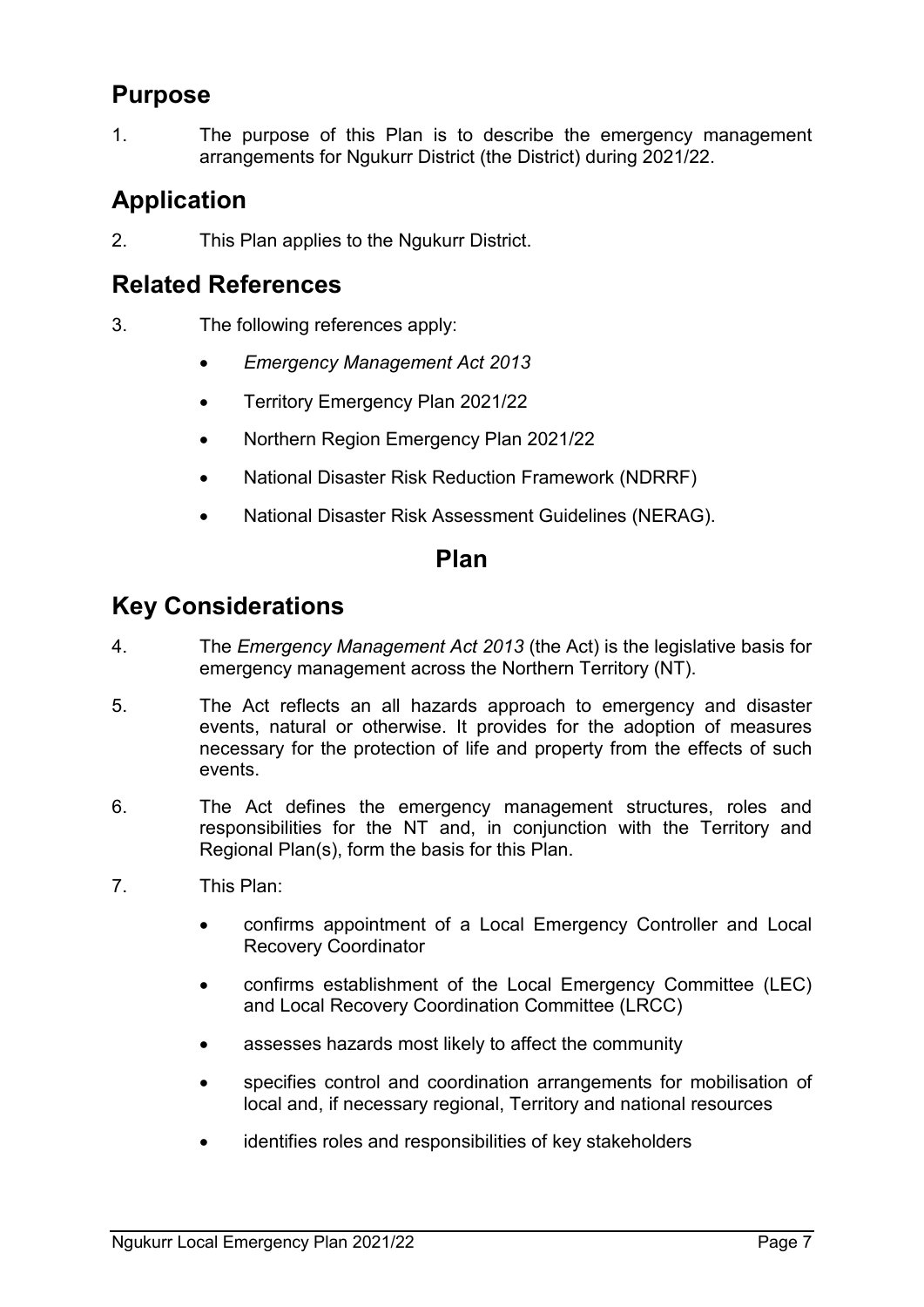## Purpose

1. The purpose of this Plan is to describe the emergency management arrangements for Ngukurr District (the District) during 2021/22.

## Application

2. This Plan applies to the Ngukurr District.

## Related References

3. The following references apply:

   - *Emergency Management Act 2013*
   - Territory Emergency Plan 2021/22
   - Northern Region Emergency Plan 2021/22
   - National Disaster Risk Reduction Framework (NDRRF)
   - National Disaster Risk Assessment Guidelines (NERAG).

# Plan

## Key Considerations

4. The *Emergency Management Act 2013* (the Act) is the legislative basis for emergency management across the Northern Territory (NT).

5. The Act reflects an all hazards approach to emergency and disaster events, natural or otherwise. It provides for the adoption of measures necessary for the protection of life and property from the effects of such events.

6. The Act defines the emergency management structures, roles and responsibilities for the NT and, in conjunction with the Territory and Regional Plan(s), form the basis for this Plan.

7. This Plan:

   - confirms appointment of a Local Emergency Controller and Local Recovery Coordinator
   - confirms establishment of the Local Emergency Committee (LEC) and Local Recovery Coordination Committee (LRCC)
   - assesses hazards most likely to affect the community
   - specifies control and coordination arrangements for mobilisation of local and, if necessary regional, Territory and national resources
   - identifies roles and responsibilities of key stakeholders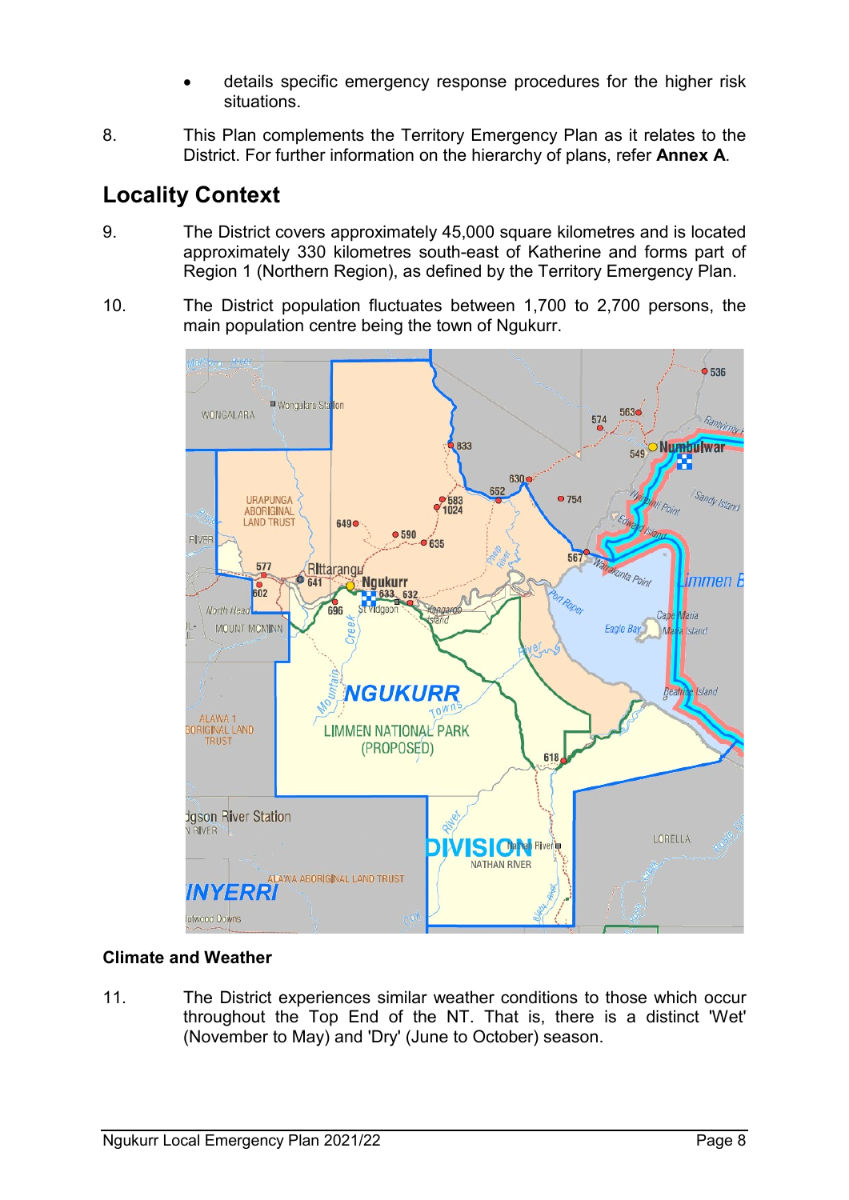- details specific emergency response procedures for the higher risk situations.

8. This Plan complements the Territory Emergency Plan as it relates to the District. For further information on the hierarchy of plans, refer **Annex A**.

## Locality Context

9. The District covers approximately 45,000 square kilometres and is located approximately 330 kilometres south-east of Katherine and forms part of Region 1 (Northern Region), as defined by the Territory Emergency Plan.

10. The District population fluctuates between 1,700 to 2,700 persons, the main population centre being the town of Ngukurr.

### Climate and Weather

11. The District experiences similar weather conditions to those which occur throughout the Top End of the NT. That is, there is a distinct 'Wet' (November to May) and 'Dry' (June to October) season.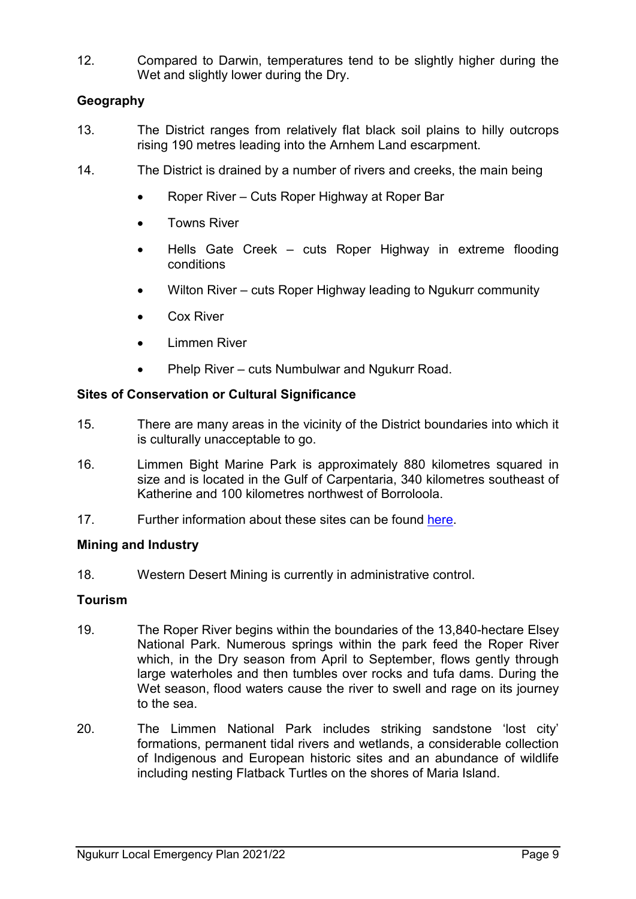12. Compared to Darwin, temperatures tend to be slightly higher during the Wet and slightly lower during the Dry.

## Geography

13. The District ranges from relatively flat black soil plains to hilly outcrops rising 190 metres leading into the Arnhem Land escarpment.

14. The District is drained by a number of rivers and creeks, the main being

- Roper River – Cuts Roper Highway at Roper Bar
- Towns River
- Hells Gate Creek – cuts Roper Highway in extreme flooding conditions
- Wilton River – cuts Roper Highway leading to Ngukurr community
- Cox River
- Limmen River
- Phelp River – cuts Numbulwar and Ngukurr Road.

## Sites of Conservation or Cultural Significance

15. There are many areas in the vicinity of the District boundaries into which it is culturally unacceptable to go.

16. Limmen Bight Marine Park is approximately 880 kilometres squared in size and is located in the Gulf of Carpentaria, 340 kilometres southeast of Katherine and 100 kilometres northwest of Borroloola.

17. Further information about these sites can be found here.

## Mining and Industry

18. Western Desert Mining is currently in administrative control.

## Tourism

19. The Roper River begins within the boundaries of the 13,840-hectare Elsey National Park. Numerous springs within the park feed the Roper River which, in the Dry season from April to September, flows gently through large waterholes and then tumbles over rocks and tufa dams. During the Wet season, flood waters cause the river to swell and rage on its journey to the sea.

20. The Limmen National Park includes striking sandstone 'lost city' formations, permanent tidal rivers and wetlands, a considerable collection of Indigenous and European historic sites and an abundance of wildlife including nesting Flatback Turtles on the shores of Maria Island.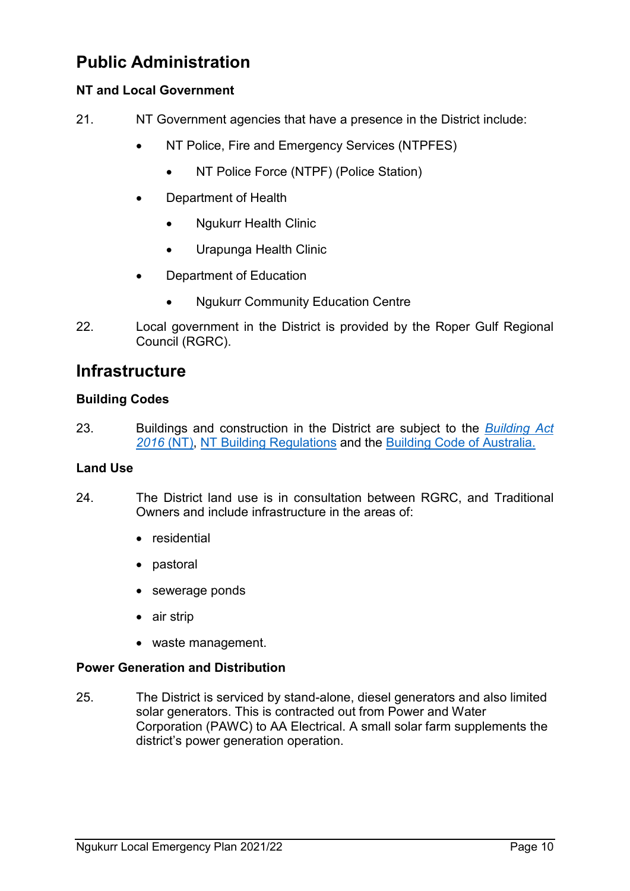# Public Administration

### NT and Local Government

21. NT Government agencies that have a presence in the District include:

- NT Police, Fire and Emergency Services (NTPFES)
  - NT Police Force (NTPF) (Police Station)
- Department of Health
  - Ngukurr Health Clinic
  - Urapunga Health Clinic
- Department of Education
  - Ngukurr Community Education Centre

22. Local government in the District is provided by the Roper Gulf Regional Council (RGRC).

# Infrastructure

### Building Codes

23. Buildings and construction in the District are subject to the *Building Act 2016* (NT), NT Building Regulations and the Building Code of Australia.

### Land Use

24. The District land use is in consultation between RGRC, and Traditional Owners and include infrastructure in the areas of:

- residential
- pastoral
- sewerage ponds
- air strip
- waste management.

### Power Generation and Distribution

25. The District is serviced by stand-alone, diesel generators and also limited solar generators. This is contracted out from Power and Water Corporation (PAWC) to AA Electrical. A small solar farm supplements the district's power generation operation.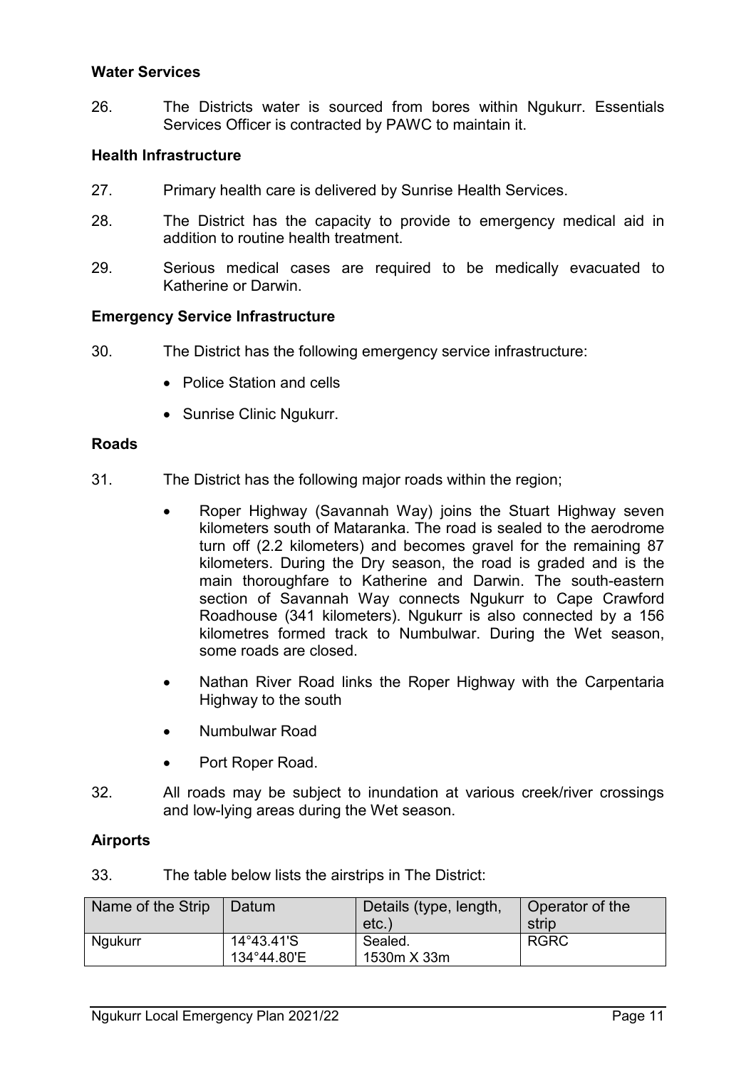**Water Services**

26. The Districts water is sourced from bores within Ngukurr. Essentials Services Officer is contracted by PAWC to maintain it.

**Health Infrastructure**

27. Primary health care is delivered by Sunrise Health Services.

28. The District has the capacity to provide to emergency medical aid in addition to routine health treatment.

29. Serious medical cases are required to be medically evacuated to Katherine or Darwin.

**Emergency Service Infrastructure**

30. The District has the following emergency service infrastructure:

- Police Station and cells
- Sunrise Clinic Ngukurr.

**Roads**

31. The District has the following major roads within the region;

- Roper Highway (Savannah Way) joins the Stuart Highway seven kilometers south of Mataranka. The road is sealed to the aerodrome turn off (2.2 kilometers) and becomes gravel for the remaining 87 kilometers. During the Dry season, the road is graded and is the main thoroughfare to Katherine and Darwin. The south-eastern section of Savannah Way connects Ngukurr to Cape Crawford Roadhouse (341 kilometers). Ngukurr is also connected by a 156 kilometres formed track to Numbulwar. During the Wet season, some roads are closed.
- Nathan River Road links the Roper Highway with the Carpentaria Highway to the south
- Numbulwar Road
- Port Roper Road.

32. All roads may be subject to inundation at various creek/river crossings and low-lying areas during the Wet season.

**Airports**

33. The table below lists the airstrips in The District:

| Name of the Strip | Datum | Details (type, length, etc.) | Operator of the strip |
|---|---|---|---|
| Ngukurr | 14°43.41'S<br>134°44.80'E | Sealed.<br>1530m X 33m | RGRC |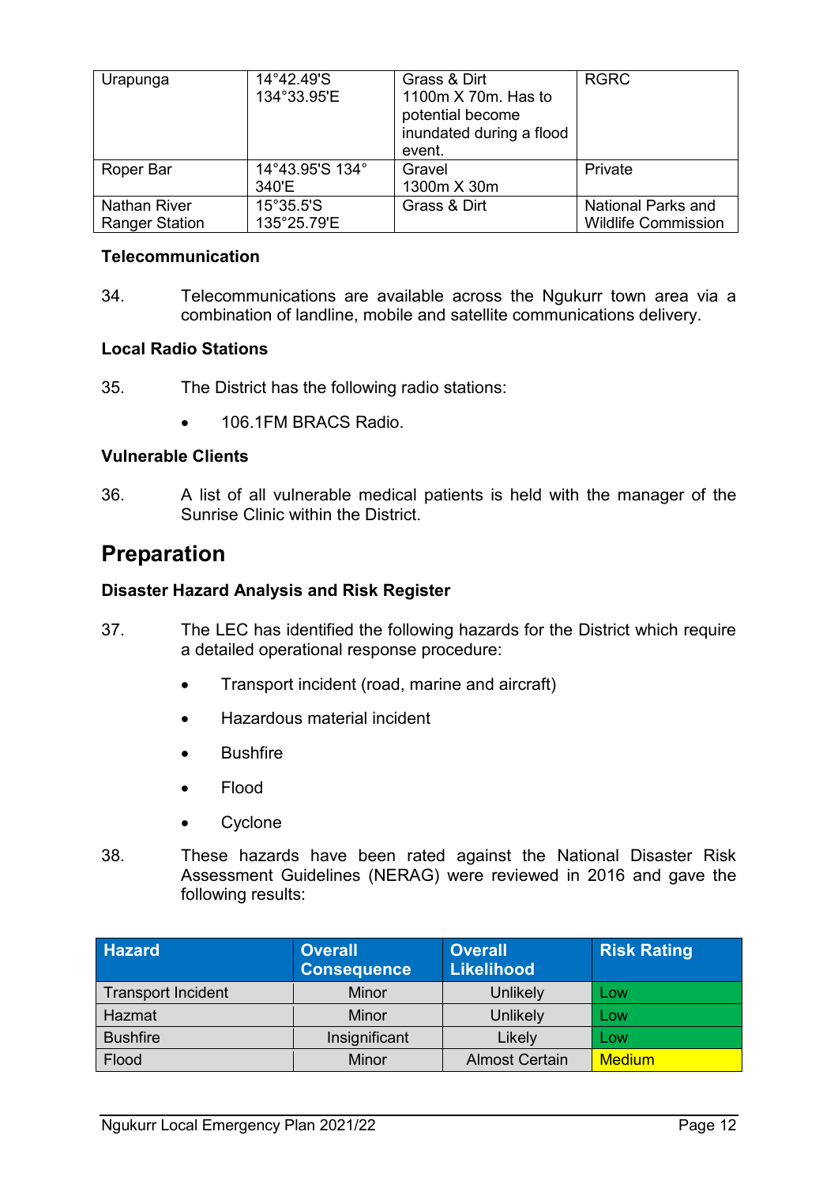| Urapunga | 14°42.49'S 134°33.95'E | Grass & Dirt 1100m X 70m. Has to potential become inundated during a flood event. | RGRC |
|---|---|---|---|
| Roper Bar | 14°43.95'S 134° 340'E | Gravel 1300m X 30m | Private |
| Nathan River Ranger Station | 15°35.5'S 135°25.79'E | Grass & Dirt | National Parks and Wildlife Commission |

**Telecommunication**

34. Telecommunications are available across the Ngukurr town area via a combination of landline, mobile and satellite communications delivery.

**Local Radio Stations**

35. The District has the following radio stations:

- 106.1FM BRACS Radio.

**Vulnerable Clients**

36. A list of all vulnerable medical patients is held with the manager of the Sunrise Clinic within the District.

# Preparation

**Disaster Hazard Analysis and Risk Register**

37. The LEC has identified the following hazards for the District which require a detailed operational response procedure:

- Transport incident (road, marine and aircraft)
- Hazardous material incident
- Bushfire
- Flood
- Cyclone

38. These hazards have been rated against the National Disaster Risk Assessment Guidelines (NERAG) were reviewed in 2016 and gave the following results:

| Hazard | Overall Consequence | Overall Likelihood | Risk Rating |
|---|---|---|---|
| Transport Incident | Minor | Unlikely | Low |
| Hazmat | Minor | Unlikely | Low |
| Bushfire | Insignificant | Likely | Low |
| Flood | Minor | Almost Certain | Medium |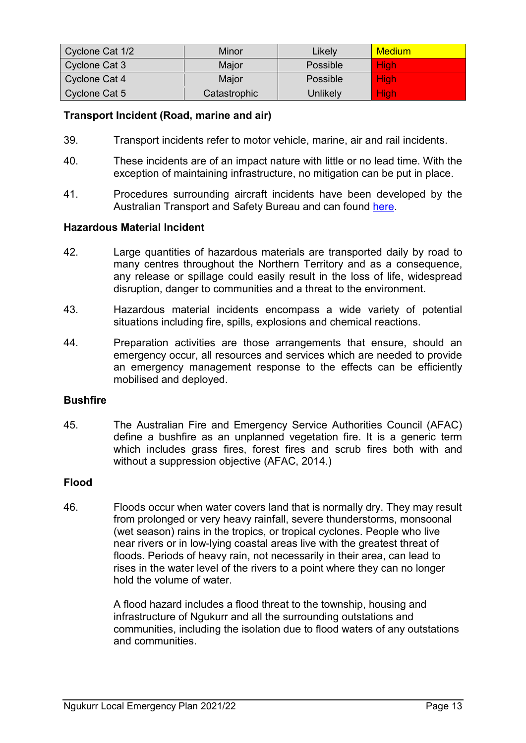| Cyclone Cat 1/2 | Minor | Likely | Medium |
|---|---|---|---|
| Cyclone Cat 3 | Major | Possible | High |
| Cyclone Cat 4 | Major | Possible | High |
| Cyclone Cat 5 | Catastrophic | Unlikely | High |

**Transport Incident (Road, marine and air)**

39. Transport incidents refer to motor vehicle, marine, air and rail incidents.

40. These incidents are of an impact nature with little or no lead time. With the exception of maintaining infrastructure, no mitigation can be put in place.

41. Procedures surrounding aircraft incidents have been developed by the Australian Transport and Safety Bureau and can found here.

**Hazardous Material Incident**

42. Large quantities of hazardous materials are transported daily by road to many centres throughout the Northern Territory and as a consequence, any release or spillage could easily result in the loss of life, widespread disruption, danger to communities and a threat to the environment.

43. Hazardous material incidents encompass a wide variety of potential situations including fire, spills, explosions and chemical reactions.

44. Preparation activities are those arrangements that ensure, should an emergency occur, all resources and services which are needed to provide an emergency management response to the effects can be efficiently mobilised and deployed.

**Bushfire**

45. The Australian Fire and Emergency Service Authorities Council (AFAC) define a bushfire as an unplanned vegetation fire. It is a generic term which includes grass fires, forest fires and scrub fires both with and without a suppression objective (AFAC, 2014.)

**Flood**

46. Floods occur when water covers land that is normally dry. They may result from prolonged or very heavy rainfall, severe thunderstorms, monsoonal (wet season) rains in the tropics, or tropical cyclones. People who live near rivers or in low-lying coastal areas live with the greatest threat of floods. Periods of heavy rain, not necessarily in their area, can lead to rises in the water level of the rivers to a point where they can no longer hold the volume of water.

A flood hazard includes a flood threat to the township, housing and infrastructure of Ngukurr and all the surrounding outstations and communities, including the isolation due to flood waters of any outstations and communities.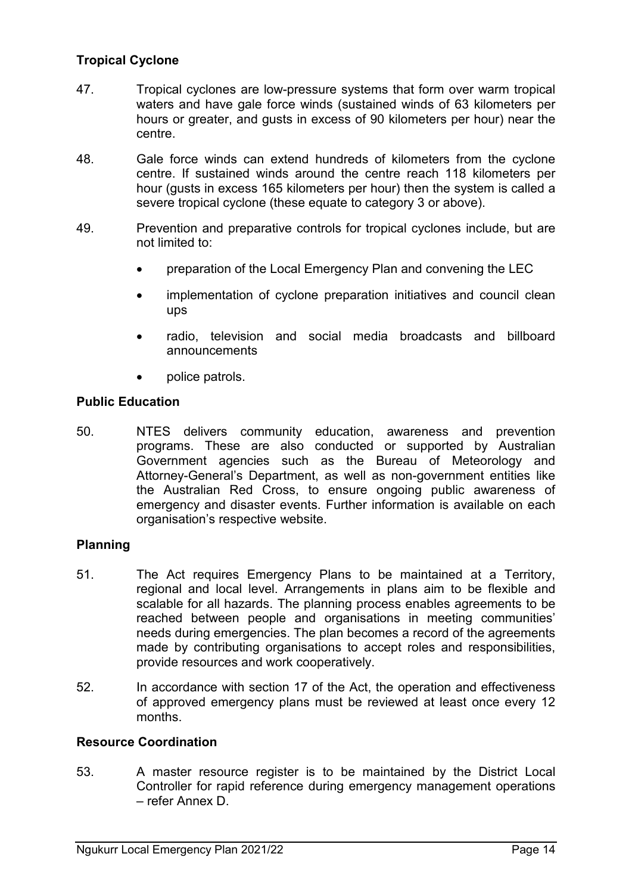### Tropical Cyclone

47. Tropical cyclones are low-pressure systems that form over warm tropical waters and have gale force winds (sustained winds of 63 kilometers per hours or greater, and gusts in excess of 90 kilometers per hour) near the centre.

48. Gale force winds can extend hundreds of kilometers from the cyclone centre. If sustained winds around the centre reach 118 kilometers per hour (gusts in excess 165 kilometers per hour) then the system is called a severe tropical cyclone (these equate to category 3 or above).

49. Prevention and preparative controls for tropical cyclones include, but are not limited to:

- preparation of the Local Emergency Plan and convening the LEC
- implementation of cyclone preparation initiatives and council clean ups
- radio, television and social media broadcasts and billboard announcements
- police patrols.

### Public Education

50. NTES delivers community education, awareness and prevention programs. These are also conducted or supported by Australian Government agencies such as the Bureau of Meteorology and Attorney-General's Department, as well as non-government entities like the Australian Red Cross, to ensure ongoing public awareness of emergency and disaster events. Further information is available on each organisation's respective website.

### Planning

51. The Act requires Emergency Plans to be maintained at a Territory, regional and local level. Arrangements in plans aim to be flexible and scalable for all hazards. The planning process enables agreements to be reached between people and organisations in meeting communities' needs during emergencies. The plan becomes a record of the agreements made by contributing organisations to accept roles and responsibilities, provide resources and work cooperatively.

52. In accordance with section 17 of the Act, the operation and effectiveness of approved emergency plans must be reviewed at least once every 12 months.

### Resource Coordination

53. A master resource register is to be maintained by the District Local Controller for rapid reference during emergency management operations – refer Annex D.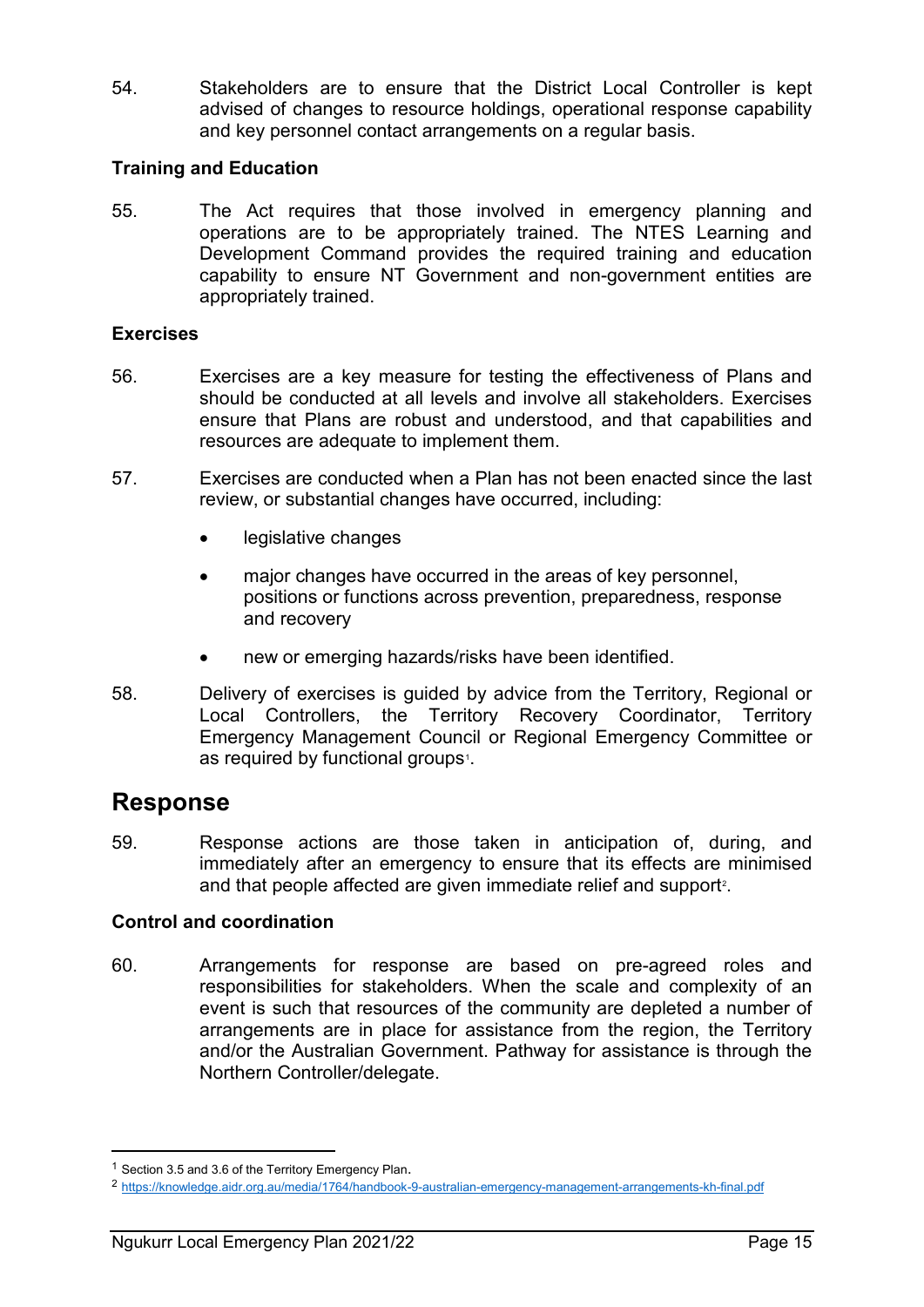54. Stakeholders are to ensure that the District Local Controller is kept advised of changes to resource holdings, operational response capability and key personnel contact arrangements on a regular basis.

### Training and Education

55. The Act requires that those involved in emergency planning and operations are to be appropriately trained. The NTES Learning and Development Command provides the required training and education capability to ensure NT Government and non-government entities are appropriately trained.

### Exercises

56. Exercises are a key measure for testing the effectiveness of Plans and should be conducted at all levels and involve all stakeholders. Exercises ensure that Plans are robust and understood, and that capabilities and resources are adequate to implement them.

57. Exercises are conducted when a Plan has not been enacted since the last review, or substantial changes have occurred, including:

- legislative changes
- major changes have occurred in the areas of key personnel, positions or functions across prevention, preparedness, response and recovery
- new or emerging hazards/risks have been identified.

58. Delivery of exercises is guided by advice from the Territory, Regional or Local Controllers, the Territory Recovery Coordinator, Territory Emergency Management Council or Regional Emergency Committee or as required by functional groups[1].

## Response

59. Response actions are those taken in anticipation of, during, and immediately after an emergency to ensure that its effects are minimised and that people affected are given immediate relief and support[2].

### Control and coordination

60. Arrangements for response are based on pre-agreed roles and responsibilities for stakeholders. When the scale and complexity of an event is such that resources of the community are depleted a number of arrangements are in place for assistance from the region, the Territory and/or the Australian Government. Pathway for assistance is through the Northern Controller/delegate.

---

[1] Section 3.5 and 3.6 of the Territory Emergency Plan.

[2] https://knowledge.aidr.org.au/media/1764/handbook-9-australian-emergency-management-arrangements-kh-final.pdf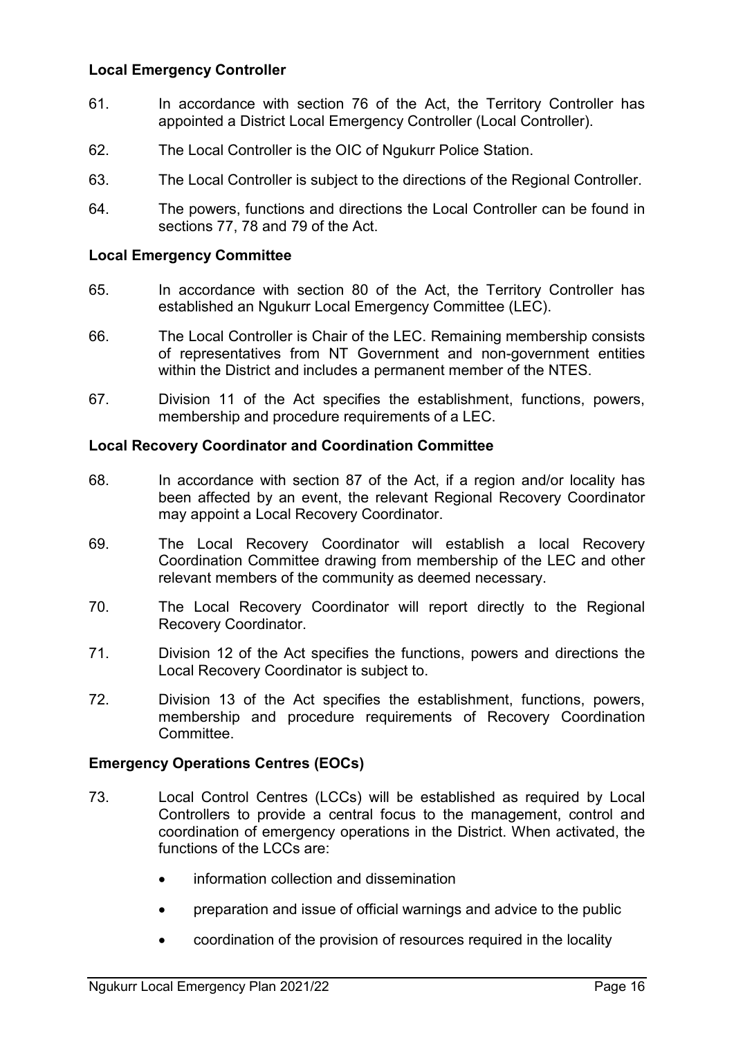**Local Emergency Controller**

61. In accordance with section 76 of the Act, the Territory Controller has appointed a District Local Emergency Controller (Local Controller).

62. The Local Controller is the OIC of Ngukurr Police Station.

63. The Local Controller is subject to the directions of the Regional Controller.

64. The powers, functions and directions the Local Controller can be found in sections 77, 78 and 79 of the Act.

**Local Emergency Committee**

65. In accordance with section 80 of the Act, the Territory Controller has established an Ngukurr Local Emergency Committee (LEC).

66. The Local Controller is Chair of the LEC. Remaining membership consists of representatives from NT Government and non-government entities within the District and includes a permanent member of the NTES.

67. Division 11 of the Act specifies the establishment, functions, powers, membership and procedure requirements of a LEC.

**Local Recovery Coordinator and Coordination Committee**

68. In accordance with section 87 of the Act, if a region and/or locality has been affected by an event, the relevant Regional Recovery Coordinator may appoint a Local Recovery Coordinator.

69. The Local Recovery Coordinator will establish a local Recovery Coordination Committee drawing from membership of the LEC and other relevant members of the community as deemed necessary.

70. The Local Recovery Coordinator will report directly to the Regional Recovery Coordinator.

71. Division 12 of the Act specifies the functions, powers and directions the Local Recovery Coordinator is subject to.

72. Division 13 of the Act specifies the establishment, functions, powers, membership and procedure requirements of Recovery Coordination Committee.

**Emergency Operations Centres (EOCs)**

73. Local Control Centres (LCCs) will be established as required by Local Controllers to provide a central focus to the management, control and coordination of emergency operations in the District. When activated, the functions of the LCCs are:

- information collection and dissemination
- preparation and issue of official warnings and advice to the public
- coordination of the provision of resources required in the locality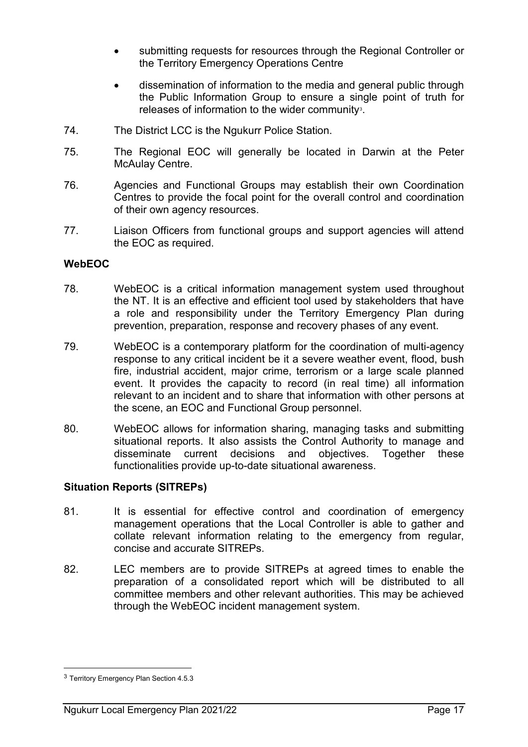- submitting requests for resources through the Regional Controller or the Territory Emergency Operations Centre
- dissemination of information to the media and general public through the Public Information Group to ensure a single point of truth for releases of information to the wider community[3].

74. The District LCC is the Ngukurr Police Station.

75. The Regional EOC will generally be located in Darwin at the Peter McAulay Centre.

76. Agencies and Functional Groups may establish their own Coordination Centres to provide the focal point for the overall control and coordination of their own agency resources.

77. Liaison Officers from functional groups and support agencies will attend the EOC as required.

## WebEOC

78. WebEOC is a critical information management system used throughout the NT. It is an effective and efficient tool used by stakeholders that have a role and responsibility under the Territory Emergency Plan during prevention, preparation, response and recovery phases of any event.

79. WebEOC is a contemporary platform for the coordination of multi-agency response to any critical incident be it a severe weather event, flood, bush fire, industrial accident, major crime, terrorism or a large scale planned event. It provides the capacity to record (in real time) all information relevant to an incident and to share that information with other persons at the scene, an EOC and Functional Group personnel.

80. WebEOC allows for information sharing, managing tasks and submitting situational reports. It also assists the Control Authority to manage and disseminate current decisions and objectives. Together these functionalities provide up-to-date situational awareness.

## Situation Reports (SITREPs)

81. It is essential for effective control and coordination of emergency management operations that the Local Controller is able to gather and collate relevant information relating to the emergency from regular, concise and accurate SITREPs.

82. LEC members are to provide SITREPs at agreed times to enable the preparation of a consolidated report which will be distributed to all committee members and other relevant authorities. This may be achieved through the WebEOC incident management system.

---

[3] Territory Emergency Plan Section 4.5.3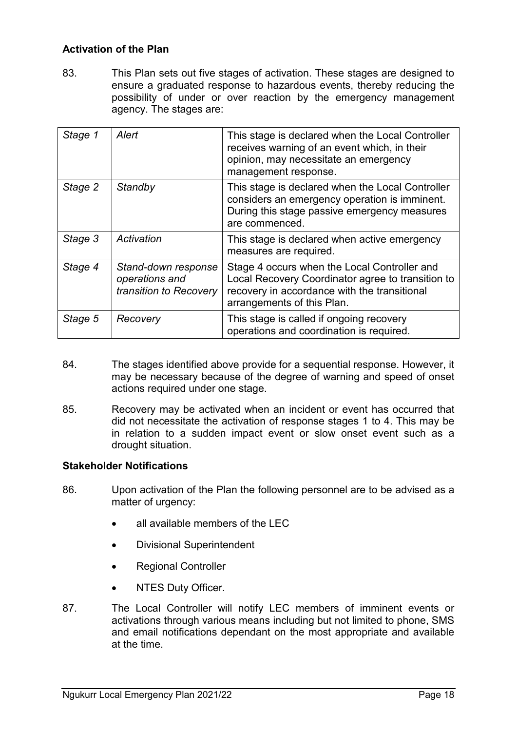**Activation of the Plan**

83. This Plan sets out five stages of activation. These stages are designed to ensure a graduated response to hazardous events, thereby reducing the possibility of under or over reaction by the emergency management agency. The stages are:

| | | |
|---|---|---|
| *Stage 1* | *Alert* | This stage is declared when the Local Controller receives warning of an event which, in their opinion, may necessitate an emergency management response. |
| *Stage 2* | *Standby* | This stage is declared when the Local Controller considers an emergency operation is imminent. During this stage passive emergency measures are commenced. |
| *Stage 3* | *Activation* | This stage is declared when active emergency measures are required. |
| *Stage 4* | *Stand-down response operations and transition to Recovery* | Stage 4 occurs when the Local Controller and Local Recovery Coordinator agree to transition to recovery in accordance with the transitional arrangements of this Plan. |
| *Stage 5* | *Recovery* | This stage is called if ongoing recovery operations and coordination is required. |

84. The stages identified above provide for a sequential response. However, it may be necessary because of the degree of warning and speed of onset actions required under one stage.

85. Recovery may be activated when an incident or event has occurred that did not necessitate the activation of response stages 1 to 4. This may be in relation to a sudden impact event or slow onset event such as a drought situation.

**Stakeholder Notifications**

86. Upon activation of the Plan the following personnel are to be advised as a matter of urgency:

- all available members of the LEC
- Divisional Superintendent
- Regional Controller
- NTES Duty Officer.

87. The Local Controller will notify LEC members of imminent events or activations through various means including but not limited to phone, SMS and email notifications dependant on the most appropriate and available at the time.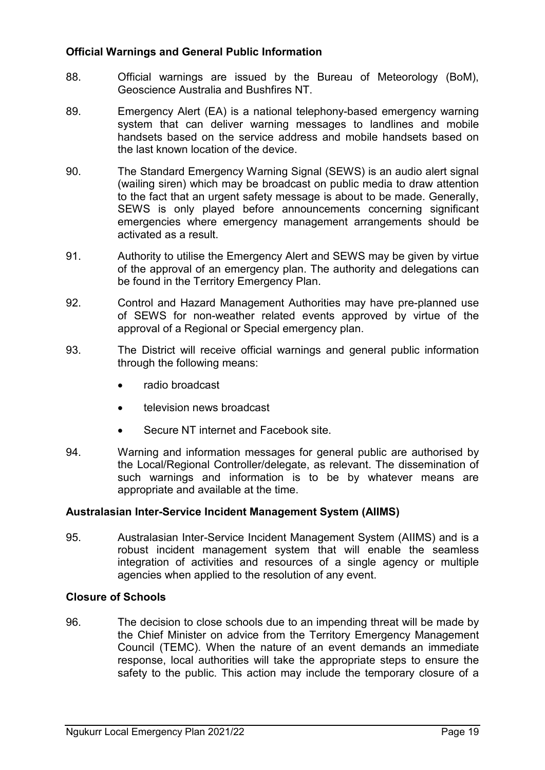**Official Warnings and General Public Information**

88. Official warnings are issued by the Bureau of Meteorology (BoM), Geoscience Australia and Bushfires NT.

89. Emergency Alert (EA) is a national telephony-based emergency warning system that can deliver warning messages to landlines and mobile handsets based on the service address and mobile handsets based on the last known location of the device.

90. The Standard Emergency Warning Signal (SEWS) is an audio alert signal (wailing siren) which may be broadcast on public media to draw attention to the fact that an urgent safety message is about to be made. Generally, SEWS is only played before announcements concerning significant emergencies where emergency management arrangements should be activated as a result.

91. Authority to utilise the Emergency Alert and SEWS may be given by virtue of the approval of an emergency plan. The authority and delegations can be found in the Territory Emergency Plan.

92. Control and Hazard Management Authorities may have pre-planned use of SEWS for non-weather related events approved by virtue of the approval of a Regional or Special emergency plan.

93. The District will receive official warnings and general public information through the following means:

- radio broadcast
- television news broadcast
- Secure NT internet and Facebook site.

94. Warning and information messages for general public are authorised by the Local/Regional Controller/delegate, as relevant. The dissemination of such warnings and information is to be by whatever means are appropriate and available at the time.

**Australasian Inter-Service Incident Management System (AIIMS)**

95. Australasian Inter-Service Incident Management System (AIIMS) and is a robust incident management system that will enable the seamless integration of activities and resources of a single agency or multiple agencies when applied to the resolution of any event.

**Closure of Schools**

96. The decision to close schools due to an impending threat will be made by the Chief Minister on advice from the Territory Emergency Management Council (TEMC). When the nature of an event demands an immediate response, local authorities will take the appropriate steps to ensure the safety to the public. This action may include the temporary closure of a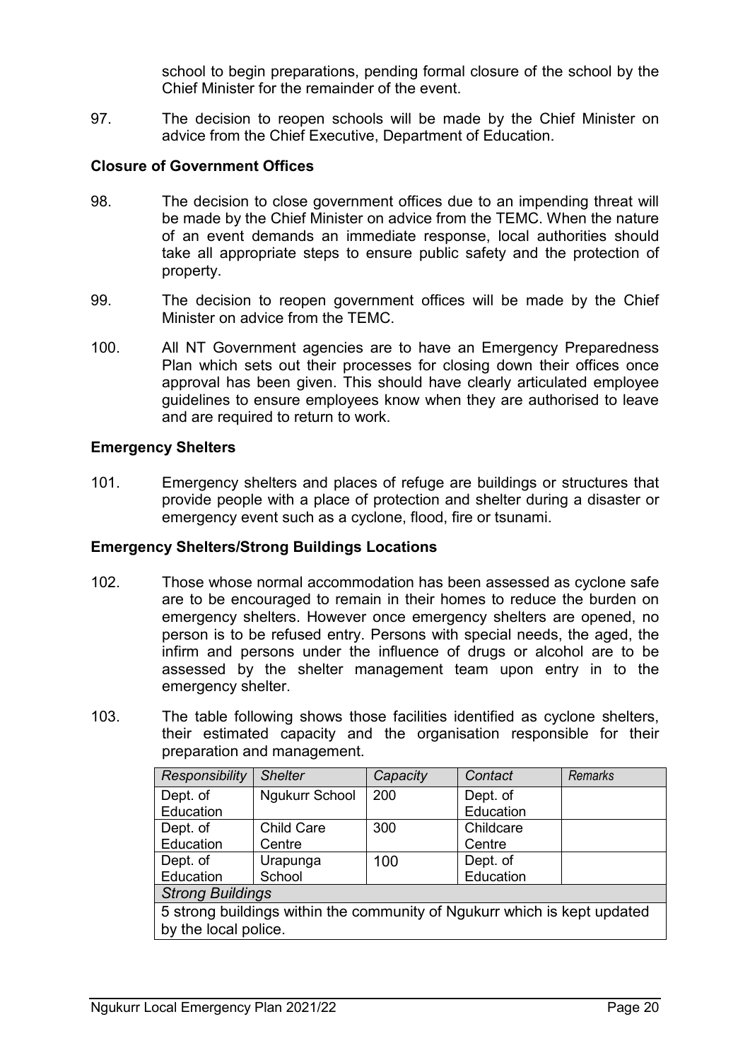school to begin preparations, pending formal closure of the school by the Chief Minister for the remainder of the event.

97. The decision to reopen schools will be made by the Chief Minister on advice from the Chief Executive, Department of Education.

### Closure of Government Offices

98. The decision to close government offices due to an impending threat will be made by the Chief Minister on advice from the TEMC. When the nature of an event demands an immediate response, local authorities should take all appropriate steps to ensure public safety and the protection of property.

99. The decision to reopen government offices will be made by the Chief Minister on advice from the TEMC.

100. All NT Government agencies are to have an Emergency Preparedness Plan which sets out their processes for closing down their offices once approval has been given. This should have clearly articulated employee guidelines to ensure employees know when they are authorised to leave and are required to return to work.

### Emergency Shelters

101. Emergency shelters and places of refuge are buildings or structures that provide people with a place of protection and shelter during a disaster or emergency event such as a cyclone, flood, fire or tsunami.

### Emergency Shelters/Strong Buildings Locations

102. Those whose normal accommodation has been assessed as cyclone safe are to be encouraged to remain in their homes to reduce the burden on emergency shelters. However once emergency shelters are opened, no person is to be refused entry. Persons with special needs, the aged, the infirm and persons under the influence of drugs or alcohol are to be assessed by the shelter management team upon entry in to the emergency shelter.

103. The table following shows those facilities identified as cyclone shelters, their estimated capacity and the organisation responsible for their preparation and management.

| *Responsibility* | *Shelter* | *Capacity* | *Contact* | *Remarks* |
|---|---|---|---|---|
| Dept. of Education | Ngukurr School | 200 | Dept. of Education | |
| Dept. of Education | Child Care Centre | 300 | Childcare Centre | |
| Dept. of Education | Urapunga School | 100 | Dept. of Education | |
| *Strong Buildings* | | | | |
| 5 strong buildings within the community of Ngukurr which is kept updated by the local police. | | | | |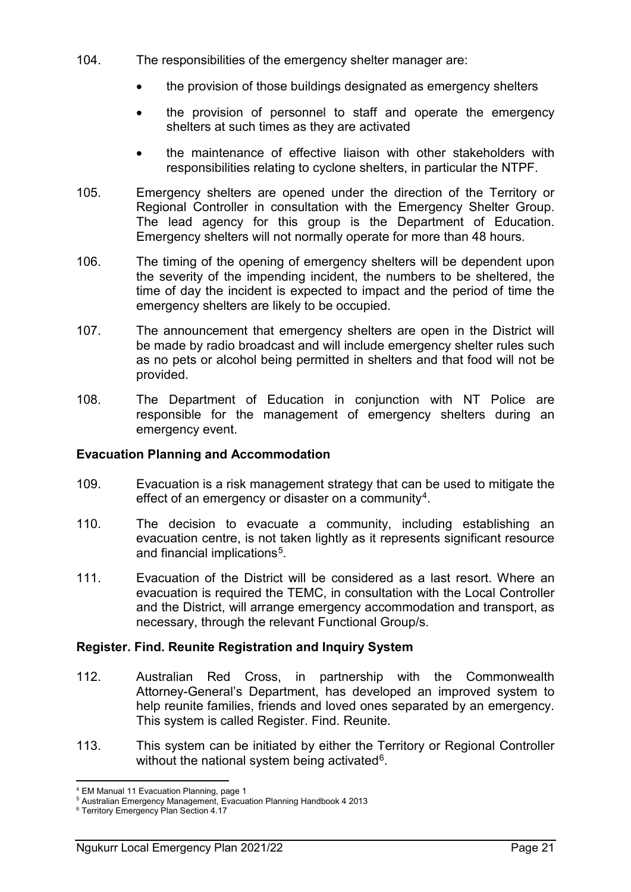104. The responsibilities of the emergency shelter manager are:

- the provision of those buildings designated as emergency shelters
- the provision of personnel to staff and operate the emergency shelters at such times as they are activated
- the maintenance of effective liaison with other stakeholders with responsibilities relating to cyclone shelters, in particular the NTPF.

105. Emergency shelters are opened under the direction of the Territory or Regional Controller in consultation with the Emergency Shelter Group. The lead agency for this group is the Department of Education. Emergency shelters will not normally operate for more than 48 hours.

106. The timing of the opening of emergency shelters will be dependent upon the severity of the impending incident, the numbers to be sheltered, the time of day the incident is expected to impact and the period of time the emergency shelters are likely to be occupied.

107. The announcement that emergency shelters are open in the District will be made by radio broadcast and will include emergency shelter rules such as no pets or alcohol being permitted in shelters and that food will not be provided.

108. The Department of Education in conjunction with NT Police are responsible for the management of emergency shelters during an emergency event.

**Evacuation Planning and Accommodation**

109. Evacuation is a risk management strategy that can be used to mitigate the effect of an emergency or disaster on a community[4].

110. The decision to evacuate a community, including establishing an evacuation centre, is not taken lightly as it represents significant resource and financial implications[5].

111. Evacuation of the District will be considered as a last resort. Where an evacuation is required the TEMC, in consultation with the Local Controller and the District, will arrange emergency accommodation and transport, as necessary, through the relevant Functional Group/s.

**Register. Find. Reunite Registration and Inquiry System**

112. Australian Red Cross, in partnership with the Commonwealth Attorney-General's Department, has developed an improved system to help reunite families, friends and loved ones separated by an emergency. This system is called Register. Find. Reunite.

113. This system can be initiated by either the Territory or Regional Controller without the national system being activated[6].

[4] EM Manual 11 Evacuation Planning, page 1

[5] Australian Emergency Management, Evacuation Planning Handbook 4 2013

[6] Territory Emergency Plan Section 4.17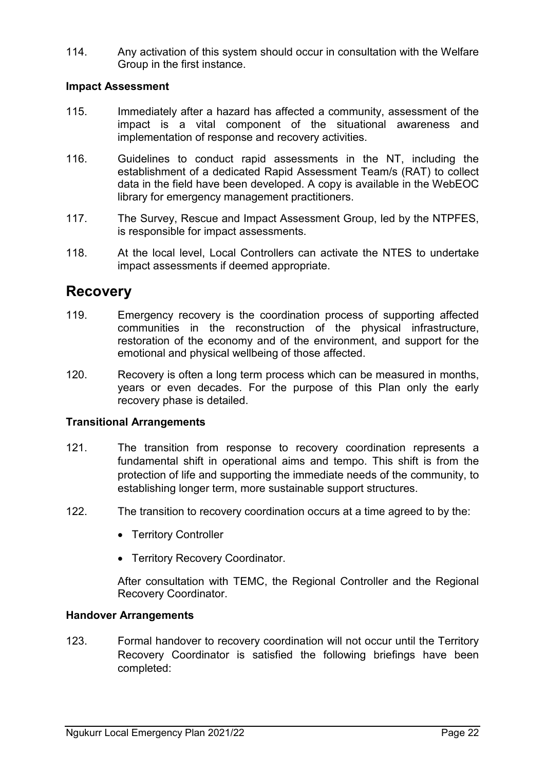114. Any activation of this system should occur in consultation with the Welfare Group in the first instance.

**Impact Assessment**

115. Immediately after a hazard has affected a community, assessment of the impact is a vital component of the situational awareness and implementation of response and recovery activities.

116. Guidelines to conduct rapid assessments in the NT, including the establishment of a dedicated Rapid Assessment Team/s (RAT) to collect data in the field have been developed. A copy is available in the WebEOC library for emergency management practitioners.

117. The Survey, Rescue and Impact Assessment Group, led by the NTPFES, is responsible for impact assessments.

118. At the local level, Local Controllers can activate the NTES to undertake impact assessments if deemed appropriate.

## Recovery

119. Emergency recovery is the coordination process of supporting affected communities in the reconstruction of the physical infrastructure, restoration of the economy and of the environment, and support for the emotional and physical wellbeing of those affected.

120. Recovery is often a long term process which can be measured in months, years or even decades. For the purpose of this Plan only the early recovery phase is detailed.

**Transitional Arrangements**

121. The transition from response to recovery coordination represents a fundamental shift in operational aims and tempo. This shift is from the protection of life and supporting the immediate needs of the community, to establishing longer term, more sustainable support structures.

122. The transition to recovery coordination occurs at a time agreed to by the:

- Territory Controller
- Territory Recovery Coordinator.

After consultation with TEMC, the Regional Controller and the Regional Recovery Coordinator.

**Handover Arrangements**

123. Formal handover to recovery coordination will not occur until the Territory Recovery Coordinator is satisfied the following briefings have been completed: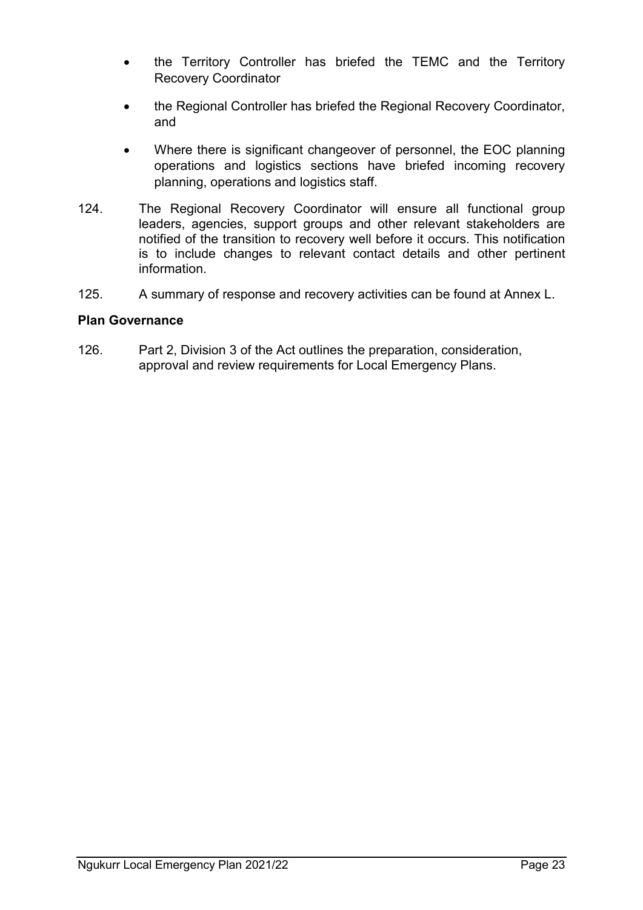- the Territory Controller has briefed the TEMC and the Territory Recovery Coordinator
- the Regional Controller has briefed the Regional Recovery Coordinator, and
- Where there is significant changeover of personnel, the EOC planning operations and logistics sections have briefed incoming recovery planning, operations and logistics staff.

124. The Regional Recovery Coordinator will ensure all functional group leaders, agencies, support groups and other relevant stakeholders are notified of the transition to recovery well before it occurs. This notification is to include changes to relevant contact details and other pertinent information.

125. A summary of response and recovery activities can be found at Annex L.

**Plan Governance**

126. Part 2, Division 3 of the Act outlines the preparation, consideration, approval and review requirements for Local Emergency Plans.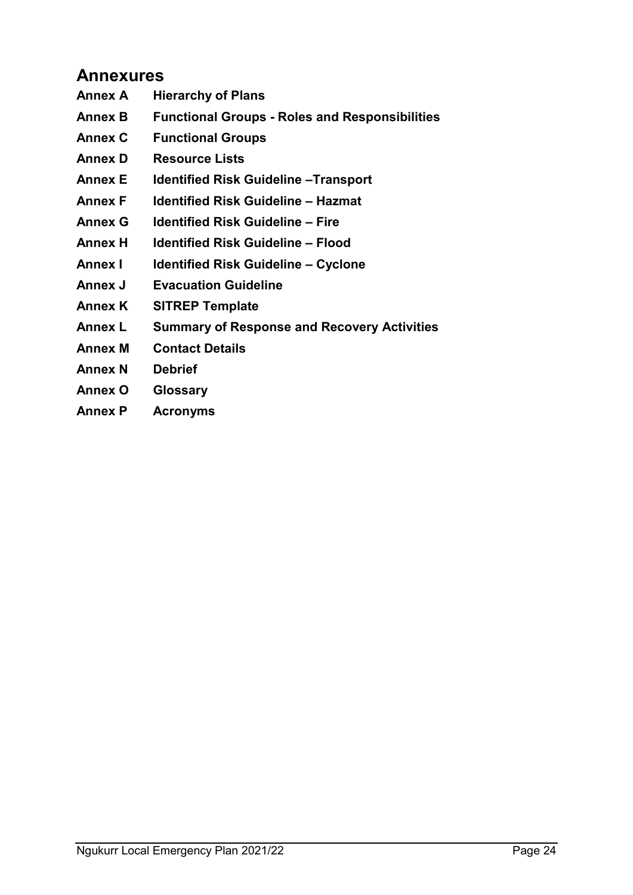## Annexures

**Annex A Hierarchy of Plans**

**Annex B Functional Groups - Roles and Responsibilities**

**Annex C Functional Groups**

**Annex D Resource Lists**

**Annex E Identified Risk Guideline –Transport**

**Annex F Identified Risk Guideline – Hazmat**

**Annex G Identified Risk Guideline – Fire**

**Annex H Identified Risk Guideline – Flood**

**Annex I Identified Risk Guideline – Cyclone**

**Annex J Evacuation Guideline**

**Annex K SITREP Template**

**Annex L Summary of Response and Recovery Activities**

**Annex M Contact Details**

**Annex N Debrief**

**Annex O Glossary**

**Annex P Acronyms**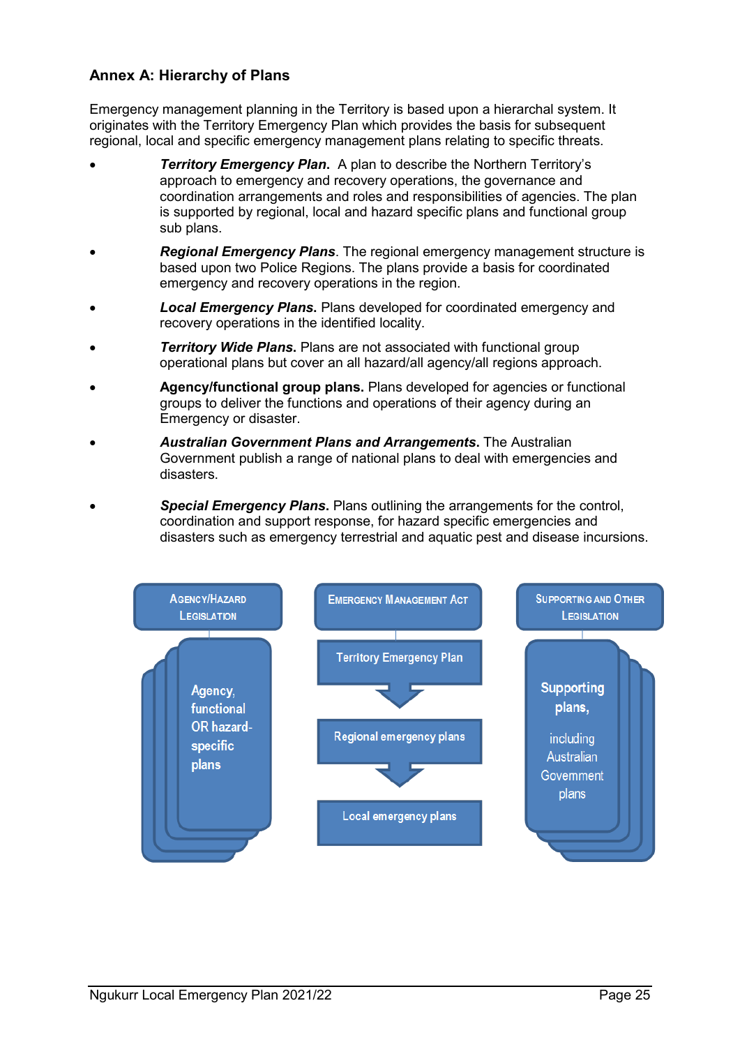## Annex A: Hierarchy of Plans

Emergency management planning in the Territory is based upon a hierarchal system. It originates with the Territory Emergency Plan which provides the basis for subsequent regional, local and specific emergency management plans relating to specific threats.

- ***Territory Emergency Plan*.** A plan to describe the Northern Territory's approach to emergency and recovery operations, the governance and coordination arrangements and roles and responsibilities of agencies. The plan is supported by regional, local and hazard specific plans and functional group sub plans.
- ***Regional Emergency Plans***. The regional emergency management structure is based upon two Police Regions. The plans provide a basis for coordinated emergency and recovery operations in the region.
- ***Local Emergency Plans*.** Plans developed for coordinated emergency and recovery operations in the identified locality.
- ***Territory Wide Plans*.** Plans are not associated with functional group operational plans but cover an all hazard/all agency/all regions approach.
- **Agency/functional group plans.** Plans developed for agencies or functional groups to deliver the functions and operations of their agency during an Emergency or disaster.
- ***Australian Government Plans and Arrangements*.** The Australian Government publish a range of national plans to deal with emergencies and disasters.
- ***Special Emergency Plans*.** Plans outlining the arrangements for the control, coordination and support response, for hazard specific emergencies and disasters such as emergency terrestrial and aquatic pest and disease incursions.

AGENCY/HAZARD LEGISLATION → Agency, functional OR hazard-specific plans

EMERGENCY MANAGEMENT ACT → Territory Emergency Plan → Regional emergency plans → Local emergency plans

SUPPORTING AND OTHER LEGISLATION → Supporting plans, including Australian Government plans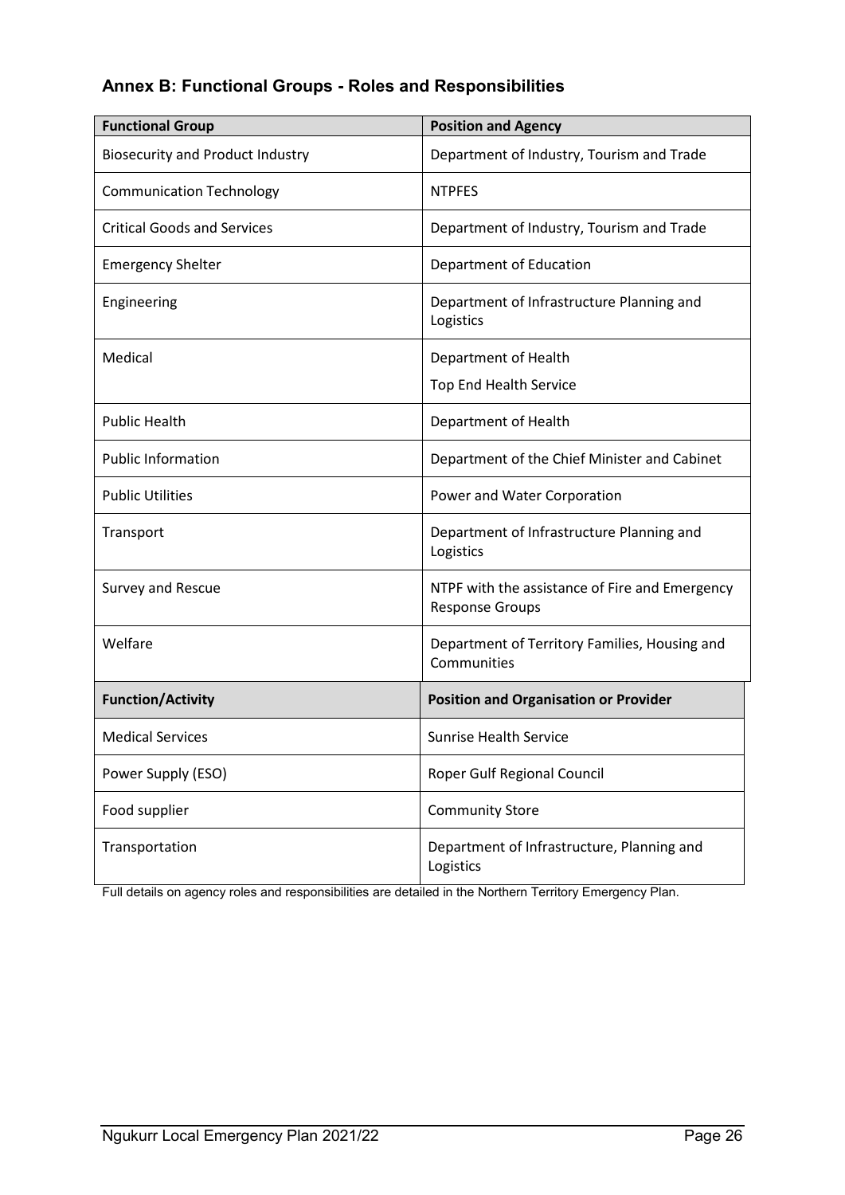## Annex B: Functional Groups - Roles and Responsibilities

| Functional Group | Position and Agency |
|---|---|
| Biosecurity and Product Industry | Department of Industry, Tourism and Trade |
| Communication Technology | NTPFES |
| Critical Goods and Services | Department of Industry, Tourism and Trade |
| Emergency Shelter | Department of Education |
| Engineering | Department of Infrastructure Planning and Logistics |
| Medical | Department of Health<br>Top End Health Service |
| Public Health | Department of Health |
| Public Information | Department of the Chief Minister and Cabinet |
| Public Utilities | Power and Water Corporation |
| Transport | Department of Infrastructure Planning and Logistics |
| Survey and Rescue | NTPF with the assistance of Fire and Emergency Response Groups |
| Welfare | Department of Territory Families, Housing and Communities |
| **Function/Activity** | **Position and Organisation or Provider** |
| Medical Services | Sunrise Health Service |
| Power Supply (ESO) | Roper Gulf Regional Council |
| Food supplier | Community Store |
| Transportation | Department of Infrastructure, Planning and Logistics |

Full details on agency roles and responsibilities are detailed in the Northern Territory Emergency Plan.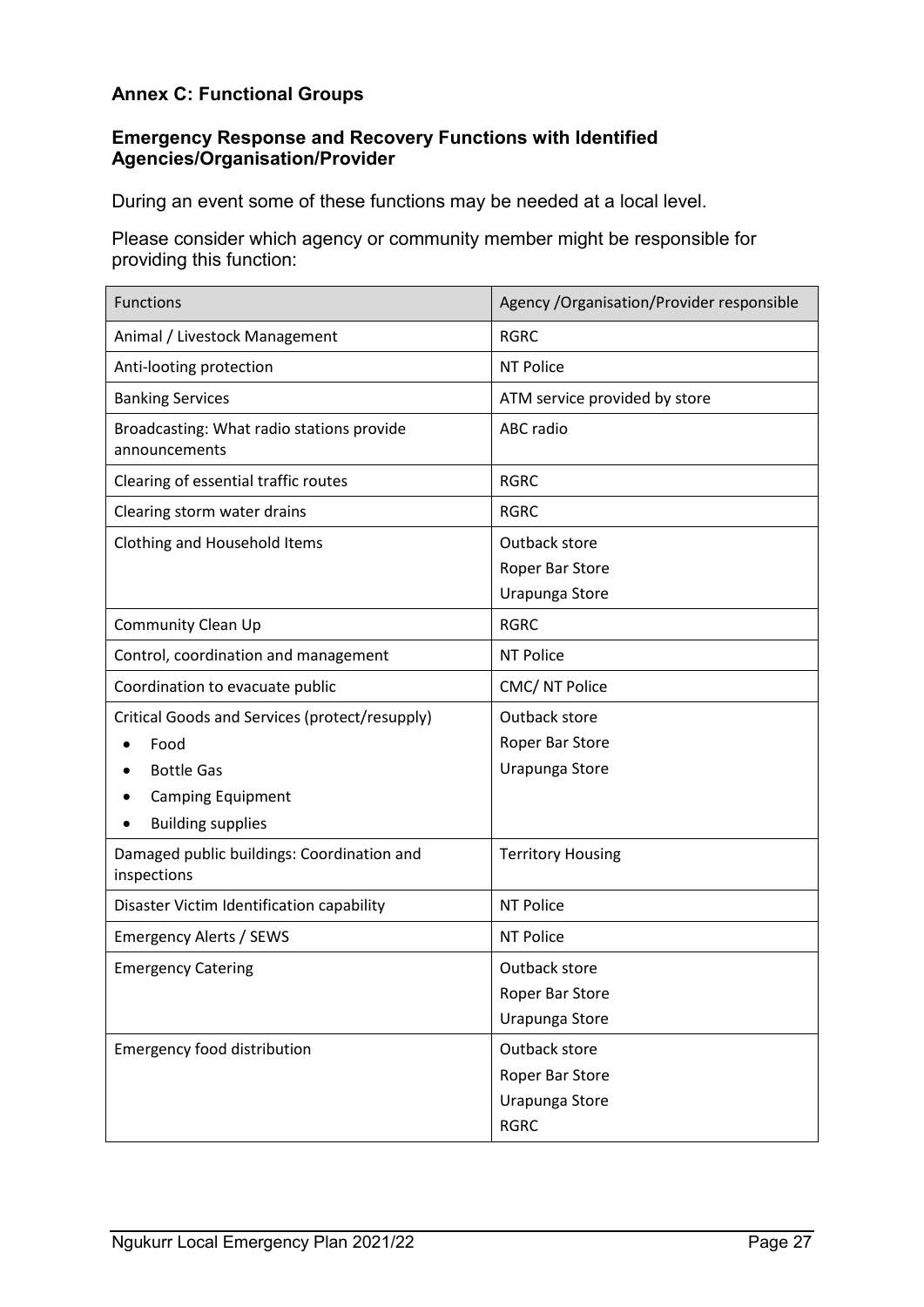## Annex C: Functional Groups

### Emergency Response and Recovery Functions with Identified Agencies/Organisation/Provider

During an event some of these functions may be needed at a local level.

Please consider which agency or community member might be responsible for providing this function:

| Functions | Agency /Organisation/Provider responsible |
|---|---|
| Animal / Livestock Management | RGRC |
| Anti-looting protection | NT Police |
| Banking Services | ATM service provided by store |
| Broadcasting: What radio stations provide announcements | ABC radio |
| Clearing of essential traffic routes | RGRC |
| Clearing storm water drains | RGRC |
| Clothing and Household Items | Outback store<br>Roper Bar Store<br>Urapunga Store |
| Community Clean Up | RGRC |
| Control, coordination and management | NT Police |
| Coordination to evacuate public | CMC/ NT Police |
| Critical Goods and Services (protect/resupply)<br>• Food<br>• Bottle Gas<br>• Camping Equipment<br>• Building supplies | Outback store<br>Roper Bar Store<br>Urapunga Store |
| Damaged public buildings: Coordination and inspections | Territory Housing |
| Disaster Victim Identification capability | NT Police |
| Emergency Alerts / SEWS | NT Police |
| Emergency Catering | Outback store<br>Roper Bar Store<br>Urapunga Store |
| Emergency food distribution | Outback store<br>Roper Bar Store<br>Urapunga Store<br>RGRC |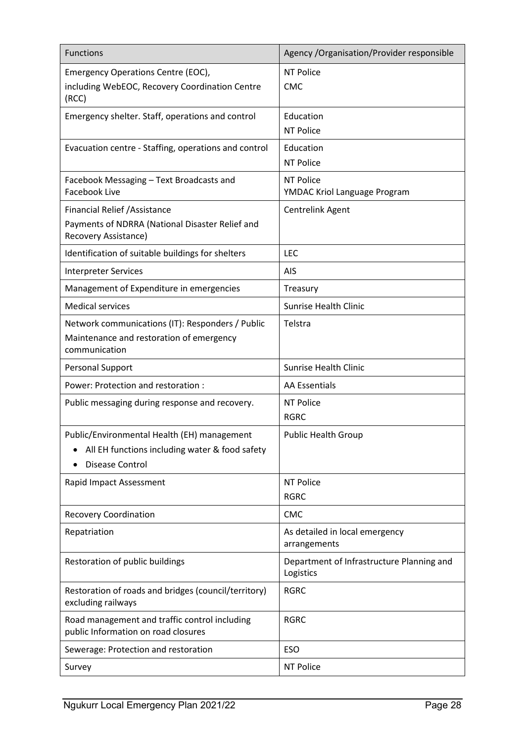| Functions | Agency /Organisation/Provider responsible |
|---|---|
| Emergency Operations Centre (EOC),<br>including WebEOC, Recovery Coordination Centre (RCC) | NT Police<br>CMC |
| Emergency shelter. Staff, operations and control | Education<br>NT Police |
| Evacuation centre - Staffing, operations and control | Education<br>NT Police |
| Facebook Messaging – Text Broadcasts and Facebook Live | NT Police<br>YMDAC Kriol Language Program |
| Financial Relief /Assistance<br>Payments of NDRRA (National Disaster Relief and Recovery Assistance) | Centrelink Agent |
| Identification of suitable buildings for shelters | LEC |
| Interpreter Services | AIS |
| Management of Expenditure in emergencies | Treasury |
| Medical services | Sunrise Health Clinic |
| Network communications (IT): Responders / Public<br>Maintenance and restoration of emergency communication | Telstra |
| Personal Support | Sunrise Health Clinic |
| Power: Protection and restoration : | AA Essentials |
| Public messaging during response and recovery. | NT Police<br>RGRC |
| Public/Environmental Health (EH) management<br>• All EH functions including water & food safety<br>• Disease Control | Public Health Group |
| Rapid Impact Assessment | NT Police<br>RGRC |
| Recovery Coordination | CMC |
| Repatriation | As detailed in local emergency arrangements |
| Restoration of public buildings | Department of Infrastructure Planning and Logistics |
| Restoration of roads and bridges (council/territory) excluding railways | RGRC |
| Road management and traffic control including public Information on road closures | RGRC |
| Sewerage: Protection and restoration | ESO |
| Survey | NT Police |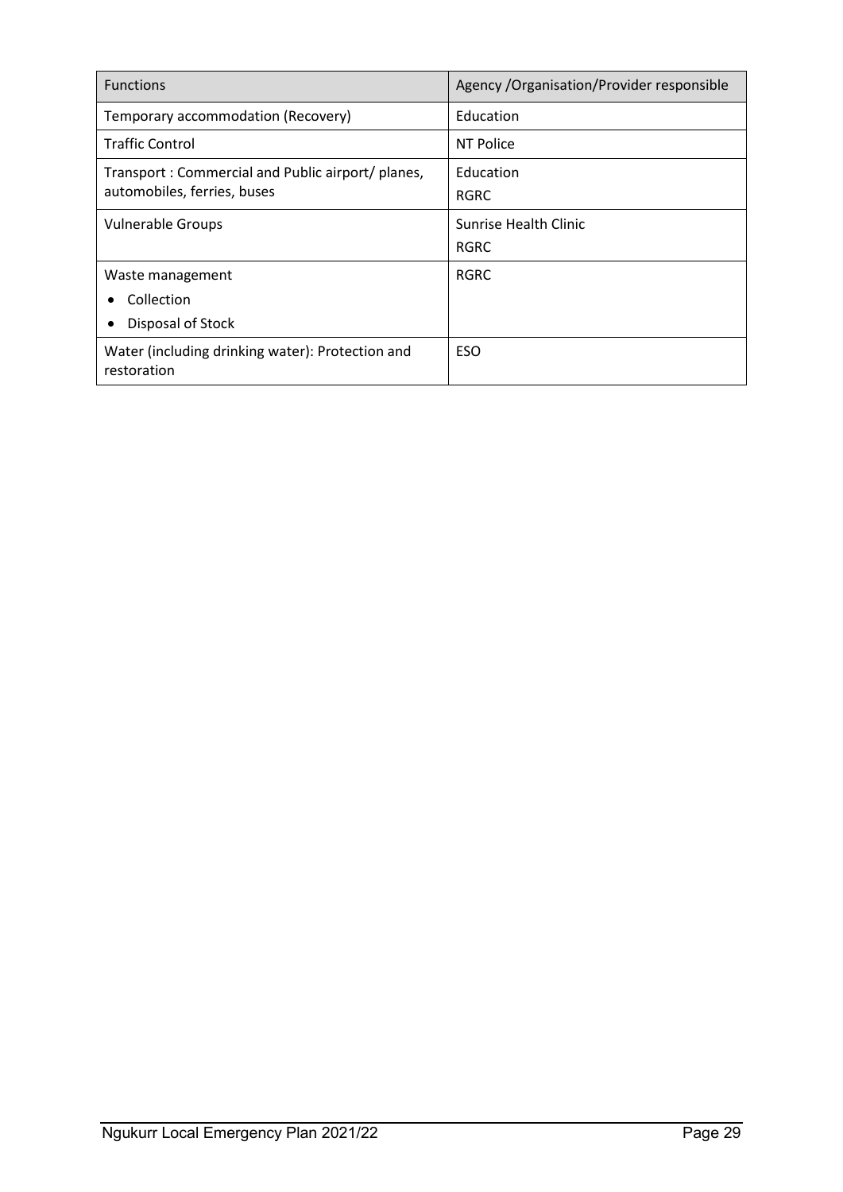| Functions | Agency /Organisation/Provider responsible |
|---|---|
| Temporary accommodation (Recovery) | Education |
| Traffic Control | NT Police |
| Transport : Commercial and Public airport/ planes, automobiles, ferries, buses | Education<br>RGRC |
| Vulnerable Groups | Sunrise Health Clinic<br>RGRC |
| Waste management<br>• Collection<br>• Disposal of Stock | RGRC |
| Water (including drinking water): Protection and restoration | ESO |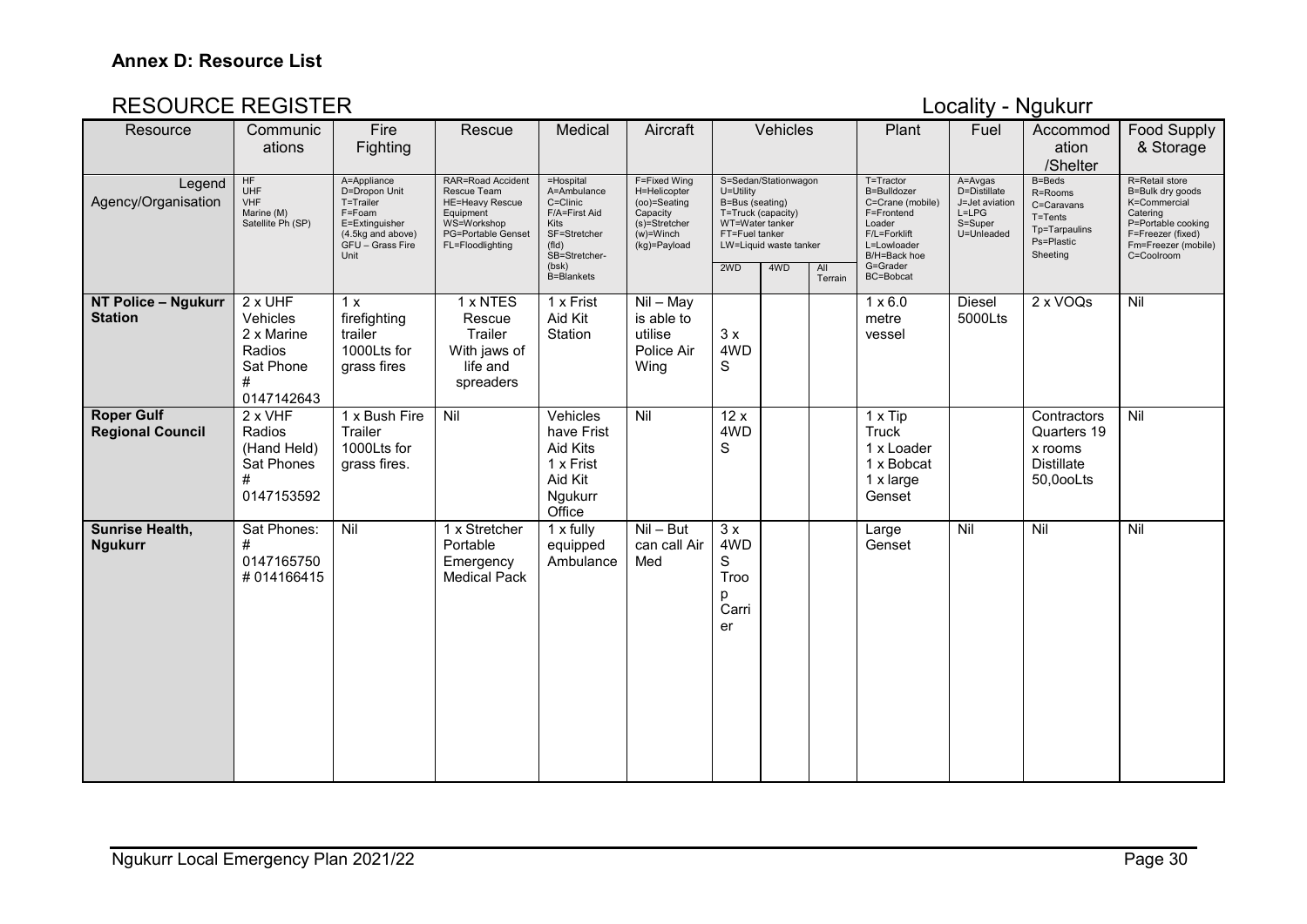## Annex D: Resource List

### RESOURCE REGISTER

Locality - Ngukurr

| Resource | Communications | Fire Fighting | Rescue | Medical | Aircraft | Vehicles | | | Plant | Fuel | Accommodation /Shelter | Food Supply & Storage |
|---|---|---|---|---|---|---|---|---|---|---|---|---|
| Legend Agency/Organisation | HF UHF VHF Marine (M) Satellite Ph (SP) | A=Appliance D=Dropon Unit T=Trailer F=Foam E=Extinguisher (4.5kg and above) GFU – Grass Fire Unit | RAR=Road Accident Rescue Team HE=Heavy Rescue Equipment WS=Workshop PG=Portable Genset FL=Floodlighting | =Hospital A=Ambulance C=Clinic F/A=First Aid Kits SF=Stretcher (fld) SB=Stretcher-(bsk) B=Blankets | F=Fixed Wing H=Helicopter (oo)=Seating Capacity (s)=Stretcher (w)=Winch (kg)=Payload | S=Sedan/Stationwagon U=Utility B=Bus (seating) T=Truck (capacity) WT=Water tanker FT=Fuel tanker LW=Liquid waste tanker 2WD | 4WD | All Terrain | T=Tractor B=Bulldozer C=Crane (mobile) F=Frontend Loader F/L=Forklift L=Lowloader B/H=Back hoe G=Grader BC=Bobcat | A=Avgas D=Distillate J=Jet aviation L=LPG S=Super U=Unleaded | B=Beds R=Rooms C=Caravans T=Tents Tp=Tarpaulins Ps=Plastic Sheeting | R=Retail store B=Bulk dry goods K=Commercial Catering P=Portable cooking F=Freezer (fixed) Fm=Freezer (mobile) C=Coolroom |
| **NT Police – Ngukurr Station** | 2 x UHF Vehicles 2 x Marine Radios Sat Phone # 0147142643 | 1 x firefighting trailer 1000Lts for grass fires | 1 x NTES Rescue Trailer With jaws of life and spreaders | 1 x Frist Aid Kit Station | Nil – May is able to utilise Police Air Wing | 3 x 4WD S | | | 1 x 6.0 metre vessel | Diesel 5000Lts | 2 x VOQs | Nil |
| **Roper Gulf Regional Council** | 2 x VHF Radios (Hand Held) Sat Phones # 0147153592 | 1 x Bush Fire Trailer 1000Lts for grass fires. | Nil | Vehicles have Frist Aid Kits 1 x Frist Aid Kit Ngukurr Office | Nil | 12 x 4WD S | | | 1 x Tip Truck 1 x Loader 1 x Bobcat 1 x large Genset | | Contractors Quarters 19 x rooms Distillate 50,0ooLts | Nil |
| **Sunrise Health, Ngukurr** | Sat Phones: # 0147165750 # 014166415 | Nil | 1 x Stretcher Portable Emergency Medical Pack | 1 x fully equipped Ambulance | Nil – But can call Air Med | 3 x 4WD S Troop Carrier | | | Large Genset | Nil | Nil | Nil |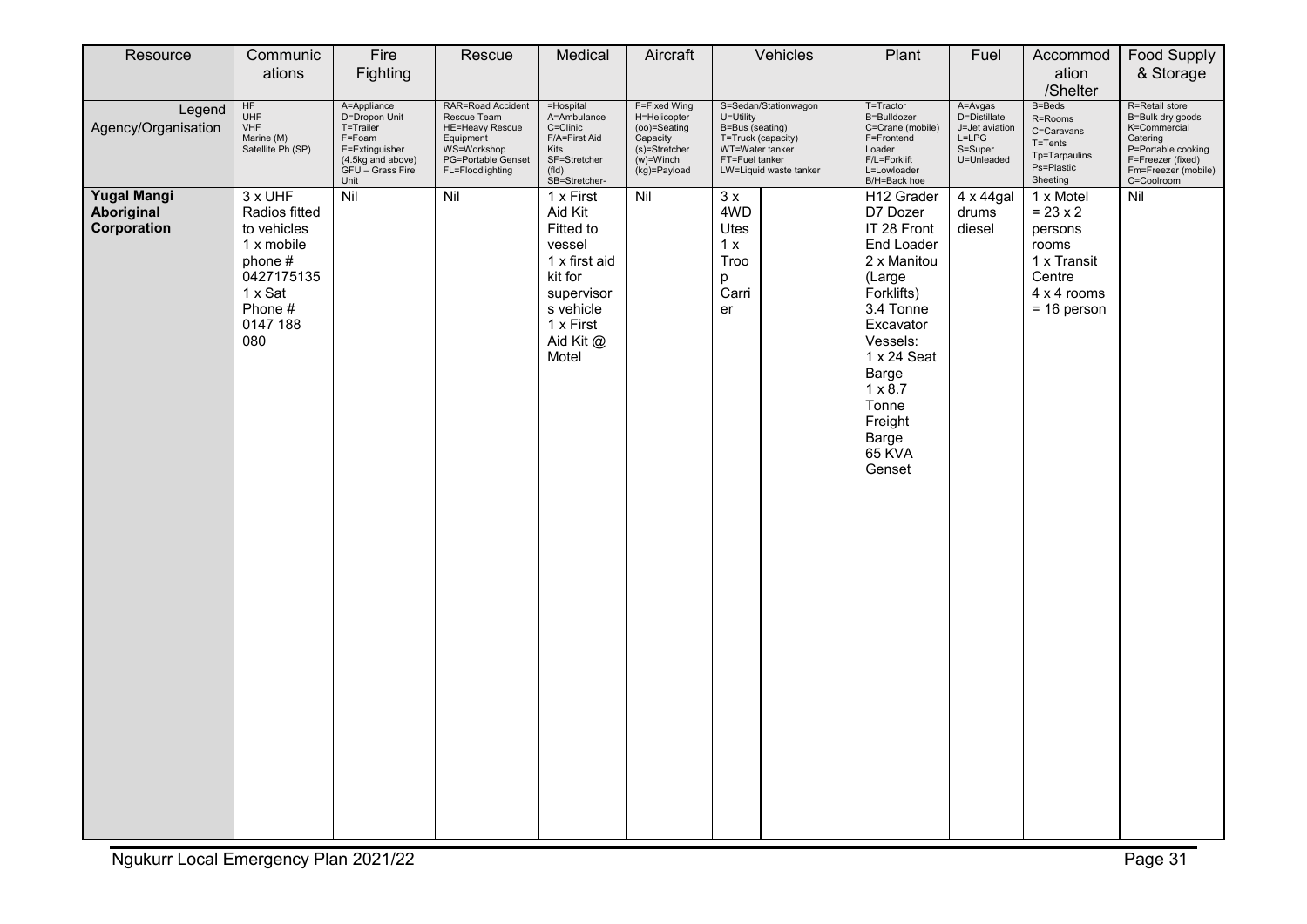| Resource | Communications | Fire Fighting | Rescue | Medical | Aircraft | Vehicles | | | Plant | Fuel | Accommodation /Shelter | Food Supply & Storage |
|---|---|---|---|---|---|---|---|---|---|---|---|---|
| Legend Agency/Organisation | HF UHF VHF Marine (M) Satellite Ph (SP) | A=Appliance D=Dropon Unit T=Trailer F=Foam E=Extinguisher (4.5kg and above) GFU – Grass Fire Unit | RAR=Road Accident Rescue Team HE=Heavy Rescue Equipment WS=Workshop PG=Portable Genset FL=Floodlighting | =Hospital A=Ambulance C=Clinic F/A=First Aid Kits SF=Stretcher (fld) SB=Stretcher- | F=Fixed Wing H=Helicopter (oo)=Seating Capacity (s)=Stretcher (w)=Winch (kg)=Payload | S=Sedan/Stationwagon U=Utility B=Bus (seating) T=Truck (capacity) WT=Water tanker FT=Fuel tanker LW=Liquid waste tanker | | | T=Tractor B=Bulldozer C=Crane (mobile) F=Frontend Loader F/L=Forklift L=Lowloader B/H=Back hoe | A=Avgas D=Distillate J=Jet aviation L=LPG S=Super U=Unleaded | B=Beds R=Rooms C=Caravans T=Tents Tp=Tarpaulins Ps=Plastic Sheeting | R=Retail store B=Bulk dry goods K=Commercial Catering P=Portable cooking F=Freezer (fixed) Fm=Freezer (mobile) C=Coolroom |
| **Yugal Mangi Aboriginal Corporation** | 3 x UHF Radios fitted to vehicles<br>1 x mobile phone # 0427175135<br>1 x Sat Phone # 0147 188 080 | Nil | Nil | 1 x First Aid Kit Fitted to vessel<br>1 x first aid kit for supervisors vehicle<br>1 x First Aid Kit @ Motel | Nil | 3 x 4WD Utes<br>1 x Troop Carrier | | | H12 Grader<br>D7 Dozer<br>IT 28 Front End Loader<br>2 x Manitou (Large Forklifts)<br>3.4 Tonne Excavator<br>Vessels:<br>1 x 24 Seat Barge<br>1 x 8.7 Tonne Freight Barge<br>65 KVA Genset | 4 x 44gal drums diesel | 1 x Motel = 23 x 2 persons rooms<br>1 x Transit Centre 4 x 4 rooms = 16 person | Nil |

Ngukurr Local Emergency Plan 2021/22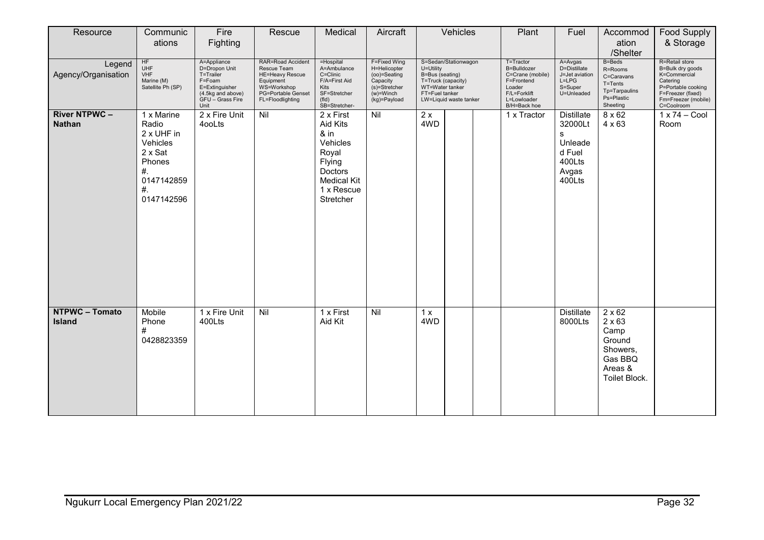| Resource | Communications | Fire Fighting | Rescue | Medical | Aircraft | Vehicles | | | Plant | Fuel | Accommodation /Shelter | Food Supply & Storage |
|---|---|---|---|---|---|---|---|---|---|---|---|---|
| Legend Agency/Organisation | HF<br>UHF<br>VHF<br>Marine (M)<br>Satellite Ph (SP) | A=Appliance<br>D=Dropon Unit<br>T=Trailer<br>F=Foam<br>E=Extinguisher (4.5kg and above)<br>GFU – Grass Fire Unit | RAR=Road Accident Rescue Team<br>HE=Heavy Rescue Equipment<br>WS=Workshop<br>PG=Portable Genset<br>FL=Floodlighting | =Hospital<br>A=Ambulance<br>C=Clinic<br>F/A=First Aid Kits<br>SF=Stretcher (fld)<br>SB=Stretcher- | F=Fixed Wing<br>H=Helicopter<br>(oo)=Seating Capacity<br>(s)=Stretcher<br>(w)=Winch<br>(kg)=Payload | S=Sedan/Stationwagon<br>U=Utility<br>B=Bus (seating)<br>T=Truck (capacity)<br>WT=Water tanker<br>FT=Fuel tanker<br>LW=Liquid waste tanker | | | T=Tractor<br>B=Bulldozer<br>C=Crane (mobile)<br>F=Frontend Loader<br>F/L=Forklift<br>L=Lowloader<br>B/H=Back hoe | A=Avgas<br>D=Distillate<br>J=Jet aviation<br>L=LPG<br>S=Super<br>U=Unleaded | B=Beds<br>R=Rooms<br>C=Caravans<br>T=Tents<br>Tp=Tarpaulins<br>Ps=Plastic Sheeting | R=Retail store<br>B=Bulk dry goods<br>K=Commercial Catering<br>P=Portable cooking<br>F=Freezer (fixed)<br>Fm=Freezer (mobile)<br>C=Coolroom |
| **River NTPWC – Nathan** | 1 x Marine Radio<br>2 x UHF in Vehicles<br>2 x Sat Phones<br>#. 0147142859<br>#. 0147142596 | 2 x Fire Unit 4ooLts | Nil | 2 x First Aid Kits & in Vehicles Royal Flying Doctors Medical Kit<br>1 x Rescue Stretcher | Nil | 2 x 4WD | | | 1 x Tractor | Distillate 32000Lts<br>Unleaded Fuel 400Lts<br>Avgas 400Lts | 8 x 62<br>4 x 63 | 1 x 74 – Cool Room |
| **NTPWC – Tomato Island** | Mobile Phone<br># 0428823359 | 1 x Fire Unit 400Lts | Nil | 1 x First Aid Kit | Nil | 1 x 4WD | | | | Distillate 8000Lts | 2 x 62<br>2 x 63<br>Camp Ground Showers, Gas BBQ Areas & Toilet Block. | |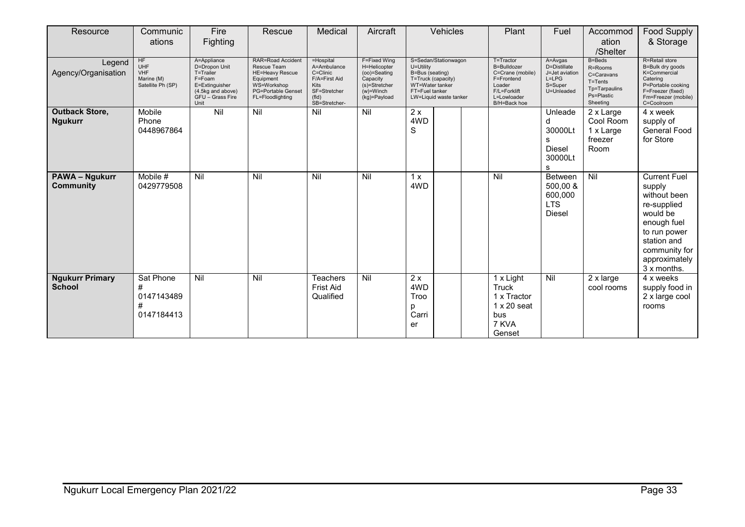| Resource | Communications | Fire Fighting | Rescue | Medical | Aircraft | Vehicles | | | Plant | Fuel | Accommodation /Shelter | Food Supply & Storage |
|---|---|---|---|---|---|---|---|---|---|---|---|---|
| Legend Agency/Organisation | HF UHF VHF Marine (M) Satellite Ph (SP) | A=Appliance D=Dropon Unit T=Trailer F=Foam E=Extinguisher (4.5kg and above) GFU – Grass Fire Unit | RAR=Road Accident Rescue Team HE=Heavy Rescue Equipment WS=Workshop PG=Portable Genset FL=Floodlighting | =Hospital A=Ambulance C=Clinic F/A=First Aid Kits SF=Stretcher (fld) SB=Stretcher- | F=Fixed Wing H=Helicopter (oo)=Seating Capacity (s)=Stretcher (w)=Winch (kg)=Payload | S=Sedan/Stationwagon U=Utility B=Bus (seating) T=Truck (capacity) WT=Water tanker FT=Fuel tanker LW=Liquid waste tanker | | | T=Tractor B=Bulldozer C=Crane (mobile) F=Frontend Loader F/L=Forklift L=Lowloader B/H=Back hoe | A=Avgas D=Distillate J=Jet aviation L=LPG S=Super U=Unleaded | B=Beds R=Rooms C=Caravans T=Tents Tp=Tarpaulins Ps=Plastic Sheeting | R=Retail store B=Bulk dry goods K=Commercial Catering P=Portable cooking F=Freezer (fixed) Fm=Freezer (mobile) C=Coolroom |
| **Outback Store, Ngukurr** | Mobile Phone 0448967864 | Nil | Nil | Nil | Nil | 2 x 4WDS | | | | Unleaded 30000Lts Diesel 30000Lts | 2 x Large Cool Room 1 x Large freezer Room | 4 x week supply of General Food for Store |
| **PAWA – Ngukurr Community** | Mobile # 0429779508 | Nil | Nil | Nil | Nil | 1 x 4WD | | | Nil | Between 500,00 & 600,000 LTS Diesel | Nil | Current Fuel supply without been re-supplied would be enough fuel to run power station and community for approximately 3 x months. |
| **Ngukurr Primary School** | Sat Phone # 0147143489 # 0147184413 | Nil | Nil | Teachers Frist Aid Qualified | Nil | 2 x 4WD Troop Carrier | | | 1 x Light Truck 1 x Tractor 1 x 20 seat bus 7 KVA Genset | Nil | 2 x large cool rooms | 4 x weeks supply food in 2 x large cool rooms |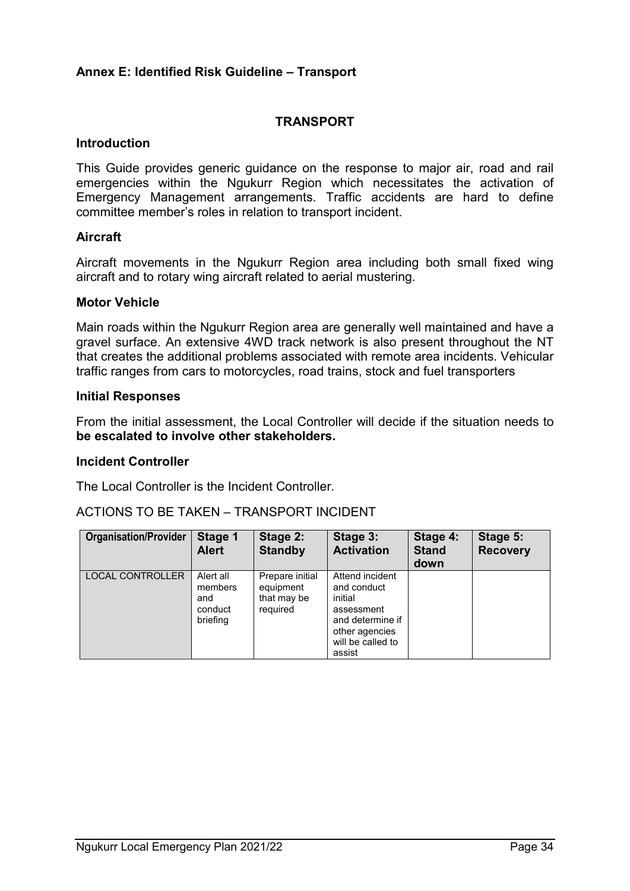## Annex E: Identified Risk Guideline – Transport

### TRANSPORT

#### Introduction

This Guide provides generic guidance on the response to major air, road and rail emergencies within the Ngukurr Region which necessitates the activation of Emergency Management arrangements. Traffic accidents are hard to define committee member's roles in relation to transport incident.

#### Aircraft

Aircraft movements in the Ngukurr Region area including both small fixed wing aircraft and to rotary wing aircraft related to aerial mustering.

#### Motor Vehicle

Main roads within the Ngukurr Region area are generally well maintained and have a gravel surface. An extensive 4WD track network is also present throughout the NT that creates the additional problems associated with remote area incidents. Vehicular traffic ranges from cars to motorcycles, road trains, stock and fuel transporters

#### Initial Responses

From the initial assessment, the Local Controller will decide if the situation needs to **be escalated to involve other stakeholders.**

#### Incident Controller

The Local Controller is the Incident Controller.

ACTIONS TO BE TAKEN – TRANSPORT INCIDENT

| Organisation/Provider | Stage 1 Alert | Stage 2: Standby | Stage 3: Activation | Stage 4: Stand down | Stage 5: Recovery |
|---|---|---|---|---|---|
| LOCAL CONTROLLER | Alert all members and conduct briefing | Prepare initial equipment that may be required | Attend incident and conduct initial assessment and determine if other agencies will be called to assist | | |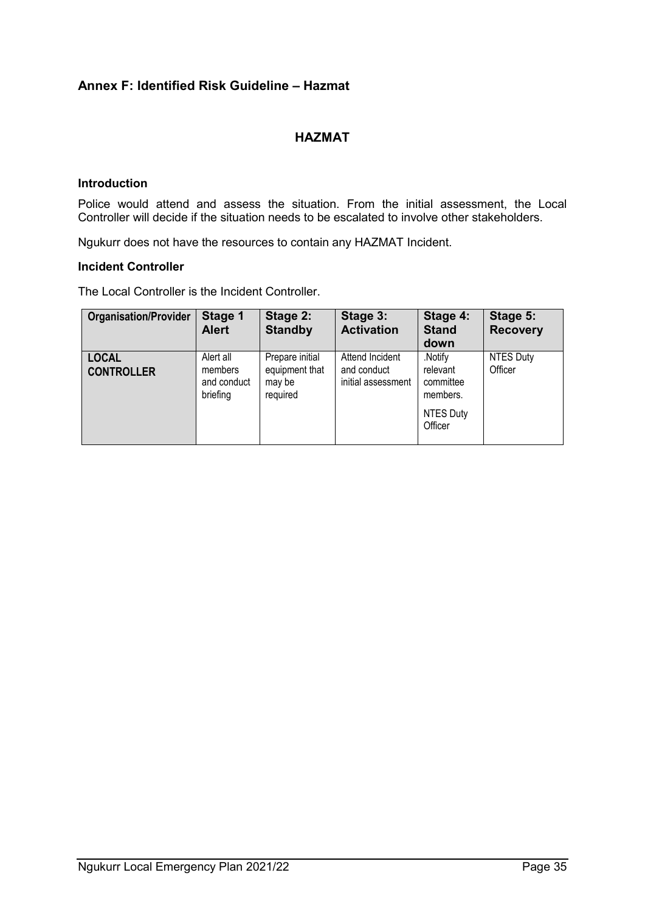## Annex F: Identified Risk Guideline – Hazmat

### HAZMAT

#### Introduction

Police would attend and assess the situation. From the initial assessment, the Local Controller will decide if the situation needs to be escalated to involve other stakeholders.

Ngukurr does not have the resources to contain any HAZMAT Incident.

#### Incident Controller

The Local Controller is the Incident Controller.

| Organisation/Provider | Stage 1 Alert | Stage 2: Standby | Stage 3: Activation | Stage 4: Stand down | Stage 5: Recovery |
|---|---|---|---|---|---|
| **LOCAL CONTROLLER** | Alert all members and conduct briefing | Prepare initial equipment that may be required | Attend Incident and conduct initial assessment | .Notify relevant committee members.<br><br>NTES Duty Officer | NTES Duty Officer |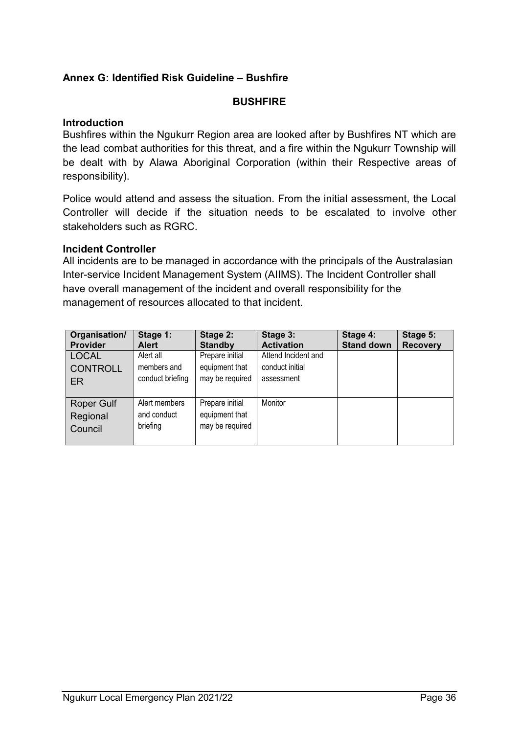## Annex G: Identified Risk Guideline – Bushfire

### BUSHFIRE

**Introduction**

Bushfires within the Ngukurr Region area are looked after by Bushfires NT which are the lead combat authorities for this threat, and a fire within the Ngukurr Township will be dealt with by Alawa Aboriginal Corporation (within their Respective areas of responsibility).

Police would attend and assess the situation. From the initial assessment, the Local Controller will decide if the situation needs to be escalated to involve other stakeholders such as RGRC.

**Incident Controller**

All incidents are to be managed in accordance with the principals of the Australasian Inter-service Incident Management System (AIIMS). The Incident Controller shall have overall management of the incident and overall responsibility for the management of resources allocated to that incident.

| Organisation/ Provider | Stage 1: Alert | Stage 2: Standby | Stage 3: Activation | Stage 4: Stand down | Stage 5: Recovery |
|---|---|---|---|---|---|
| LOCAL CONTROLLER | Alert all members and conduct briefing | Prepare initial equipment that may be required | Attend Incident and conduct initial assessment | | |
| Roper Gulf Regional Council | Alert members and conduct briefing | Prepare initial equipment that may be required | Monitor | | |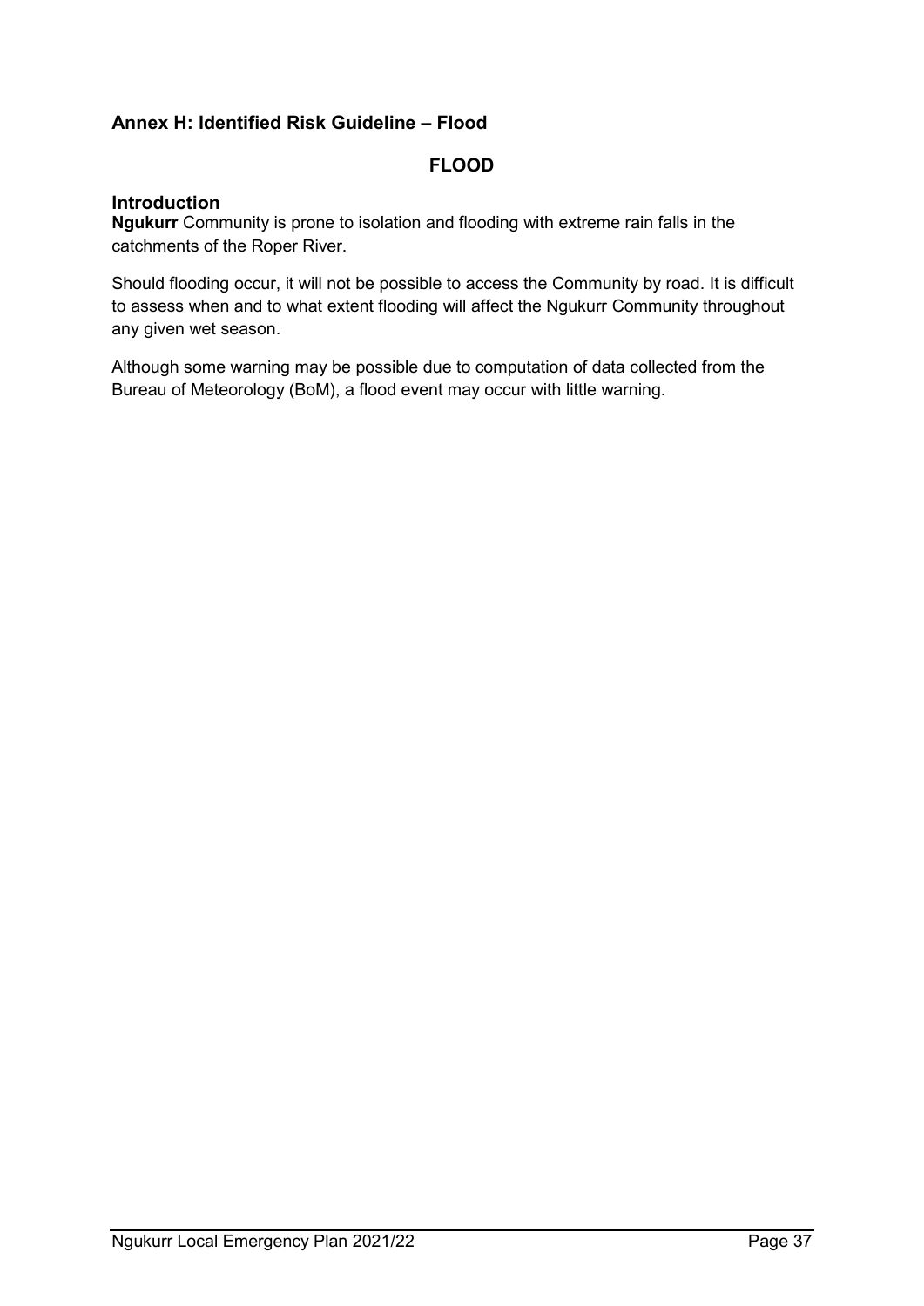## Annex H: Identified Risk Guideline – Flood

### FLOOD

### Introduction

**Ngukurr** Community is prone to isolation and flooding with extreme rain falls in the catchments of the Roper River.

Should flooding occur, it will not be possible to access the Community by road. It is difficult to assess when and to what extent flooding will affect the Ngukurr Community throughout any given wet season.

Although some warning may be possible due to computation of data collected from the Bureau of Meteorology (BoM), a flood event may occur with little warning.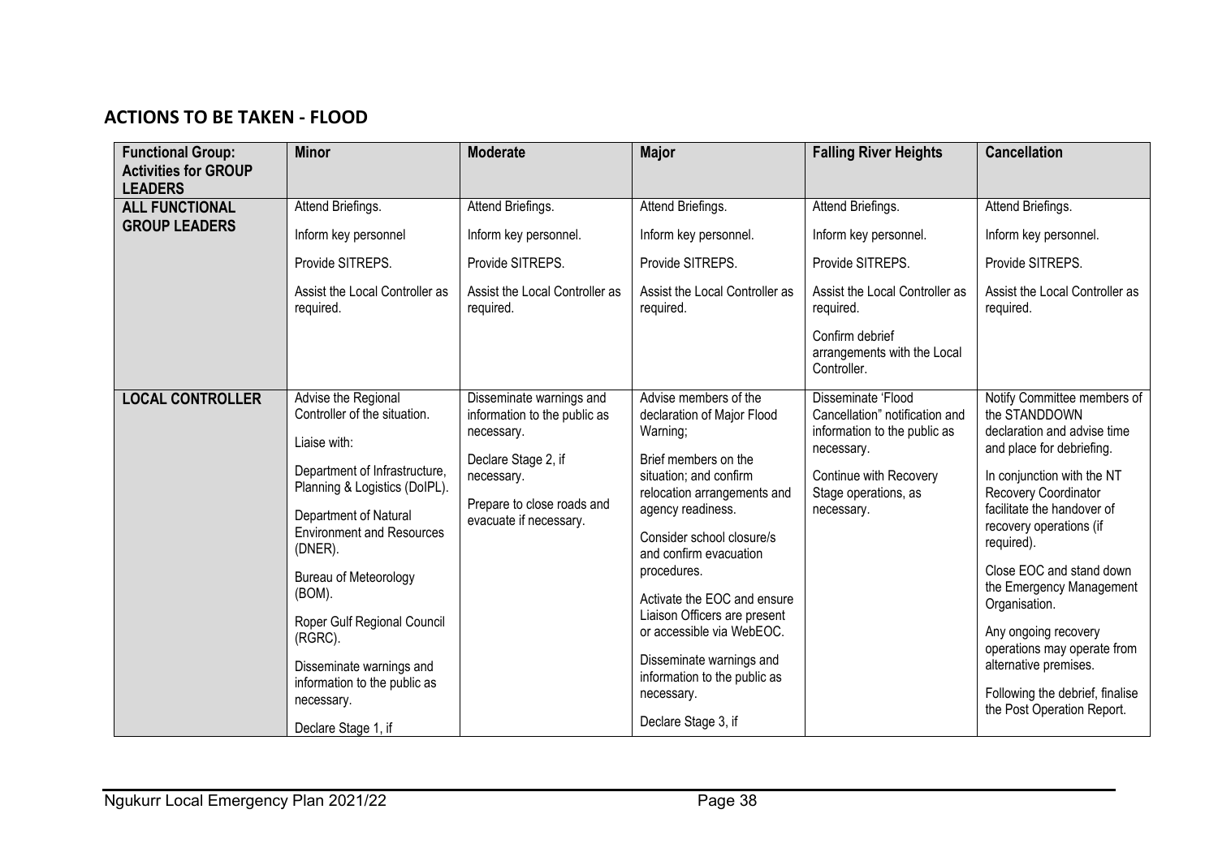## ACTIONS TO BE TAKEN - FLOOD

| Functional Group: Activities for GROUP LEADERS | Minor | Moderate | Major | Falling River Heights | Cancellation |
|---|---|---|---|---|---|
| **ALL FUNCTIONAL GROUP LEADERS** | Attend Briefings.<br><br>Inform key personnel<br><br>Provide SITREPS.<br><br>Assist the Local Controller as required. | Attend Briefings.<br><br>Inform key personnel.<br><br>Provide SITREPS.<br><br>Assist the Local Controller as required. | Attend Briefings.<br><br>Inform key personnel.<br><br>Provide SITREPS.<br><br>Assist the Local Controller as required. | Attend Briefings.<br><br>Inform key personnel.<br><br>Provide SITREPS.<br><br>Assist the Local Controller as required.<br><br>Confirm debrief arrangements with the Local Controller. | Attend Briefings.<br><br>Inform key personnel.<br><br>Provide SITREPS.<br><br>Assist the Local Controller as required. |
| **LOCAL CONTROLLER** | Advise the Regional Controller of the situation.<br><br>Liaise with:<br><br>Department of Infrastructure, Planning & Logistics (DoIPL).<br><br>Department of Natural Environment and Resources (DNER).<br><br>Bureau of Meteorology (BOM).<br><br>Roper Gulf Regional Council (RGRC).<br><br>Disseminate warnings and information to the public as necessary.<br><br>Declare Stage 1, if | Disseminate warnings and information to the public as necessary.<br><br>Declare Stage 2, if necessary.<br><br>Prepare to close roads and evacuate if necessary. | Advise members of the declaration of Major Flood Warning;<br><br>Brief members on the situation; and confirm relocation arrangements and agency readiness.<br><br>Consider school closure/s and confirm evacuation procedures.<br><br>Activate the EOC and ensure Liaison Officers are present or accessible via WebEOC.<br><br>Disseminate warnings and information to the public as necessary.<br><br>Declare Stage 3, if | Disseminate 'Flood Cancellation" notification and information to the public as necessary.<br><br>Continue with Recovery Stage operations, as necessary. | Notify Committee members of the STANDDOWN declaration and advise time and place for debriefing.<br><br>In conjunction with the NT Recovery Coordinator facilitate the handover of recovery operations (if required).<br><br>Close EOC and stand down the Emergency Management Organisation.<br><br>Any ongoing recovery operations may operate from alternative premises.<br><br>Following the debrief, finalise the Post Operation Report. |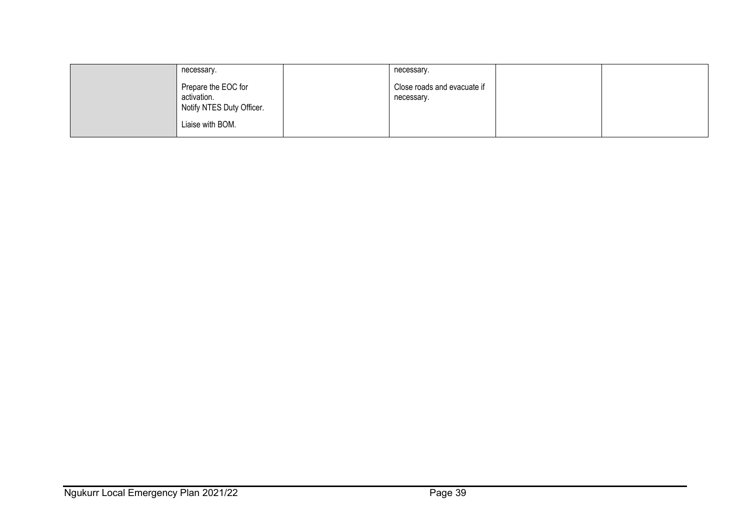| | | | | | |
|---|---|---|---|---|---|
| | necessary.<br><br>Prepare the EOC for activation.<br>Notify NTES Duty Officer.<br><br>Liaise with BOM. | | necessary.<br><br>Close roads and evacuate if necessary. | | |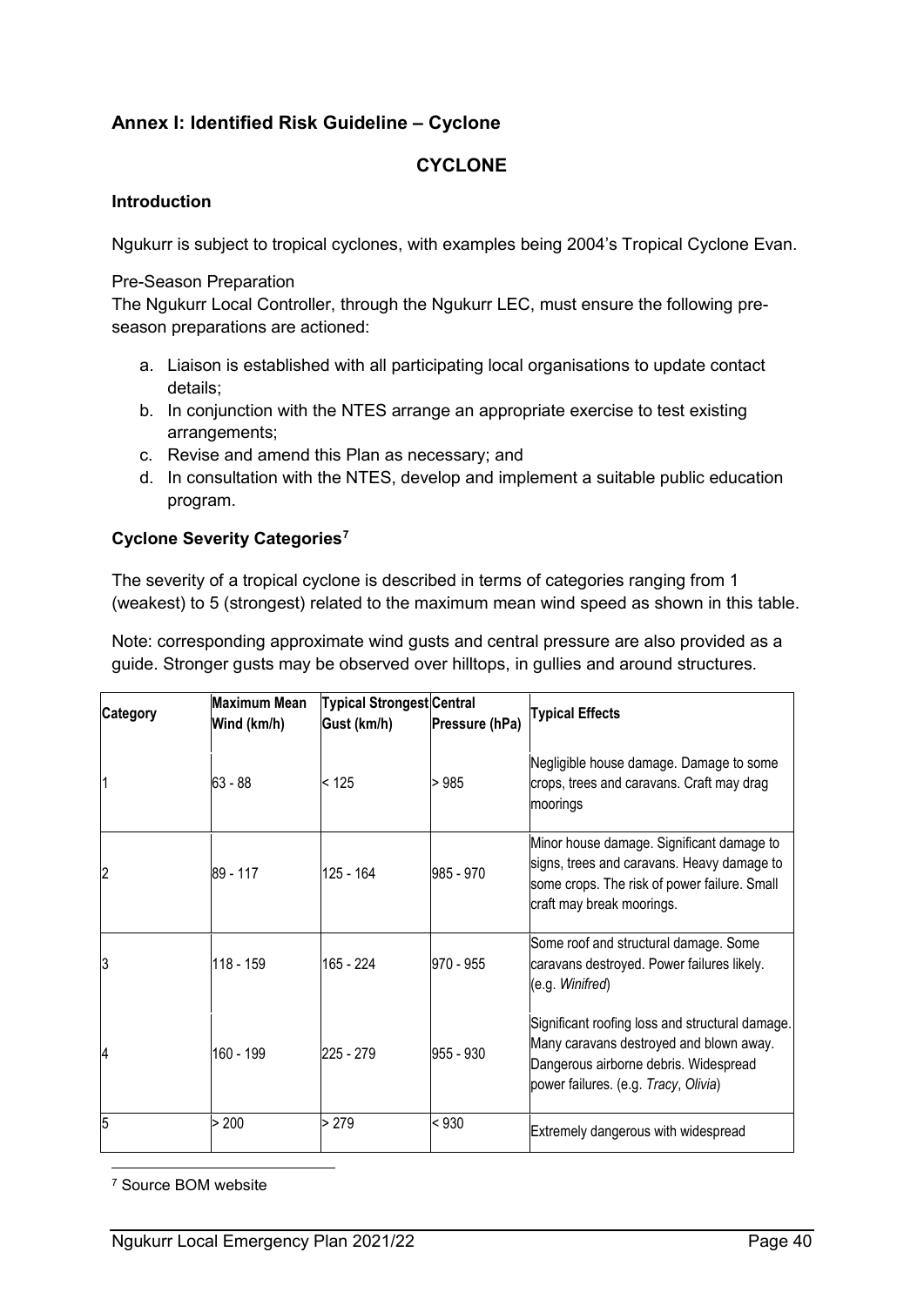## Annex I: Identified Risk Guideline – Cyclone

### CYCLONE

**Introduction**

Ngukurr is subject to tropical cyclones, with examples being 2004's Tropical Cyclone Evan.

Pre-Season Preparation

The Ngukurr Local Controller, through the Ngukurr LEC, must ensure the following pre-season preparations are actioned:

a. Liaison is established with all participating local organisations to update contact details;
b. In conjunction with the NTES arrange an appropriate exercise to test existing arrangements;
c. Revise and amend this Plan as necessary; and
d. In consultation with the NTES, develop and implement a suitable public education program.

**Cyclone Severity Categories**[7]

The severity of a tropical cyclone is described in terms of categories ranging from 1 (weakest) to 5 (strongest) related to the maximum mean wind speed as shown in this table.

Note: corresponding approximate wind gusts and central pressure are also provided as a guide. Stronger gusts may be observed over hilltops, in gullies and around structures.

| Category | Maximum Mean Wind (km/h) | Typical Strongest Gust (km/h) | Central Pressure (hPa) | Typical Effects |
|---|---|---|---|---|
| 1 | 63 - 88 | < 125 | > 985 | Negligible house damage. Damage to some crops, trees and caravans. Craft may drag moorings |
| 2 | 89 - 117 | 125 - 164 | 985 - 970 | Minor house damage. Significant damage to signs, trees and caravans. Heavy damage to some crops. The risk of power failure. Small craft may break moorings. |
| 3 | 118 - 159 | 165 - 224 | 970 - 955 | Some roof and structural damage. Some caravans destroyed. Power failures likely. (e.g. *Winifred*) |
| 4 | 160 - 199 | 225 - 279 | 955 - 930 | Significant roofing loss and structural damage. Many caravans destroyed and blown away. Dangerous airborne debris. Widespread power failures. (e.g. *Tracy*, *Olivia*) |
| 5 | > 200 | > 279 | < 930 | Extremely dangerous with widespread |

[7] Source BOM website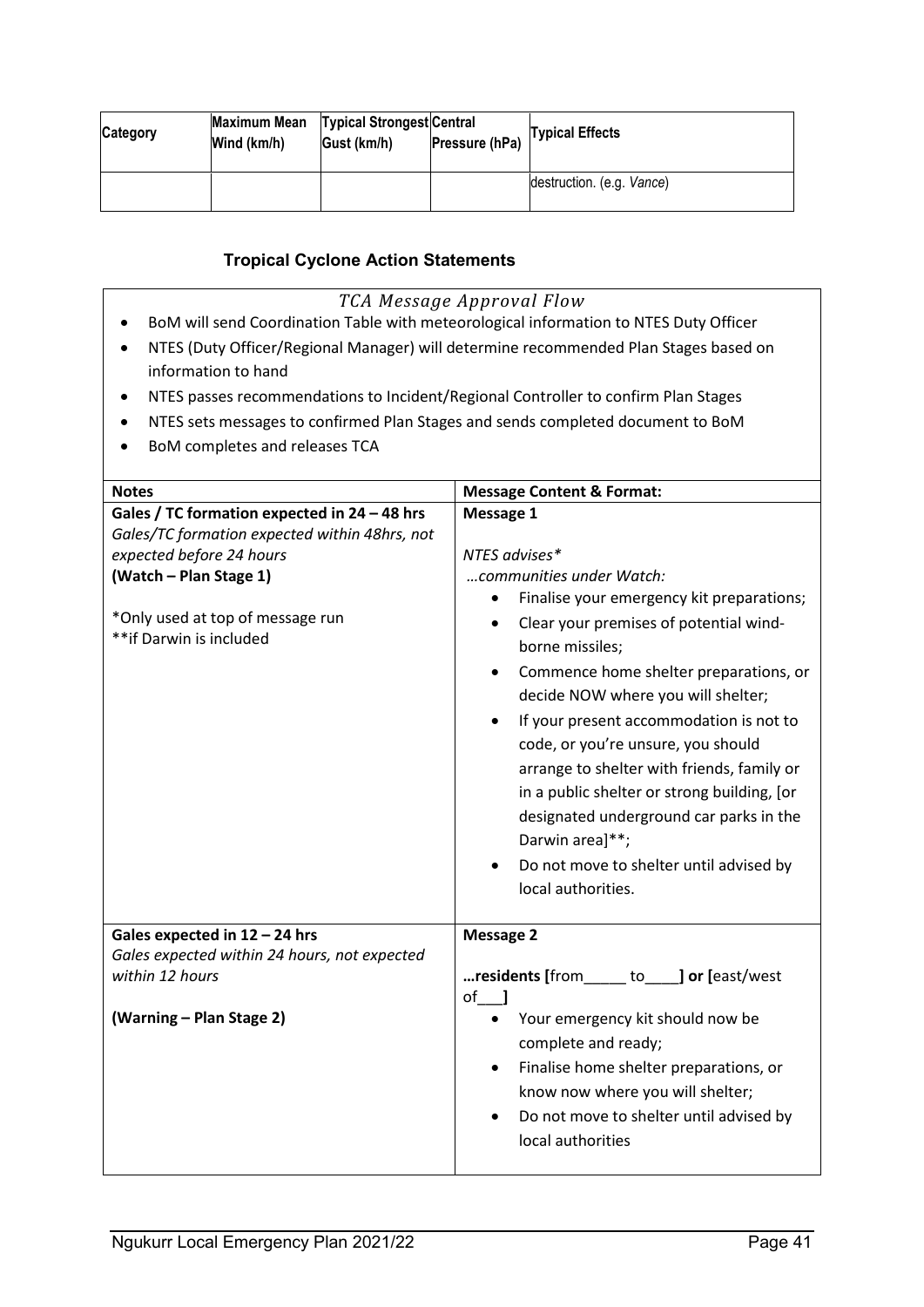| Category | Maximum Mean Wind (km/h) | Typical Strongest Gust (km/h) | Central Pressure (hPa) | Typical Effects |
|---|---|---|---|---|
| | | | | destruction. (e.g. *Vance*) |

### Tropical Cyclone Action Statements

*TCA Message Approval Flow*

- BoM will send Coordination Table with meteorological information to NTES Duty Officer
- NTES (Duty Officer/Regional Manager) will determine recommended Plan Stages based on information to hand
- NTES passes recommendations to Incident/Regional Controller to confirm Plan Stages
- NTES sets messages to confirmed Plan Stages and sends completed document to BoM
- BoM completes and releases TCA

| Notes | Message Content & Format: |
|---|---|
| **Gales / TC formation expected in 24 – 48 hrs**<br>*Gales/TC formation expected within 48hrs, not expected before 24 hours*<br>**(Watch – Plan Stage 1)**<br><br>*Only used at top of message run<br>**if Darwin is included | **Message 1**<br><br>*NTES advises**<br>*…communities under Watch:*<br>• Finalise your emergency kit preparations;<br>• Clear your premises of potential wind-borne missiles;<br>• Commence home shelter preparations, or decide NOW where you will shelter;<br>• If your present accommodation is not to code, or you're unsure, you should arrange to shelter with friends, family or in a public shelter or strong building, [or designated underground car parks in the Darwin area]**;<br>• Do not move to shelter until advised by local authorities. |
| **Gales expected in 12 – 24 hrs**<br>*Gales expected within 24 hours, not expected within 12 hours*<br><br>**(Warning – Plan Stage 2)** | **Message 2**<br><br>**…residents [**from_____ to____**] or [**east/west of___**]**<br>• Your emergency kit should now be complete and ready;<br>• Finalise home shelter preparations, or know now where you will shelter;<br>• Do not move to shelter until advised by local authorities |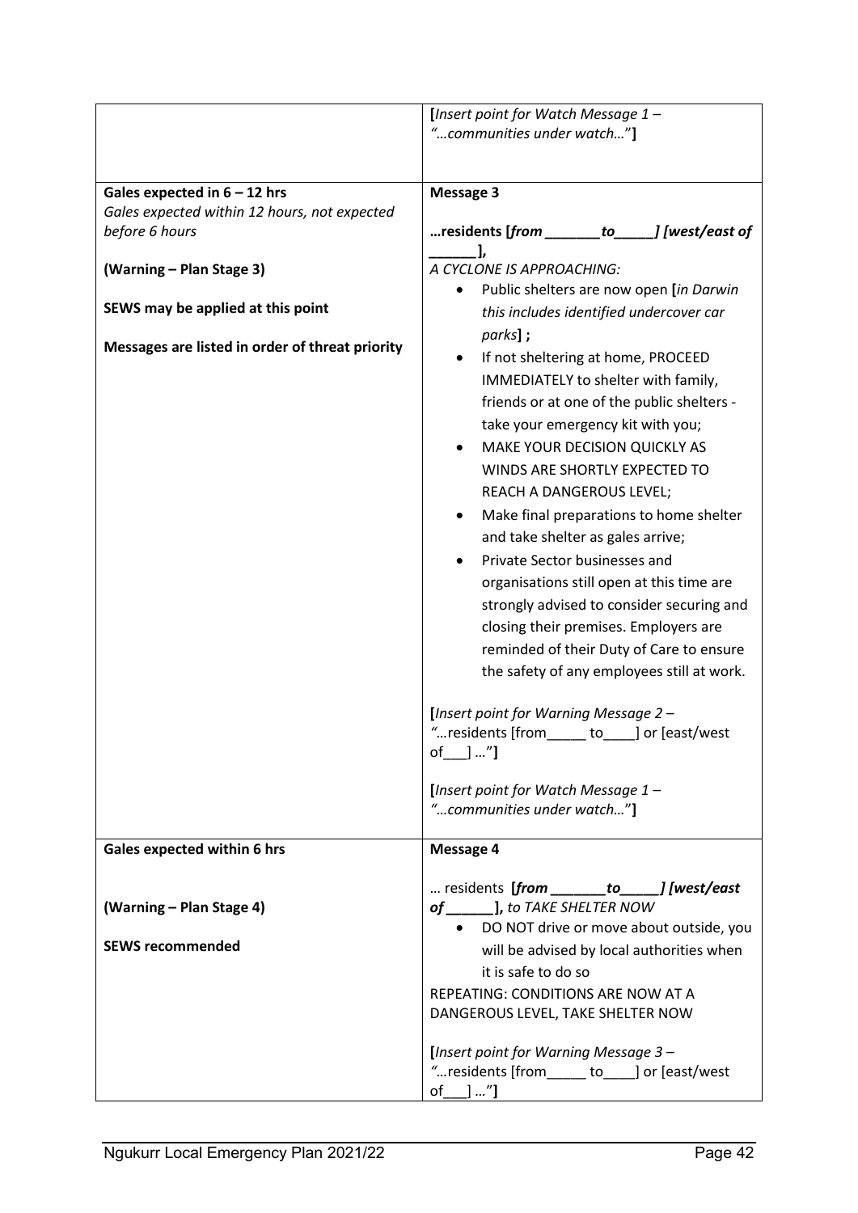| | |
|---|---|
| | **[***Insert point for Watch Message 1 – "…communities under watch…"***]** |
| **Gales expected in 6 – 12 hrs**<br>*Gales expected within 12 hours, not expected before 6 hours*<br><br>**(Warning – Plan Stage 3)**<br><br>**SEWS may be applied at this point**<br><br>**Messages are listed in order of threat priority** | **Message 3**<br><br>**…residents [***from* ________ *to* ______*] [west/east of* ______**],**<br>*A CYCLONE IS APPROACHING:*<br>• Public shelters are now open **[***in Darwin this includes identified undercover car parks***] ;**<br>• If not sheltering at home, PROCEED IMMEDIATELY to shelter with family, friends or at one of the public shelters - take your emergency kit with you;<br>• MAKE YOUR DECISION QUICKLY AS WINDS ARE SHORTLY EXPECTED TO REACH A DANGEROUS LEVEL;<br>• Make final preparations to home shelter and take shelter as gales arrive;<br>• Private Sector businesses and organisations still open at this time are strongly advised to consider securing and closing their premises. Employers are reminded of their Duty of Care to ensure the safety of any employees still at work.<br><br>**[***Insert point for Warning Message 2 – "…residents [from_____ to____] or [east/west of___] …"***]**<br><br>**[***Insert point for Watch Message 1 – "…communities under watch…"***]** |
| **Gales expected within 6 hrs**<br><br><br>**(Warning – Plan Stage 4)**<br><br>**SEWS recommended** | **Message 4**<br><br>… residents **[***from* ________ *to* ______*] [west/east of* ______**]**, *to TAKE SHELTER NOW*<br>• DO NOT drive or move about outside, you will be advised by local authorities when it is safe to do so<br>REPEATING: CONDITIONS ARE NOW AT A DANGEROUS LEVEL, TAKE SHELTER NOW<br><br>**[***Insert point for Warning Message 3 – "…residents [from_____ to____] or [east/west of___] …"***]** |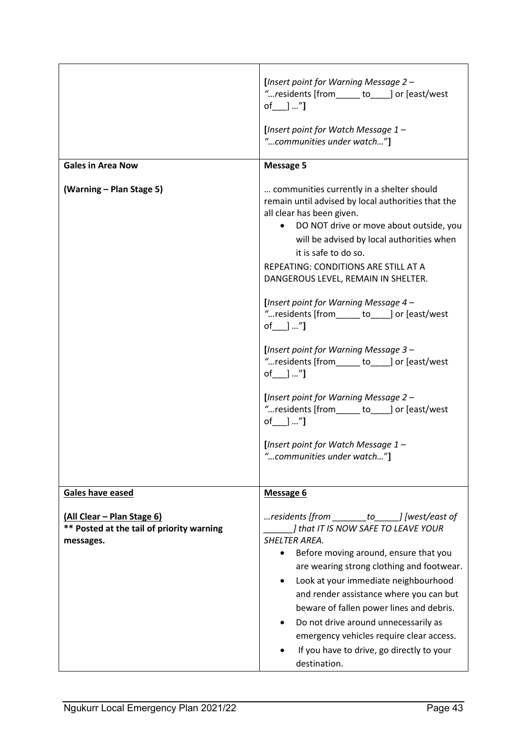| | |
|---|---|
| | **[***Insert point for Warning Message 2 – "…*residents [from_____ to____] or [east/west of___] *…"***]**<br><br>**[***Insert point for Watch Message 1 – "…communities under watch…"***]** |
| **Gales in Area Now**<br><br>**(Warning – Plan Stage 5)** | **Message 5**<br><br>… communities currently in a shelter should remain until advised by local authorities that the all clear has been given.<br>• DO NOT drive or move about outside, you will be advised by local authorities when it is safe to do so.<br><br>REPEATING: CONDITIONS ARE STILL AT A DANGEROUS LEVEL, REMAIN IN SHELTER.<br><br>**[***Insert point for Warning Message 4 – "…*residents [from_____ to____] or [east/west of___] *…"***]**<br><br>**[***Insert point for Warning Message 3 – "…*residents [from_____ to____] or [east/west of___] *…"***]**<br><br>**[***Insert point for Warning Message 2 – "…*residents [from_____ to____] or [east/west of___] *…"***]**<br><br>**[***Insert point for Watch Message 1 – "…communities under watch…"***]** |
| **Gales have eased**<br><br>**(All Clear – Plan Stage 6)**<br>**** Posted at the tail of priority warning messages.** | **Message 6**<br><br>*…residents [from _______to_____] [west/east of ______] that IT IS NOW SAFE TO LEAVE YOUR SHELTER AREA.*<br>• Before moving around, ensure that you are wearing strong clothing and footwear.<br>• Look at your immediate neighbourhood and render assistance where you can but beware of fallen power lines and debris.<br>• Do not drive around unnecessarily as emergency vehicles require clear access.<br>• If you have to drive, go directly to your destination. |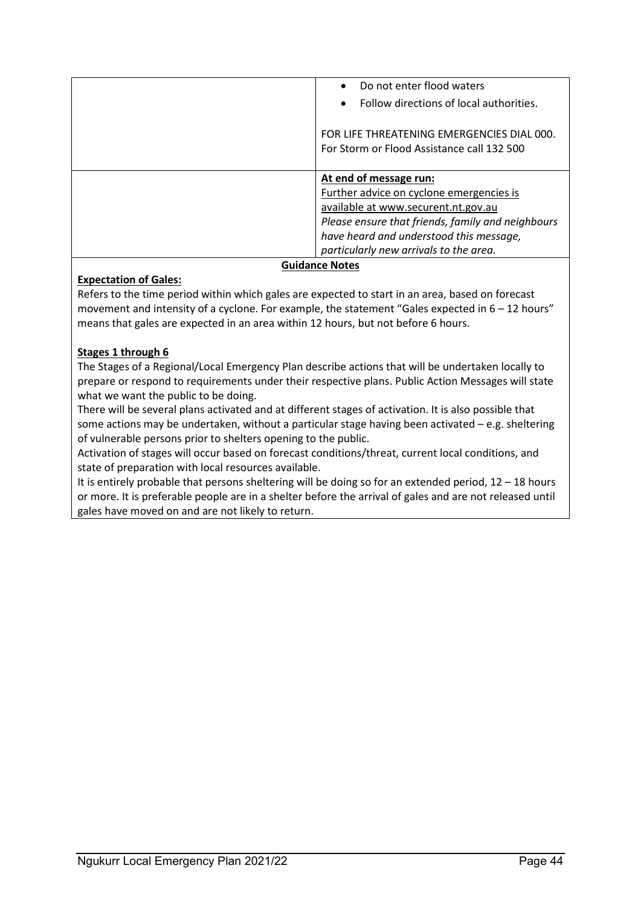| | |
|---|---|
| | • Do not enter flood waters<br>• Follow directions of local authorities.<br><br>FOR LIFE THREATENING EMERGENCIES DIAL 000.<br>For Storm or Flood Assistance call 132 500 |
| | **<u>At end of message run:</u>**<br><u>Further advice on cyclone emergencies is available at www.securent.nt.gov.au</u><br>*Please ensure that friends, family and neighbours have heard and understood this message, particularly new arrivals to the area.* |

**Guidance Notes**

**<u>Expectation of Gales:</u>**

Refers to the time period within which gales are expected to start in an area, based on forecast movement and intensity of a cyclone. For example, the statement "Gales expected in 6 – 12 hours" means that gales are expected in an area within 12 hours, but not before 6 hours.

**<u>Stages 1 through 6</u>**

The Stages of a Regional/Local Emergency Plan describe actions that will be undertaken locally to prepare or respond to requirements under their respective plans. Public Action Messages will state what we want the public to be doing.

There will be several plans activated and at different stages of activation. It is also possible that some actions may be undertaken, without a particular stage having been activated – e.g. sheltering of vulnerable persons prior to shelters opening to the public.

Activation of stages will occur based on forecast conditions/threat, current local conditions, and state of preparation with local resources available.

It is entirely probable that persons sheltering will be doing so for an extended period, 12 – 18 hours or more. It is preferable people are in a shelter before the arrival of gales and are not released until gales have moved on and are not likely to return.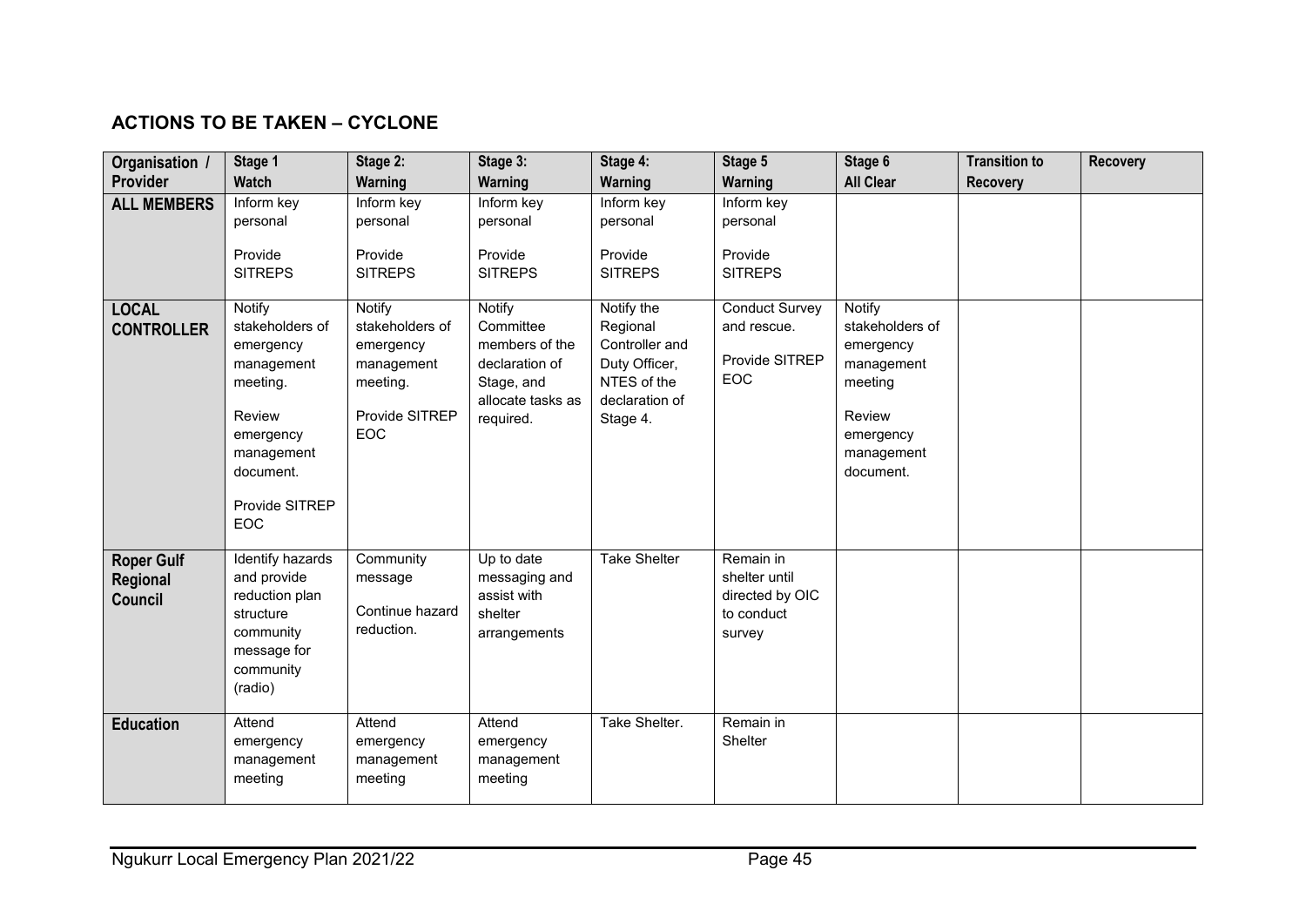## ACTIONS TO BE TAKEN – CYCLONE

| Organisation / Provider | Stage 1 Watch | Stage 2: Warning | Stage 3: Warning | Stage 4: Warning | Stage 5 Warning | Stage 6 All Clear | Transition to Recovery | Recovery |
|---|---|---|---|---|---|---|---|---|
| **ALL MEMBERS** | Inform key personal<br><br>Provide SITREPS | Inform key personal<br><br>Provide SITREPS | Inform key personal<br><br>Provide SITREPS | Inform key personal<br><br>Provide SITREPS | Inform key personal<br><br>Provide SITREPS | | | |
| **LOCAL CONTROLLER** | Notify stakeholders of emergency management meeting.<br><br>Review emergency management document.<br><br>Provide SITREP EOC | Notify stakeholders of emergency management meeting.<br><br>Provide SITREP EOC | Notify Committee members of the declaration of Stage, and allocate tasks as required. | Notify the Regional Controller and Duty Officer, NTES of the declaration of Stage 4. | Conduct Survey and rescue.<br><br>Provide SITREP EOC | Notify stakeholders of emergency management meeting<br><br>Review emergency management document. | | |
| **Roper Gulf Regional Council** | Identify hazards and provide reduction plan structure community message for community (radio) | Community message<br><br>Continue hazard reduction. | Up to date messaging and assist with shelter arrangements | Take Shelter | Remain in shelter until directed by OIC to conduct survey | | | |
| **Education** | Attend emergency management meeting | Attend emergency management meeting | Attend emergency management meeting | Take Shelter. | Remain in Shelter | | | |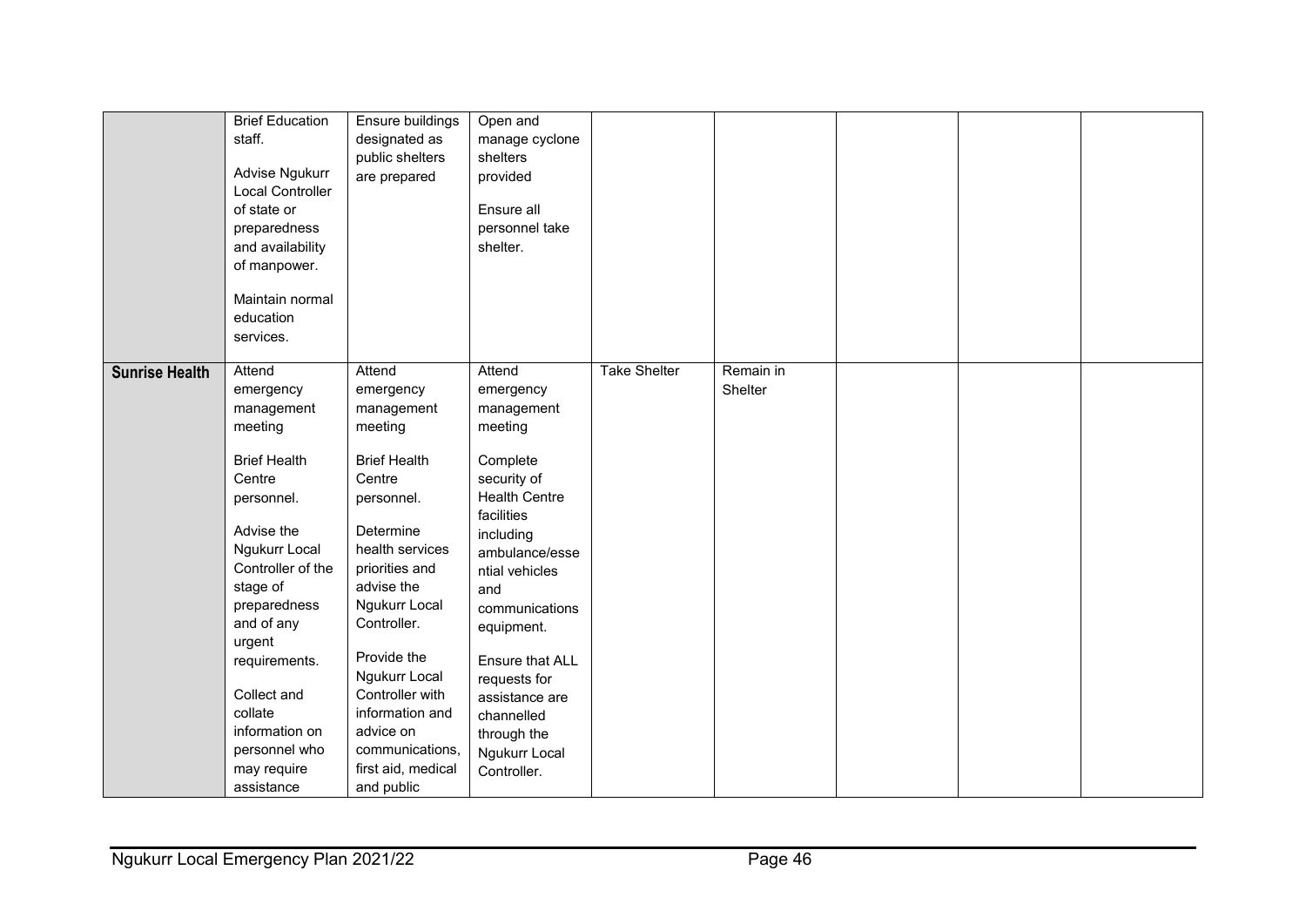|  |  |  |  |  |  |  |  |  |
|---|---|---|---|---|---|---|---|---|
|  | Brief Education staff.<br><br>Advise Ngukurr Local Controller of state or preparedness and availability of manpower.<br><br>Maintain normal education services. | Ensure buildings designated as public shelters are prepared | Open and manage cyclone shelters provided<br><br>Ensure all personnel take shelter. |  |  |  |  |  |
| **Sunrise Health** | Attend emergency management meeting<br><br>Brief Health Centre personnel.<br><br>Advise the Ngukurr Local Controller of the stage of preparedness and of any urgent requirements.<br><br>Collect and collate information on personnel who may require assistance | Attend emergency management meeting<br><br>Brief Health Centre personnel.<br><br>Determine health services priorities and advise the Ngukurr Local Controller.<br><br>Provide the Ngukurr Local Controller with information and advice on communications, first aid, medical and public | Attend emergency management meeting<br><br>Complete security of Health Centre facilities including ambulance/essential vehicles and communications equipment.<br><br>Ensure that ALL requests for assistance are channelled through the Ngukurr Local Controller. | Take Shelter | Remain in Shelter |  |  |  |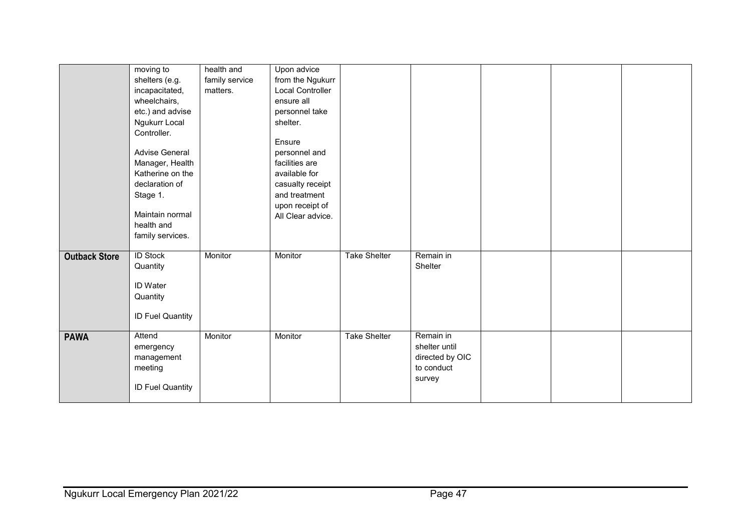| | | | | | | | | |
|---|---|---|---|---|---|---|---|---|
| | moving to shelters (e.g. incapacitated, wheelchairs, etc.) and advise Ngukurr Local Controller.<br><br>Advise General Manager, Health Katherine on the declaration of Stage 1.<br><br>Maintain normal health and family services. | health and family service matters. | Upon advice from the Ngukurr Local Controller ensure all personnel take shelter.<br><br>Ensure personnel and facilities are available for casualty receipt and treatment upon receipt of All Clear advice. | | | | | |
| **Outback Store** | ID Stock Quantity<br><br>ID Water Quantity<br><br>ID Fuel Quantity | Monitor | Monitor | Take Shelter | Remain in Shelter | | | |
| **PAWA** | Attend emergency management meeting<br><br>ID Fuel Quantity | Monitor | Monitor | Take Shelter | Remain in shelter until directed by OIC to conduct survey | | | |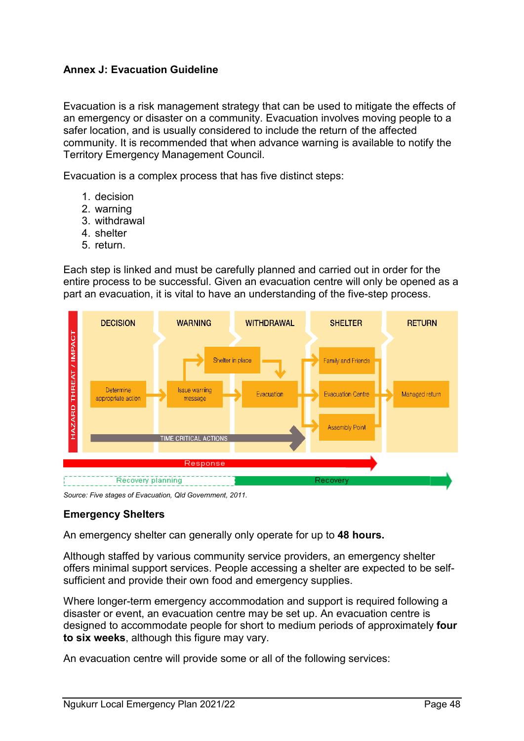## Annex J: Evacuation Guideline

Evacuation is a risk management strategy that can be used to mitigate the effects of an emergency or disaster on a community. Evacuation involves moving people to a safer location, and is usually considered to include the return of the affected community. It is recommended that when advance warning is available to notify the Territory Emergency Management Council.

Evacuation is a complex process that has five distinct steps:

1. decision
2. warning
3. withdrawal
4. shelter
5. return.

Each step is linked and must be carefully planned and carried out in order for the entire process to be successful. Given an evacuation centre will only be opened as a part an evacuation, it is vital to have an understanding of the five-step process.

HAZARD THREAT / IMPACT

DECISION | WARNING | WITHDRAWAL | SHELTER | RETURN

Determine appropriate action → Issue warning message → Shelter in place / Evacuation → Family and Friends / Evacuation Centre / Assembly Point → Managed return

TIME CRITICAL ACTIONS

Response

Recovery planning | Recovery

*Source: Five stages of Evacuation, Qld Government, 2011.*

### Emergency Shelters

An emergency shelter can generally only operate for up to **48 hours.**

Although staffed by various community service providers, an emergency shelter offers minimal support services. People accessing a shelter are expected to be self-sufficient and provide their own food and emergency supplies.

Where longer-term emergency accommodation and support is required following a disaster or event, an evacuation centre may be set up. An evacuation centre is designed to accommodate people for short to medium periods of approximately **four to six weeks**, although this figure may vary.

An evacuation centre will provide some or all of the following services: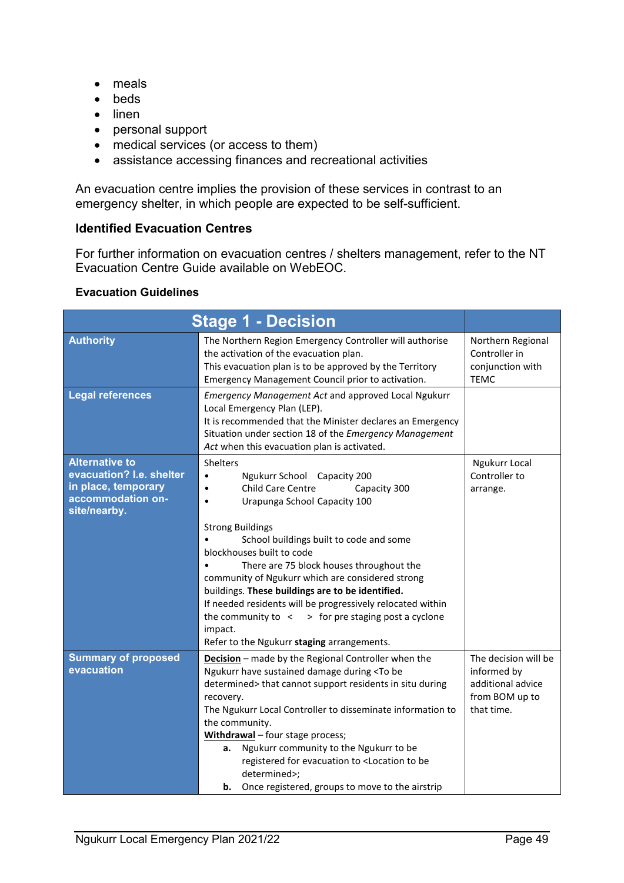- meals
- beds
- linen
- personal support
- medical services (or access to them)
- assistance accessing finances and recreational activities

An evacuation centre implies the provision of these services in contrast to an emergency shelter, in which people are expected to be self-sufficient.

### Identified Evacuation Centres

For further information on evacuation centres / shelters management, refer to the NT Evacuation Centre Guide available on WebEOC.

#### Evacuation Guidelines

| Stage 1 - Decision | | |
|---|---|---|
| **Authority** | The Northern Region Emergency Controller will authorise the activation of the evacuation plan.<br>This evacuation plan is to be approved by the Territory Emergency Management Council prior to activation. | Northern Regional Controller in conjunction with TEMC |
| **Legal references** | *Emergency Management Act* and approved Local Ngukurr Local Emergency Plan (LEP).<br>It is recommended that the Minister declares an Emergency Situation under section 18 of the *Emergency Management Act* when this evacuation plan is activated. | |
| **Alternative to evacuation? I.e. shelter in place, temporary accommodation on-site/nearby.** | Shelters<br>• Ngukurr School Capacity 200<br>• Child Care Centre Capacity 300<br>• Urapunga School Capacity 100<br><br>Strong Buildings<br>• School buildings built to code and some blockhouses built to code<br>• There are 75 block houses throughout the community of Ngukurr which are considered strong buildings. **These buildings are to be identified.**<br>If needed residents will be progressively relocated within the community to < > for pre staging post a cyclone impact.<br>Refer to the Ngukurr **staging** arrangements. | Ngukurr Local Controller to arrange. |
| **Summary of proposed evacuation** | **Decision** – made by the Regional Controller when the Ngukurr have sustained damage during <To be determined> that cannot support residents in situ during recovery.<br>The Ngukurr Local Controller to disseminate information to the community.<br>**Withdrawal** – four stage process;<br>**a.** Ngukurr community to the Ngukurr to be registered for evacuation to <Location to be determined>;<br>**b.** Once registered, groups to move to the airstrip | The decision will be informed by additional advice from BOM up to that time. |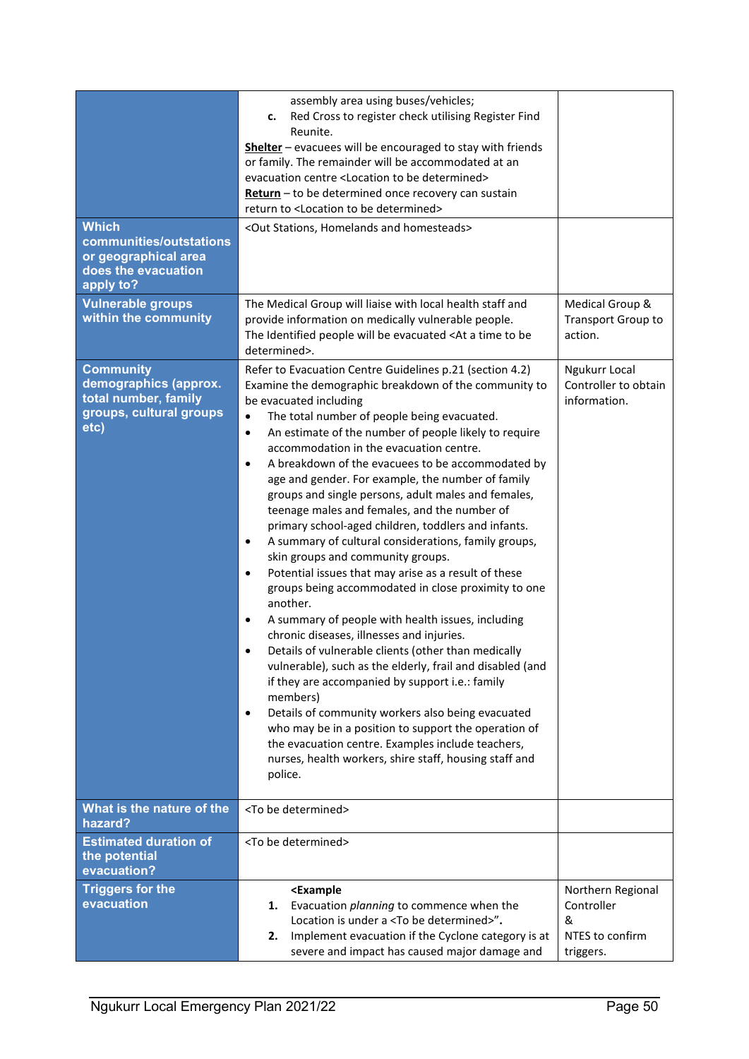| | | |
|---|---|---|
| | assembly area using buses/vehicles;<br>**c.** Red Cross to register check utilising Register Find Reunite.<br>**Shelter** – evacuees will be encouraged to stay with friends or family. The remainder will be accommodated at an evacuation centre <Location to be determined><br>**Return** – to be determined once recovery can sustain return to <Location to be determined> | |
| **Which communities/outstations or geographical area does the evacuation apply to?** | <Out Stations, Homelands and homesteads> | |
| **Vulnerable groups within the community** | The Medical Group will liaise with local health staff and provide information on medically vulnerable people.<br>The Identified people will be evacuated <At a time to be determined>. | Medical Group & Transport Group to action. |
| **Community demographics (approx. total number, family groups, cultural groups etc)** | Refer to Evacuation Centre Guidelines p.21 (section 4.2)<br>Examine the demographic breakdown of the community to be evacuated including<br>• The total number of people being evacuated.<br>• An estimate of the number of people likely to require accommodation in the evacuation centre.<br>• A breakdown of the evacuees to be accommodated by age and gender. For example, the number of family groups and single persons, adult males and females, teenage males and females, and the number of primary school-aged children, toddlers and infants.<br>• A summary of cultural considerations, family groups, skin groups and community groups.<br>• Potential issues that may arise as a result of these groups being accommodated in close proximity to one another.<br>• A summary of people with health issues, including chronic diseases, illnesses and injuries.<br>• Details of vulnerable clients (other than medically vulnerable), such as the elderly, frail and disabled (and if they are accompanied by support i.e.: family members)<br>• Details of community workers also being evacuated who may be in a position to support the operation of the evacuation centre. Examples include teachers, nurses, health workers, shire staff, housing staff and police. | Ngukurr Local Controller to obtain information. |
| **What is the nature of the hazard?** | <To be determined> | |
| **Estimated duration of the potential evacuation?** | <To be determined> | |
| **Triggers for the evacuation** | **<Example**<br>**1.** Evacuation *planning* to commence when the Location is under a <To be determined>".<br>**2.** Implement evacuation if the Cyclone category is at severe and impact has caused major damage and | Northern Regional Controller<br>&<br>NTES to confirm triggers. |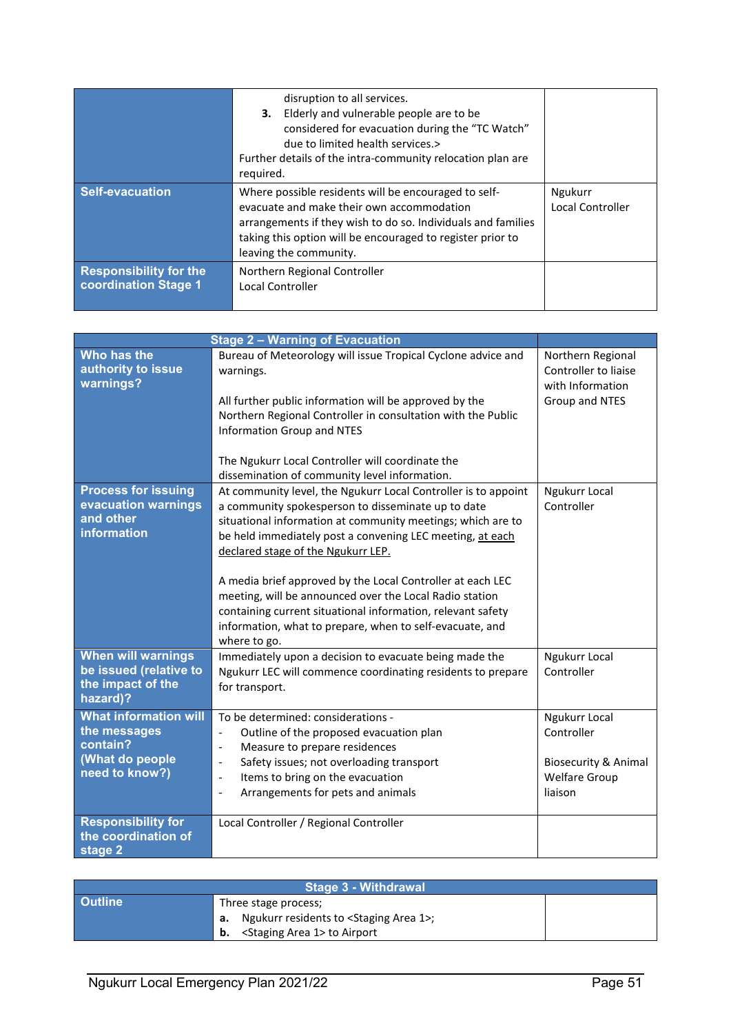| | | |
|---|---|---|
| | disruption to all services.<br>**3.** Elderly and vulnerable people are to be considered for evacuation during the "TC Watch" due to limited health services.><br>Further details of the intra-community relocation plan are required. | |
| **Self-evacuation** | Where possible residents will be encouraged to self-evacuate and make their own accommodation arrangements if they wish to do so. Individuals and families taking this option will be encouraged to register prior to leaving the community. | Ngukurr Local Controller |
| **Responsibility for the coordination Stage 1** | Northern Regional Controller<br>Local Controller | |

| **Stage 2 – Warning of Evacuation** | | |
|---|---|---|
| **Who has the authority to issue warnings?** | Bureau of Meteorology will issue Tropical Cyclone advice and warnings.<br><br>All further public information will be approved by the Northern Regional Controller in consultation with the Public Information Group and NTES<br><br>The Ngukurr Local Controller will coordinate the dissemination of community level information. | Northern Regional Controller to liaise with Information Group and NTES |
| **Process for issuing evacuation warnings and other information** | At community level, the Ngukurr Local Controller is to appoint a community spokesperson to disseminate up to date situational information at community meetings; which are to be held immediately post a convening LEC meeting, <u>at each declared stage of the Ngukurr LEP.</u><br><br>A media brief approved by the Local Controller at each LEC meeting, will be announced over the Local Radio station containing current situational information, relevant safety information, what to prepare, when to self-evacuate, and where to go. | Ngukurr Local Controller |
| **When will warnings be issued (relative to the impact of the hazard)?** | Immediately upon a decision to evacuate being made the Ngukurr LEC will commence coordinating residents to prepare for transport. | Ngukurr Local Controller |
| **What information will the messages contain? (What do people need to know?)** | To be determined: considerations -<br>- Outline of the proposed evacuation plan<br>- Measure to prepare residences<br>- Safety issues; not overloading transport<br>- Items to bring on the evacuation<br>- Arrangements for pets and animals | Ngukurr Local Controller<br><br>Biosecurity & Animal Welfare Group liaison |
| **Responsibility for the coordination of stage 2** | Local Controller / Regional Controller | |

| **Stage 3 - Withdrawal** | | |
|---|---|---|
| **Outline** | Three stage process;<br>**a.** Ngukurr residents to <Staging Area 1>;<br>**b.** <Staging Area 1> to Airport | |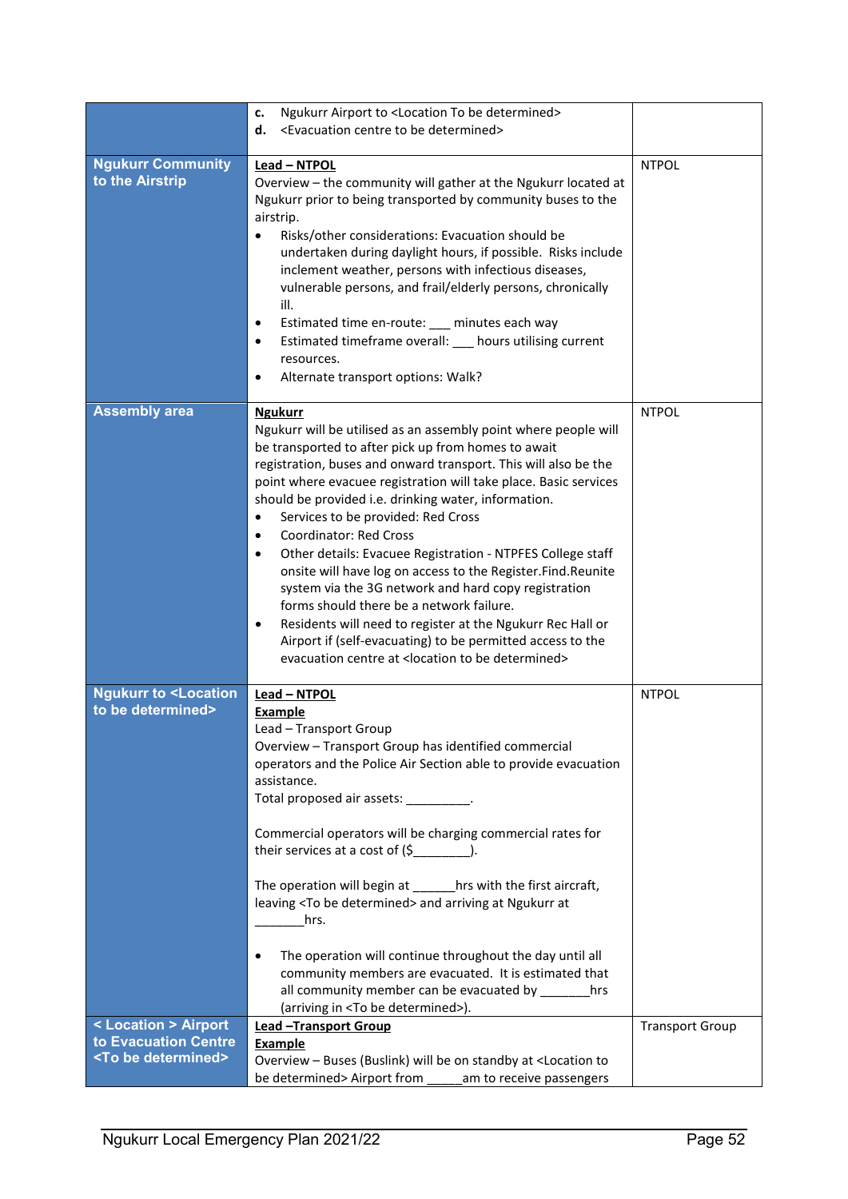| | | |
|---|---|---|
| | **c.** Ngukurr Airport to <Location To be determined><br>**d.** <Evacuation centre to be determined> | |
| **Ngukurr Community to the Airstrip** | **Lead – NTPOL**<br>Overview – the community will gather at the Ngukurr located at Ngukurr prior to being transported by community buses to the airstrip.<br>• Risks/other considerations: Evacuation should be undertaken during daylight hours, if possible. Risks include inclement weather, persons with infectious diseases, vulnerable persons, and frail/elderly persons, chronically ill.<br>• Estimated time en-route: ___ minutes each way<br>• Estimated timeframe overall: ___ hours utilising current resources.<br>• Alternate transport options: Walk? | NTPOL |
| **Assembly area** | **Ngukurr**<br>Ngukurr will be utilised as an assembly point where people will be transported to after pick up from homes to await registration, buses and onward transport. This will also be the point where evacuee registration will take place. Basic services should be provided i.e. drinking water, information.<br>• Services to be provided: Red Cross<br>• Coordinator: Red Cross<br>• Other details: Evacuee Registration - NTPFES College staff onsite will have log on access to the Register.Find.Reunite system via the 3G network and hard copy registration forms should there be a network failure.<br>• Residents will need to register at the Ngukurr Rec Hall or Airport if (self-evacuating) to be permitted access to the evacuation centre at <location to be determined> | NTPOL |
| **Ngukurr to <Location to be determined>** | **Lead – NTPOL**<br>**Example**<br>Lead – Transport Group<br>Overview – Transport Group has identified commercial operators and the Police Air Section able to provide evacuation assistance.<br>Total proposed air assets: _________.<br><br>Commercial operators will be charging commercial rates for their services at a cost of ($________).<br><br>The operation will begin at ______hrs with the first aircraft, leaving <To be determined> and arriving at Ngukurr at _______hrs.<br><br>• The operation will continue throughout the day until all community members are evacuated. It is estimated that all community member can be evacuated by _______hrs (arriving in <To be determined>). | NTPOL |
| **< Location > Airport to Evacuation Centre <To be determined>** | **Lead –Transport Group**<br>**Example**<br>Overview – Buses (Buslink) will be on standby at <Location to be determined> Airport from _____am to receive passengers | Transport Group |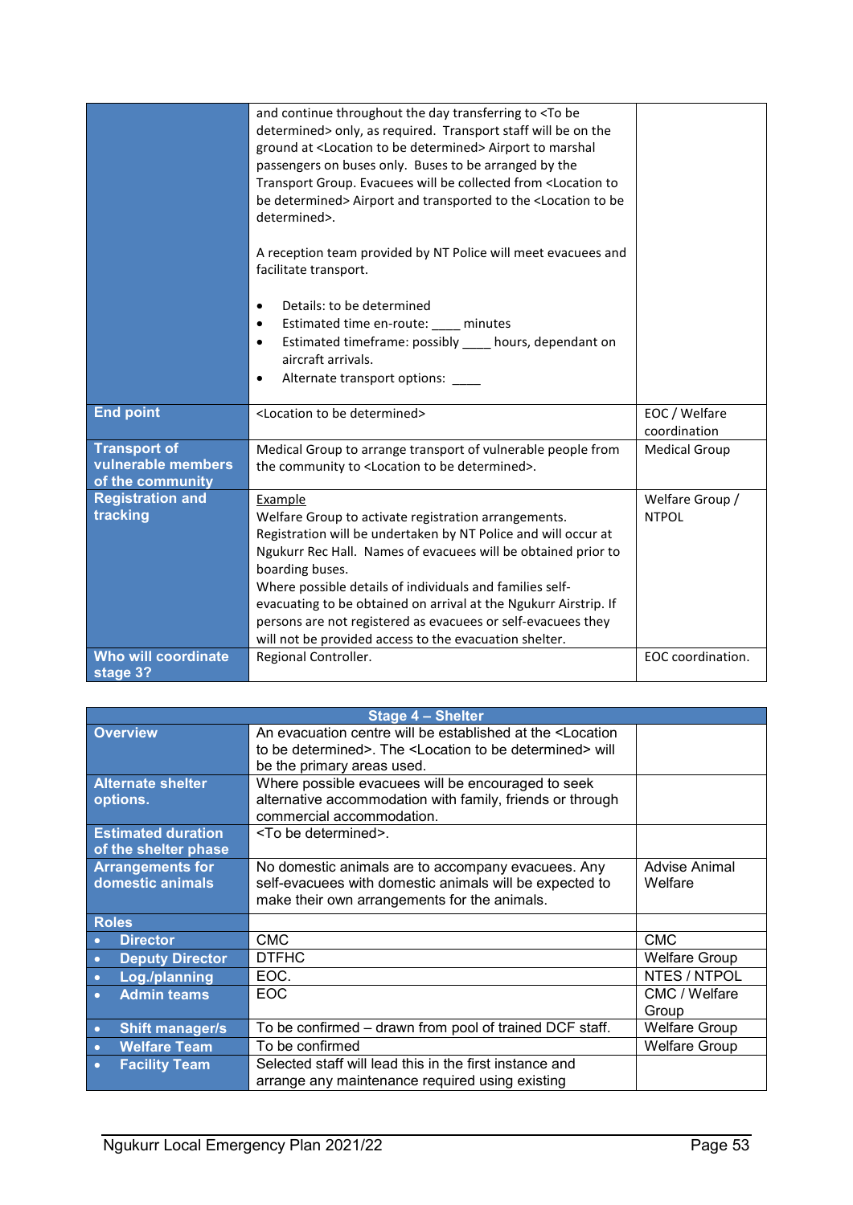| | | |
|---|---|---|
| | and continue throughout the day transferring to <To be determined> only, as required. Transport staff will be on the ground at <Location to be determined> Airport to marshal passengers on buses only. Buses to be arranged by the Transport Group. Evacuees will be collected from <Location to be determined> Airport and transported to the <Location to be determined>.<br><br>A reception team provided by NT Police will meet evacuees and facilitate transport.<br><br>• Details: to be determined<br>• Estimated time en-route: ____ minutes<br>• Estimated timeframe: possibly ____ hours, dependant on aircraft arrivals.<br>• Alternate transport options: ____ | |
| **End point** | <Location to be determined> | EOC / Welfare coordination |
| **Transport of vulnerable members of the community** | Medical Group to arrange transport of vulnerable people from the community to <Location to be determined>. | Medical Group |
| **Registration and tracking** | Example<br>Welfare Group to activate registration arrangements. Registration will be undertaken by NT Police and will occur at Ngukurr Rec Hall. Names of evacuees will be obtained prior to boarding buses.<br>Where possible details of individuals and families self-evacuating to be obtained on arrival at the Ngukurr Airstrip. If persons are not registered as evacuees or self-evacuees they will not be provided access to the evacuation shelter. | Welfare Group / NTPOL |
| **Who will coordinate stage 3?** | Regional Controller. | EOC coordination. |

| Stage 4 – Shelter | | |
|---|---|---|
| **Overview** | An evacuation centre will be established at the <Location to be determined>. The <Location to be determined> will be the primary areas used. | |
| **Alternate shelter options.** | Where possible evacuees will be encouraged to seek alternative accommodation with family, friends or through commercial accommodation. | |
| **Estimated duration of the shelter phase** | <To be determined>. | |
| **Arrangements for domestic animals** | No domestic animals are to accompany evacuees. Any self-evacuees with domestic animals will be expected to make their own arrangements for the animals. | Advise Animal Welfare |
| **Roles** | | |
| • **Director** | CMC | CMC |
| • **Deputy Director** | DTFHC | Welfare Group |
| • **Log./planning** | EOC. | NTES / NTPOL |
| • **Admin teams** | EOC | CMC / Welfare Group |
| • **Shift manager/s** | To be confirmed – drawn from pool of trained DCF staff. | Welfare Group |
| • **Welfare Team** | To be confirmed | Welfare Group |
| • **Facility Team** | Selected staff will lead this in the first instance and arrange any maintenance required using existing | |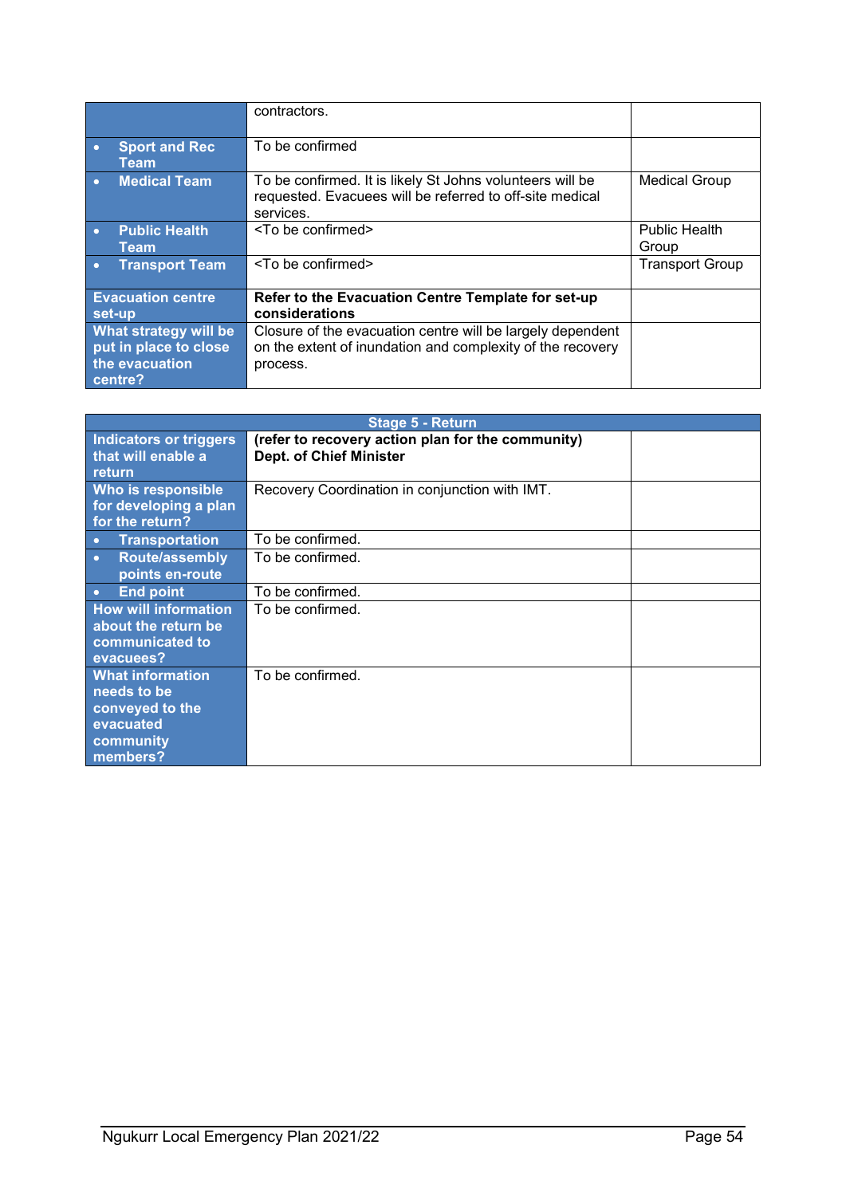| | | |
|---|---|---|
| | contractors. | |
| • **Sport and Rec Team** | To be confirmed | |
| • **Medical Team** | To be confirmed. It is likely St Johns volunteers will be requested. Evacuees will be referred to off-site medical services. | Medical Group |
| • **Public Health Team** | <To be confirmed> | Public Health Group |
| • **Transport Team** | <To be confirmed> | Transport Group |
| **Evacuation centre set-up** | **Refer to the Evacuation Centre Template for set-up considerations** | |
| **What strategy will be put in place to close the evacuation centre?** | Closure of the evacuation centre will be largely dependent on the extent of inundation and complexity of the recovery process. | |

| **Stage 5 - Return** | | |
|---|---|---|
| **Indicators or triggers that will enable a return** | **(refer to recovery action plan for the community) Dept. of Chief Minister** | |
| **Who is responsible for developing a plan for the return?** | Recovery Coordination in conjunction with IMT. | |
| • **Transportation** | To be confirmed. | |
| • **Route/assembly points en-route** | To be confirmed. | |
| • **End point** | To be confirmed. | |
| **How will information about the return be communicated to evacuees?** | To be confirmed. | |
| **What information needs to be conveyed to the evacuated community members?** | To be confirmed. | |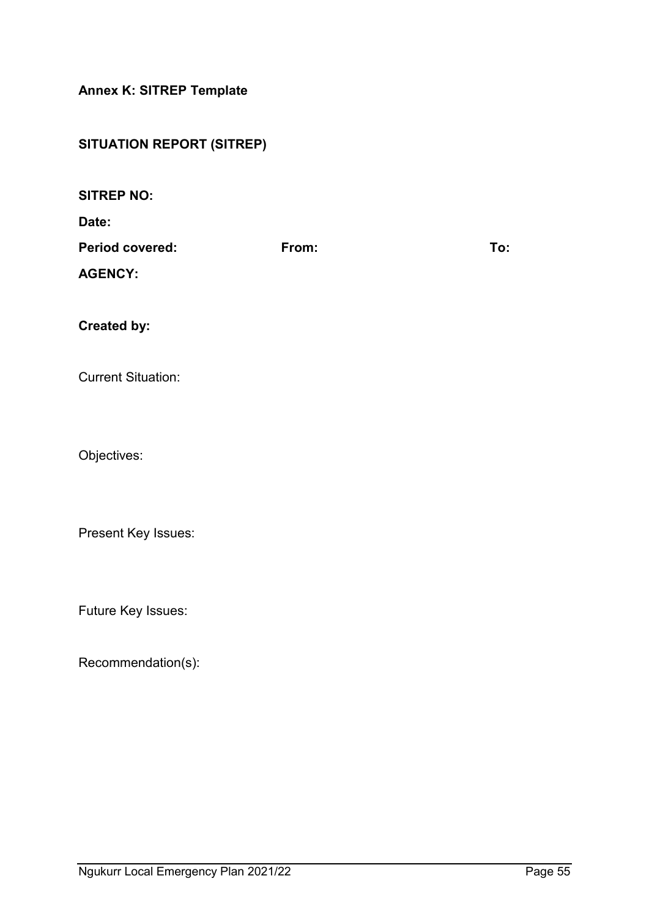**Annex K: SITREP Template**

**SITUATION REPORT (SITREP)**

**SITREP NO:**

**Date:**

**Period covered:** **From:** **To:**

**AGENCY:**

**Created by:**

Current Situation:

Objectives:

Present Key Issues:

Future Key Issues:

Recommendation(s):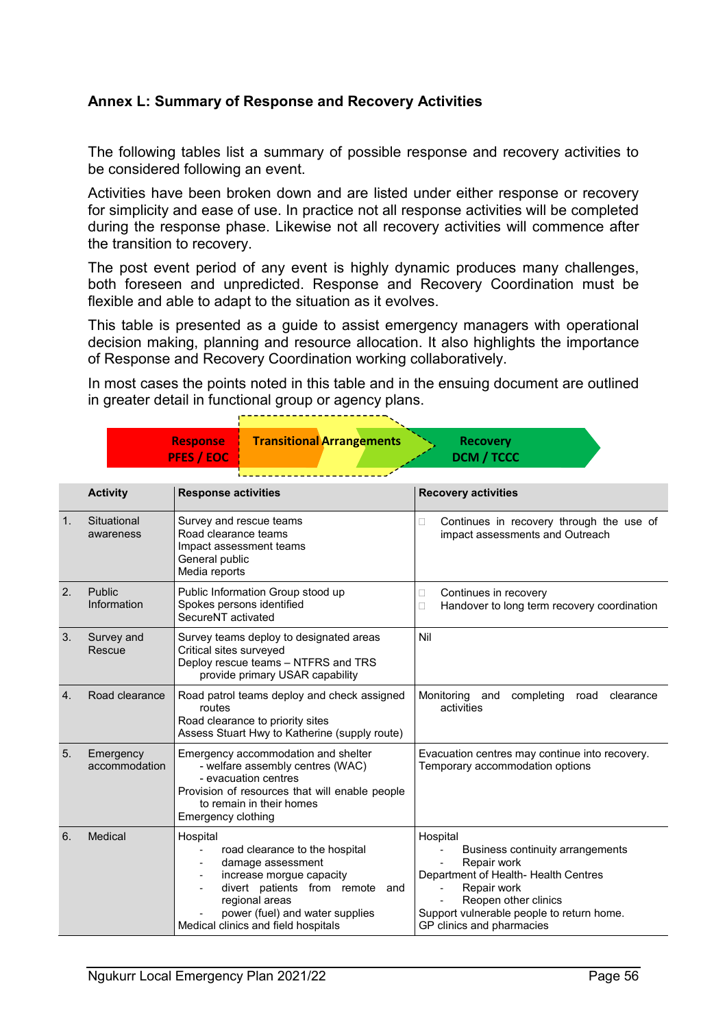## Annex L: Summary of Response and Recovery Activities

The following tables list a summary of possible response and recovery activities to be considered following an event.

Activities have been broken down and are listed under either response or recovery for simplicity and ease of use. In practice not all response activities will be completed during the response phase. Likewise not all recovery activities will commence after the transition to recovery.

The post event period of any event is highly dynamic produces many challenges, both foreseen and unpredicted. Response and Recovery Coordination must be flexible and able to adapt to the situation as it evolves.

This table is presented as a guide to assist emergency managers with operational decision making, planning and resource allocation. It also highlights the importance of Response and Recovery Coordination working collaboratively.

In most cases the points noted in this table and in the ensuing document are outlined in greater detail in functional group or agency plans.

Response PFES / EOC → Transitional Arrangements → Recovery DCM / TCCC

| | Activity | Response activities | Recovery activities |
|---|---|---|---|
| 1. | Situational awareness | Survey and rescue teams<br>Road clearance teams<br>Impact assessment teams<br>General public<br>Media reports | - Continues in recovery through the use of impact assessments and Outreach |
| 2. | Public Information | Public Information Group stood up<br>Spokes persons identified<br>SecureNT activated | - Continues in recovery<br>- Handover to long term recovery coordination |
| 3. | Survey and Rescue | Survey teams deploy to designated areas<br>Critical sites surveyed<br>Deploy rescue teams – NTFRS and TRS provide primary USAR capability | Nil |
| 4. | Road clearance | Road patrol teams deploy and check assigned routes<br>Road clearance to priority sites<br>Assess Stuart Hwy to Katherine (supply route) | Monitoring and completing road clearance activities |
| 5. | Emergency accommodation | Emergency accommodation and shelter<br>- welfare assembly centres (WAC)<br>- evacuation centres<br>Provision of resources that will enable people to remain in their homes<br>Emergency clothing | Evacuation centres may continue into recovery.<br>Temporary accommodation options |
| 6. | Medical | Hospital<br>- road clearance to the hospital<br>- damage assessment<br>- increase morgue capacity<br>- divert patients from remote and regional areas<br>- power (fuel) and water supplies<br>Medical clinics and field hospitals | Hospital<br>- Business continuity arrangements<br>- Repair work<br>Department of Health- Health Centres<br>- Repair work<br>- Reopen other clinics<br>Support vulnerable people to return home.<br>GP clinics and pharmacies |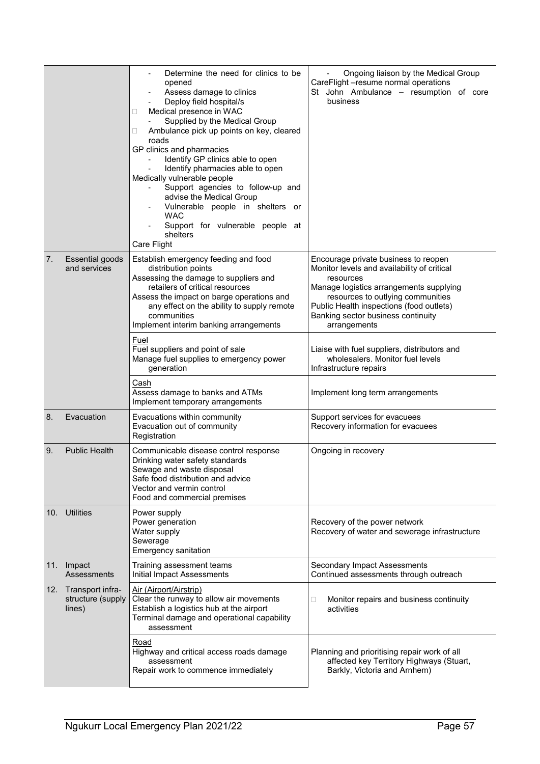| | | | |
|---|---|---|---|
| | | - Determine the need for clinics to be opened<br>- Assess damage to clinics<br>- Deploy field hospital/s<br>□ Medical presence in WAC<br>- Supplied by the Medical Group<br>□ Ambulance pick up points on key, cleared roads<br>GP clinics and pharmacies<br>- Identify GP clinics able to open<br>- Identify pharmacies able to open<br>Medically vulnerable people<br>- Support agencies to follow-up and advise the Medical Group<br>- Vulnerable people in shelters or WAC<br>- Support for vulnerable people at shelters<br>Care Flight | - Ongoing liaison by the Medical Group<br>CareFlight –resume normal operations<br>St John Ambulance – resumption of core business |
| 7. | Essential goods and services | Establish emergency feeding and food distribution points<br>Assessing the damage to suppliers and retailers of critical resources<br>Assess the impact on barge operations and any effect on the ability to supply remote communities<br>Implement interim banking arrangements | Encourage private business to reopen<br>Monitor levels and availability of critical resources<br>Manage logistics arrangements supplying resources to outlying communities<br>Public Health inspections (food outlets)<br>Banking sector business continuity arrangements |
| | | Fuel<br>Fuel suppliers and point of sale<br>Manage fuel supplies to emergency power generation | Liaise with fuel suppliers, distributors and wholesalers. Monitor fuel levels<br>Infrastructure repairs |
| | | Cash<br>Assess damage to banks and ATMs<br>Implement temporary arrangements | Implement long term arrangements |
| 8. | Evacuation | Evacuations within community<br>Evacuation out of community<br>Registration | Support services for evacuees<br>Recovery information for evacuees |
| 9. | Public Health | Communicable disease control response<br>Drinking water safety standards<br>Sewage and waste disposal<br>Safe food distribution and advice<br>Vector and vermin control<br>Food and commercial premises | Ongoing in recovery |
| 10. | Utilities | Power supply<br>Power generation<br>Water supply<br>Sewerage<br>Emergency sanitation | Recovery of the power network<br>Recovery of water and sewerage infrastructure |
| 11. | Impact Assessments | Training assessment teams<br>Initial Impact Assessments | Secondary Impact Assessments<br>Continued assessments through outreach |
| 12. | Transport infra-structure (supply lines) | Air (Airport/Airstrip)<br>Clear the runway to allow air movements<br>Establish a logistics hub at the airport<br>Terminal damage and operational capability assessment | □ Monitor repairs and business continuity activities |
| | | Road<br>Highway and critical access roads damage assessment<br>Repair work to commence immediately | Planning and prioritising repair work of all affected key Territory Highways (Stuart, Barkly, Victoria and Arnhem) |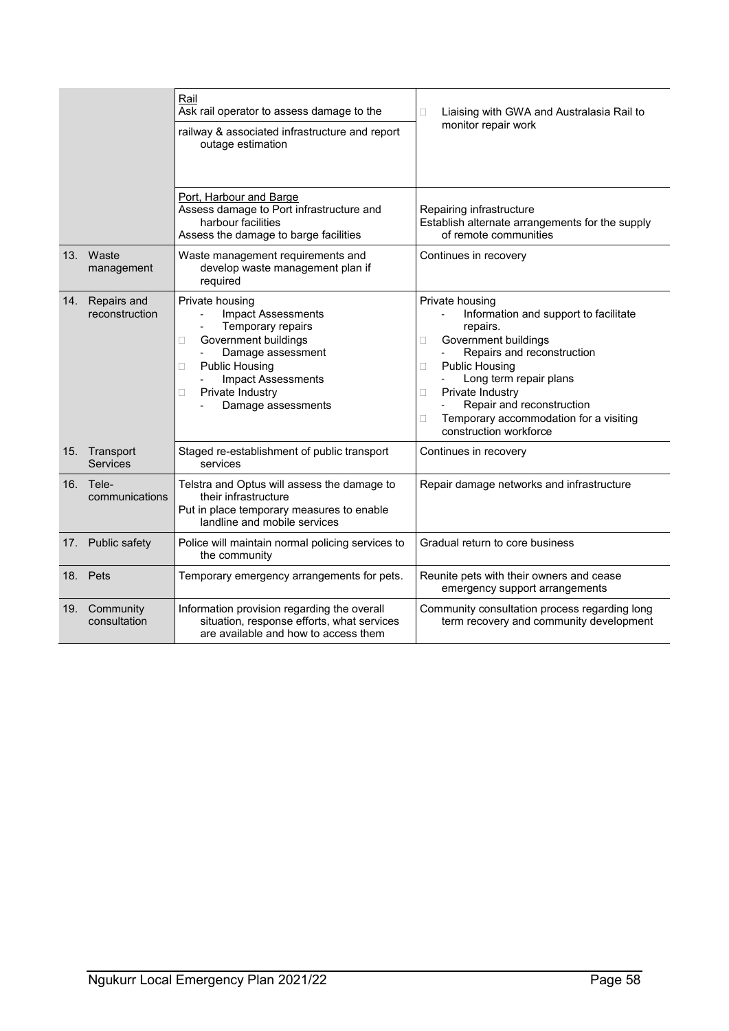| | | | |
|---|---|---|---|
| | | <u>Rail</u><br>Ask rail operator to assess damage to the railway & associated infrastructure and report outage estimation | Liaising with GWA and Australasia Rail to monitor repair work |
| | | <u>Port, Harbour and Barge</u><br>Assess damage to Port infrastructure and harbour facilities<br>Assess the damage to barge facilities | Repairing infrastructure<br>Establish alternate arrangements for the supply of remote communities |
| 13. | Waste management | Waste management requirements and develop waste management plan if required | Continues in recovery |
| 14. | Repairs and reconstruction | Private housing<br>- Impact Assessments<br>- Temporary repairs<br>Government buildings<br>- Damage assessment<br>Public Housing<br>- Impact Assessments<br>Private Industry<br>- Damage assessments | Private housing<br>- Information and support to facilitate repairs.<br>Government buildings<br>- Repairs and reconstruction<br>Public Housing<br>- Long term repair plans<br>Private Industry<br>- Repair and reconstruction<br>Temporary accommodation for a visiting construction workforce |
| 15. | Transport Services | Staged re-establishment of public transport services | Continues in recovery |
| 16. | Tele-communications | Telstra and Optus will assess the damage to their infrastructure<br>Put in place temporary measures to enable landline and mobile services | Repair damage networks and infrastructure |
| 17. | Public safety | Police will maintain normal policing services to the community | Gradual return to core business |
| 18. | Pets | Temporary emergency arrangements for pets. | Reunite pets with their owners and cease emergency support arrangements |
| 19. | Community consultation | Information provision regarding the overall situation, response efforts, what services are available and how to access them | Community consultation process regarding long term recovery and community development |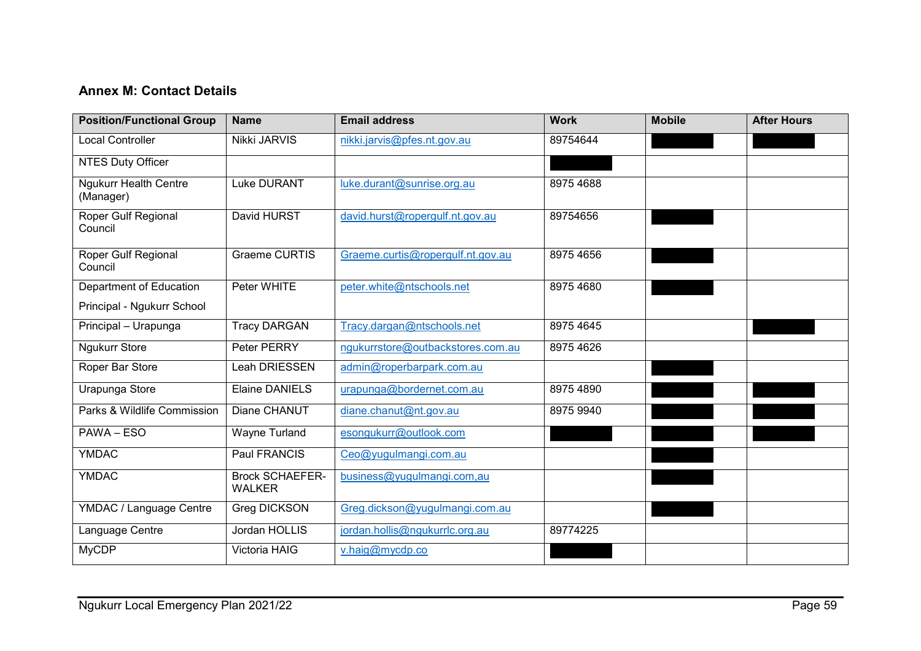## Annex M: Contact Details

| Position/Functional Group | Name | Email address | Work | Mobile | After Hours |
|---|---|---|---|---|---|
| Local Controller | Nikki JARVIS | nikki.jarvis@pfes.nt.gov.au | 89754644 | | |
| NTES Duty Officer | | | | | |
| Ngukurr Health Centre (Manager) | Luke DURANT | luke.durant@sunrise.org.au | 8975 4688 | | |
| Roper Gulf Regional Council | David HURST | david.hurst@ropergulf.nt.gov.au | 89754656 | | |
| Roper Gulf Regional Council | Graeme CURTIS | Graeme.curtis@ropergulf.nt.gov.au | 8975 4656 | | |
| Department of Education<br>Principal - Ngukurr School | Peter WHITE | peter.white@ntschools.net | 8975 4680 | | |
| Principal – Urapunga | Tracy DARGAN | Tracy.dargan@ntschools.net | 8975 4645 | | |
| Ngukurr Store | Peter PERRY | ngukurrstore@outbackstores.com.au | 8975 4626 | | |
| Roper Bar Store | Leah DRIESSEN | admin@roperbarpark.com.au | | | |
| Urapunga Store | Elaine DANIELS | urapunga@bordernet.com.au | 8975 4890 | | |
| Parks & Wildlife Commission | Diane CHANUT | diane.chanut@nt.gov.au | 8975 9940 | | |
| PAWA – ESO | Wayne Turland | esongukurr@outlook.com | | | |
| YMDAC | Paul FRANCIS | Ceo@yugulmangi.com.au | | | |
| YMDAC | Brock SCHAEFER-WALKER | business@yugulmangi.com,au | | | |
| YMDAC / Language Centre | Greg DICKSON | Greg.dickson@yugulmangi.com.au | | | |
| Language Centre | Jordan HOLLIS | jordan.hollis@ngukurrlc.org.au | 89774225 | | |
| MyCDP | Victoria HAIG | v.haig@mycdp.co | | | |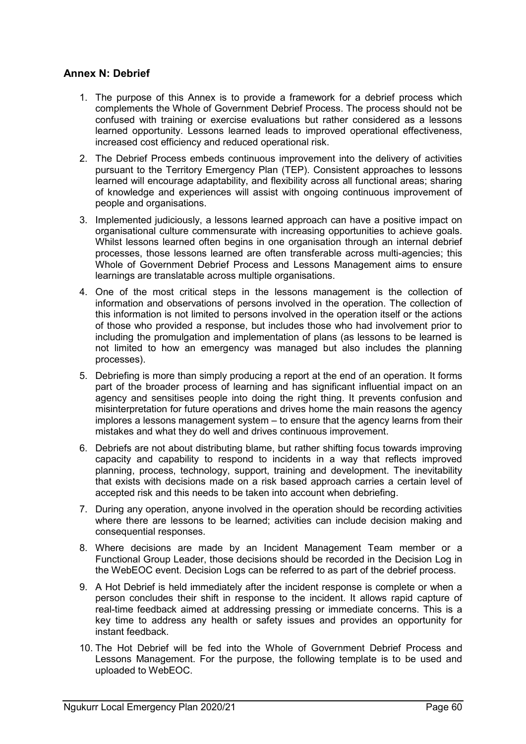## Annex N: Debrief

1. The purpose of this Annex is to provide a framework for a debrief process which complements the Whole of Government Debrief Process. The process should not be confused with training or exercise evaluations but rather considered as a lessons learned opportunity. Lessons learned leads to improved operational effectiveness, increased cost efficiency and reduced operational risk.
2. The Debrief Process embeds continuous improvement into the delivery of activities pursuant to the Territory Emergency Plan (TEP). Consistent approaches to lessons learned will encourage adaptability, and flexibility across all functional areas; sharing of knowledge and experiences will assist with ongoing continuous improvement of people and organisations.
3. Implemented judiciously, a lessons learned approach can have a positive impact on organisational culture commensurate with increasing opportunities to achieve goals. Whilst lessons learned often begins in one organisation through an internal debrief processes, those lessons learned are often transferable across multi-agencies; this Whole of Government Debrief Process and Lessons Management aims to ensure learnings are translatable across multiple organisations.
4. One of the most critical steps in the lessons management is the collection of information and observations of persons involved in the operation. The collection of this information is not limited to persons involved in the operation itself or the actions of those who provided a response, but includes those who had involvement prior to including the promulgation and implementation of plans (as lessons to be learned is not limited to how an emergency was managed but also includes the planning processes).
5. Debriefing is more than simply producing a report at the end of an operation. It forms part of the broader process of learning and has significant influential impact on an agency and sensitises people into doing the right thing. It prevents confusion and misinterpretation for future operations and drives home the main reasons the agency implores a lessons management system – to ensure that the agency learns from their mistakes and what they do well and drives continuous improvement.
6. Debriefs are not about distributing blame, but rather shifting focus towards improving capacity and capability to respond to incidents in a way that reflects improved planning, process, technology, support, training and development. The inevitability that exists with decisions made on a risk based approach carries a certain level of accepted risk and this needs to be taken into account when debriefing.
7. During any operation, anyone involved in the operation should be recording activities where there are lessons to be learned; activities can include decision making and consequential responses.
8. Where decisions are made by an Incident Management Team member or a Functional Group Leader, those decisions should be recorded in the Decision Log in the WebEOC event. Decision Logs can be referred to as part of the debrief process.
9. A Hot Debrief is held immediately after the incident response is complete or when a person concludes their shift in response to the incident. It allows rapid capture of real-time feedback aimed at addressing pressing or immediate concerns. This is a key time to address any health or safety issues and provides an opportunity for instant feedback.
10. The Hot Debrief will be fed into the Whole of Government Debrief Process and Lessons Management. For the purpose, the following template is to be used and uploaded to WebEOC.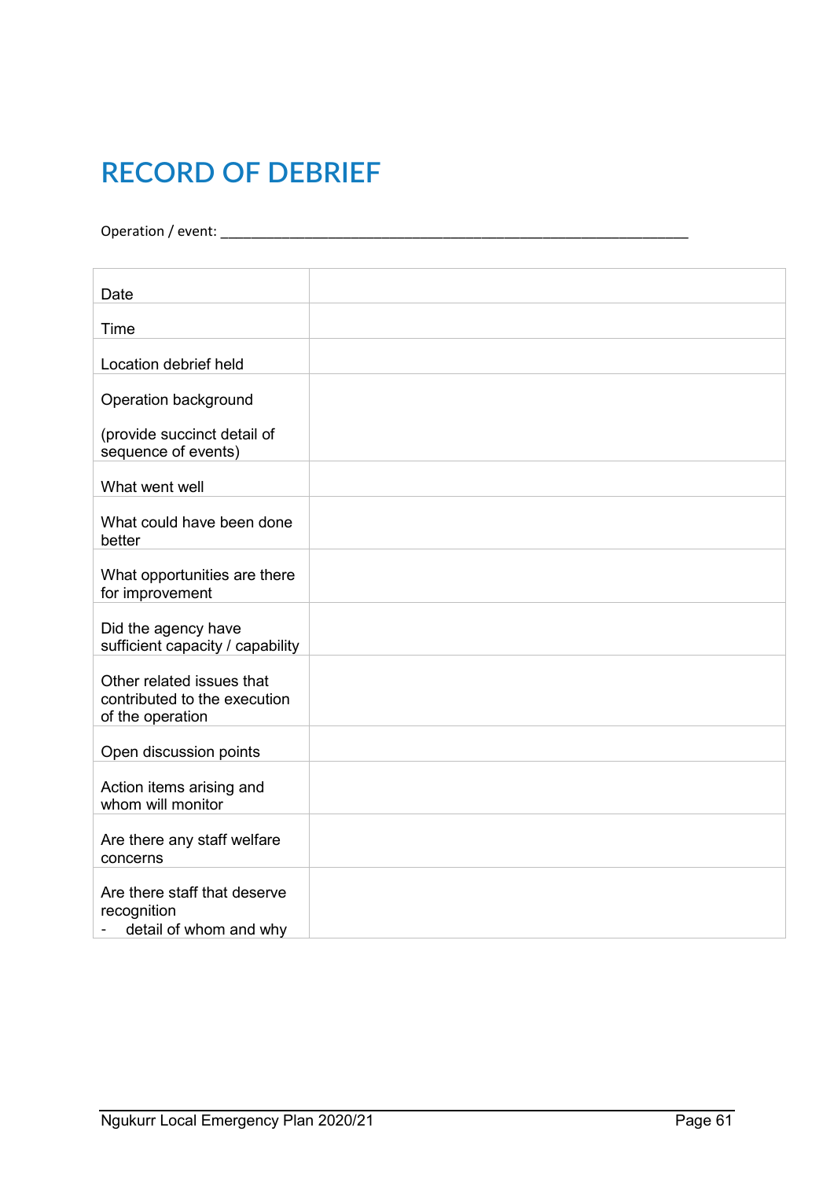# RECORD OF DEBRIEF

Operation / event: ___________________________________________________________________

| | |
|---|---|
| Date | |
| Time | |
| Location debrief held | |
| Operation background<br><br>(provide succinct detail of sequence of events) | |
| What went well | |
| What could have been done better | |
| What opportunities are there for improvement | |
| Did the agency have sufficient capacity / capability | |
| Other related issues that contributed to the execution of the operation | |
| Open discussion points | |
| Action items arising and whom will monitor | |
| Are there any staff welfare concerns | |
| Are there staff that deserve recognition<br>- detail of whom and why | |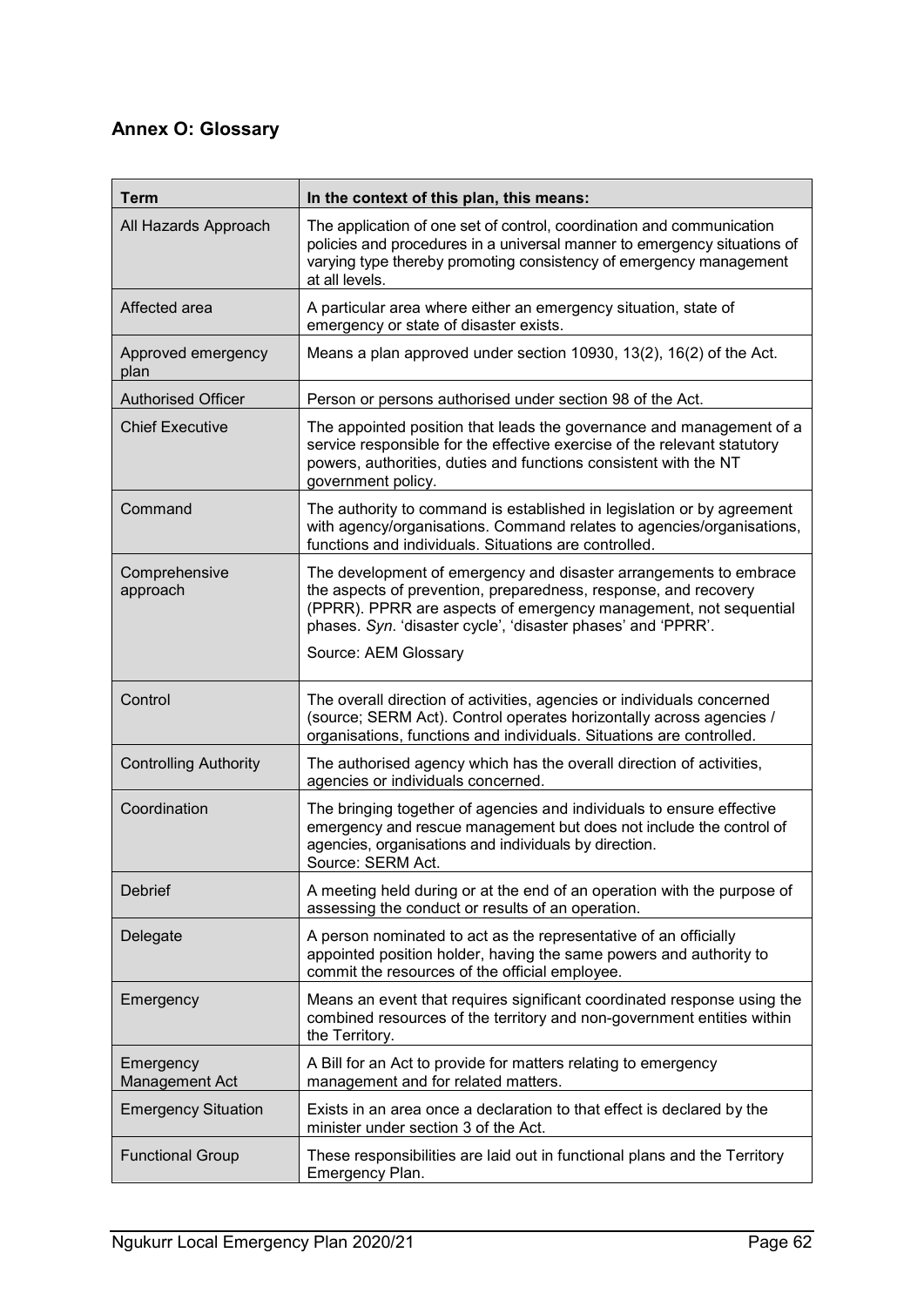## Annex O: Glossary

| Term | In the context of this plan, this means: |
|---|---|
| All Hazards Approach | The application of one set of control, coordination and communication policies and procedures in a universal manner to emergency situations of varying type thereby promoting consistency of emergency management at all levels. |
| Affected area | A particular area where either an emergency situation, state of emergency or state of disaster exists. |
| Approved emergency plan | Means a plan approved under section 10930, 13(2), 16(2) of the Act. |
| Authorised Officer | Person or persons authorised under section 98 of the Act. |
| Chief Executive | The appointed position that leads the governance and management of a service responsible for the effective exercise of the relevant statutory powers, authorities, duties and functions consistent with the NT government policy. |
| Command | The authority to command is established in legislation or by agreement with agency/organisations. Command relates to agencies/organisations, functions and individuals. Situations are controlled. |
| Comprehensive approach | The development of emergency and disaster arrangements to embrace the aspects of prevention, preparedness, response, and recovery (PPRR). PPRR are aspects of emergency management, not sequential phases. *Syn.* 'disaster cycle', 'disaster phases' and 'PPRR'.<br><br>Source: AEM Glossary |
| Control | The overall direction of activities, agencies or individuals concerned (source; SERM Act). Control operates horizontally across agencies / organisations, functions and individuals. Situations are controlled. |
| Controlling Authority | The authorised agency which has the overall direction of activities, agencies or individuals concerned. |
| Coordination | The bringing together of agencies and individuals to ensure effective emergency and rescue management but does not include the control of agencies, organisations and individuals by direction.<br>Source: SERM Act. |
| Debrief | A meeting held during or at the end of an operation with the purpose of assessing the conduct or results of an operation. |
| Delegate | A person nominated to act as the representative of an officially appointed position holder, having the same powers and authority to commit the resources of the official employee. |
| Emergency | Means an event that requires significant coordinated response using the combined resources of the territory and non-government entities within the Territory. |
| Emergency Management Act | A Bill for an Act to provide for matters relating to emergency management and for related matters. |
| Emergency Situation | Exists in an area once a declaration to that effect is declared by the minister under section 3 of the Act. |
| Functional Group | These responsibilities are laid out in functional plans and the Territory Emergency Plan. |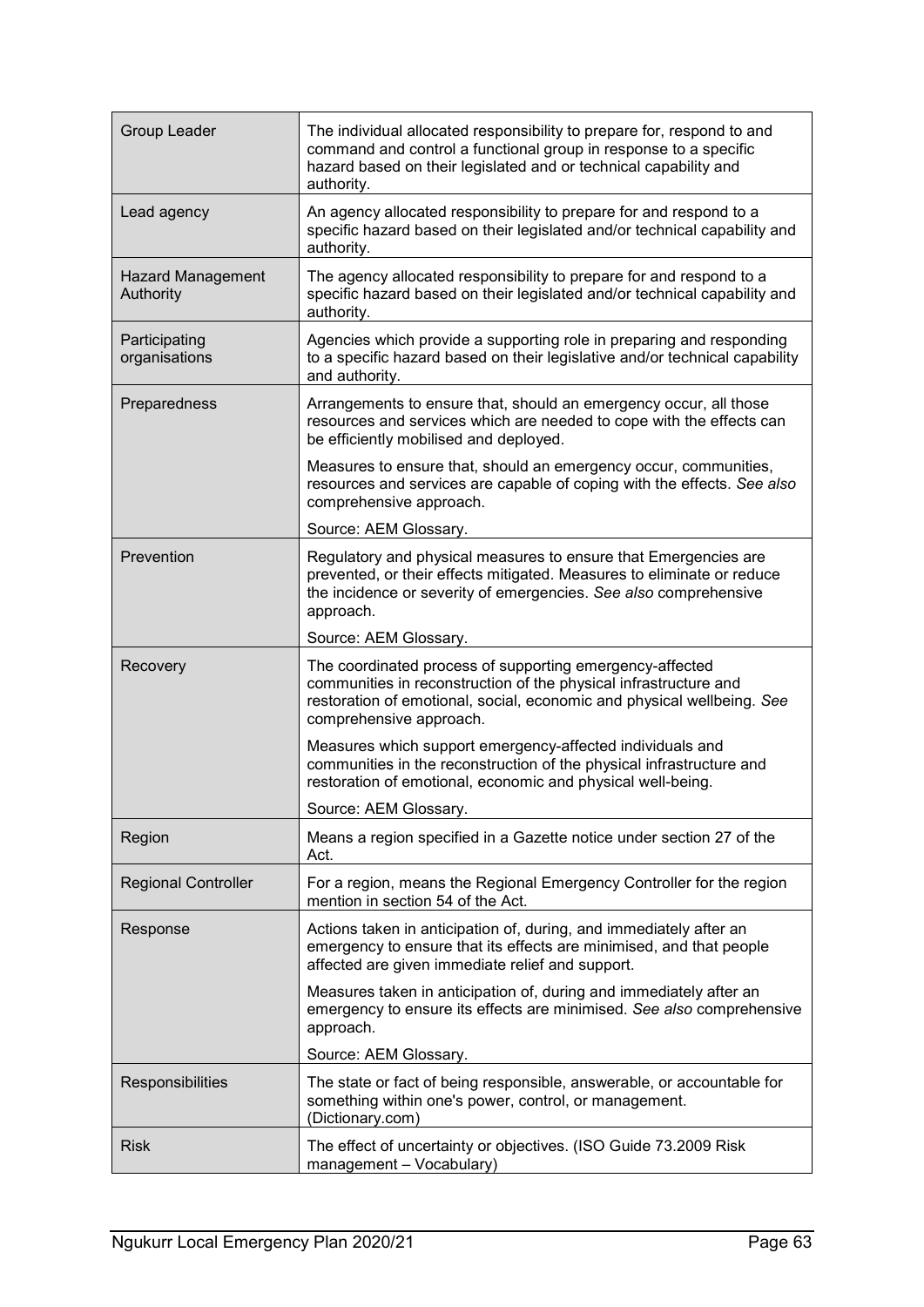| | |
|---|---|
| Group Leader | The individual allocated responsibility to prepare for, respond to and command and control a functional group in response to a specific hazard based on their legislated and or technical capability and authority. |
| Lead agency | An agency allocated responsibility to prepare for and respond to a specific hazard based on their legislated and/or technical capability and authority. |
| Hazard Management Authority | The agency allocated responsibility to prepare for and respond to a specific hazard based on their legislated and/or technical capability and authority. |
| Participating organisations | Agencies which provide a supporting role in preparing and responding to a specific hazard based on their legislative and/or technical capability and authority. |
| Preparedness | Arrangements to ensure that, should an emergency occur, all those resources and services which are needed to cope with the effects can be efficiently mobilised and deployed.<br><br>Measures to ensure that, should an emergency occur, communities, resources and services are capable of coping with the effects. *See also* comprehensive approach.<br><br>Source: AEM Glossary. |
| Prevention | Regulatory and physical measures to ensure that Emergencies are prevented, or their effects mitigated. Measures to eliminate or reduce the incidence or severity of emergencies. *See also* comprehensive approach.<br><br>Source: AEM Glossary. |
| Recovery | The coordinated process of supporting emergency-affected communities in reconstruction of the physical infrastructure and restoration of emotional, social, economic and physical wellbeing. *See* comprehensive approach.<br><br>Measures which support emergency-affected individuals and communities in the reconstruction of the physical infrastructure and restoration of emotional, economic and physical well-being.<br><br>Source: AEM Glossary. |
| Region | Means a region specified in a Gazette notice under section 27 of the Act. |
| Regional Controller | For a region, means the Regional Emergency Controller for the region mention in section 54 of the Act. |
| Response | Actions taken in anticipation of, during, and immediately after an emergency to ensure that its effects are minimised, and that people affected are given immediate relief and support.<br><br>Measures taken in anticipation of, during and immediately after an emergency to ensure its effects are minimised. *See also* comprehensive approach.<br><br>Source: AEM Glossary. |
| Responsibilities | The state or fact of being responsible, answerable, or accountable for something within one's power, control, or management. (Dictionary.com) |
| Risk | The effect of uncertainty or objectives. (ISO Guide 73.2009 Risk management – Vocabulary) |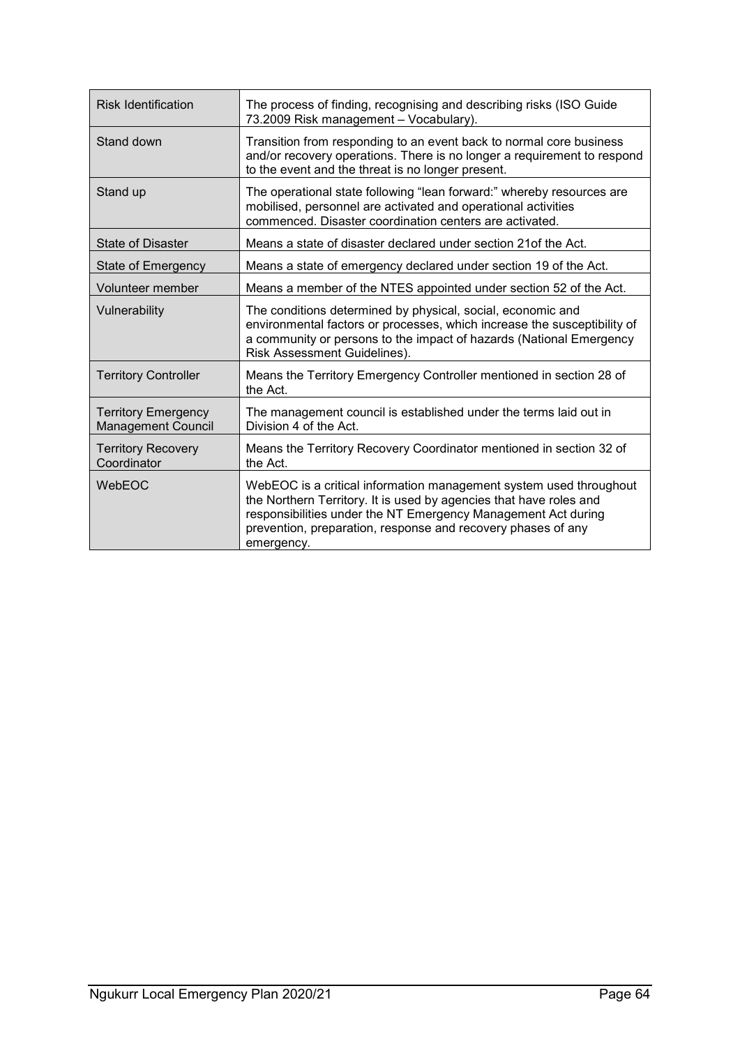| | |
|---|---|
| Risk Identification | The process of finding, recognising and describing risks (ISO Guide 73.2009 Risk management – Vocabulary). |
| Stand down | Transition from responding to an event back to normal core business and/or recovery operations. There is no longer a requirement to respond to the event and the threat is no longer present. |
| Stand up | The operational state following "lean forward:" whereby resources are mobilised, personnel are activated and operational activities commenced. Disaster coordination centers are activated. |
| State of Disaster | Means a state of disaster declared under section 21of the Act. |
| State of Emergency | Means a state of emergency declared under section 19 of the Act. |
| Volunteer member | Means a member of the NTES appointed under section 52 of the Act. |
| Vulnerability | The conditions determined by physical, social, economic and environmental factors or processes, which increase the susceptibility of a community or persons to the impact of hazards (National Emergency Risk Assessment Guidelines). |
| Territory Controller | Means the Territory Emergency Controller mentioned in section 28 of the Act. |
| Territory Emergency Management Council | The management council is established under the terms laid out in Division 4 of the Act. |
| Territory Recovery Coordinator | Means the Territory Recovery Coordinator mentioned in section 32 of the Act. |
| WebEOC | WebEOC is a critical information management system used throughout the Northern Territory. It is used by agencies that have roles and responsibilities under the NT Emergency Management Act during prevention, preparation, response and recovery phases of any emergency. |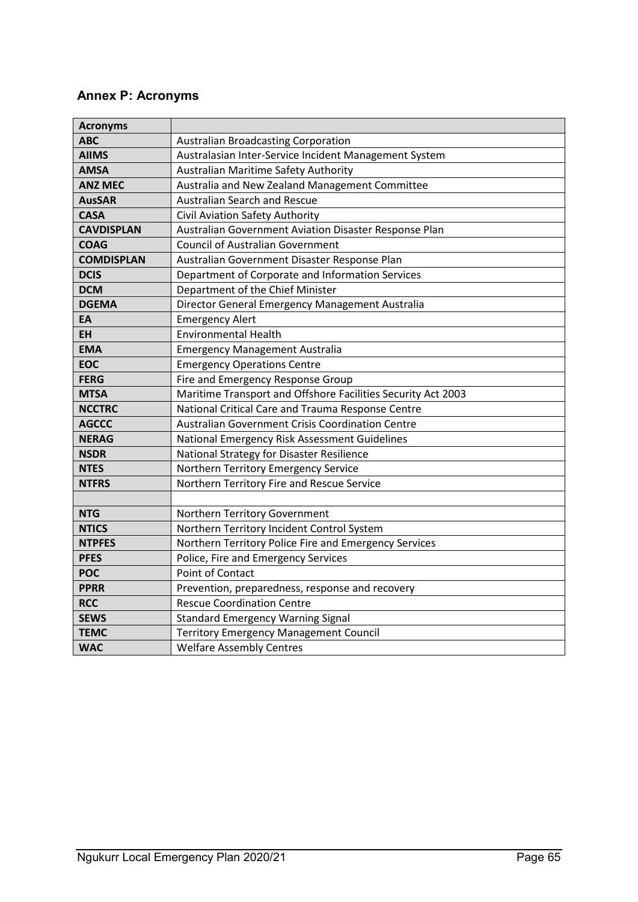## Annex P: Acronyms

| Acronyms | |
|---|---|
| **ABC** | Australian Broadcasting Corporation |
| **AIIMS** | Australasian Inter-Service Incident Management System |
| **AMSA** | Australian Maritime Safety Authority |
| **ANZ MEC** | Australia and New Zealand Management Committee |
| **AusSAR** | Australian Search and Rescue |
| **CASA** | Civil Aviation Safety Authority |
| **CAVDISPLAN** | Australian Government Aviation Disaster Response Plan |
| **COAG** | Council of Australian Government |
| **COMDISPLAN** | Australian Government Disaster Response Plan |
| **DCIS** | Department of Corporate and Information Services |
| **DCM** | Department of the Chief Minister |
| **DGEMA** | Director General Emergency Management Australia |
| **EA** | Emergency Alert |
| **EH** | Environmental Health |
| **EMA** | Emergency Management Australia |
| **EOC** | Emergency Operations Centre |
| **FERG** | Fire and Emergency Response Group |
| **MTSA** | Maritime Transport and Offshore Facilities Security Act 2003 |
| **NCCTRC** | National Critical Care and Trauma Response Centre |
| **AGCCC** | Australian Government Crisis Coordination Centre |
| **NERAG** | National Emergency Risk Assessment Guidelines |
| **NSDR** | National Strategy for Disaster Resilience |
| **NTES** | Northern Territory Emergency Service |
| **NTFRS** | Northern Territory Fire and Rescue Service |
| | |
| **NTG** | Northern Territory Government |
| **NTICS** | Northern Territory Incident Control System |
| **NTPFES** | Northern Territory Police Fire and Emergency Services |
| **PFES** | Police, Fire and Emergency Services |
| **POC** | Point of Contact |
| **PPRR** | Prevention, preparedness, response and recovery |
| **RCC** | Rescue Coordination Centre |
| **SEWS** | Standard Emergency Warning Signal |
| **TEMC** | Territory Emergency Management Council |
| **WAC** | Welfare Assembly Centres |